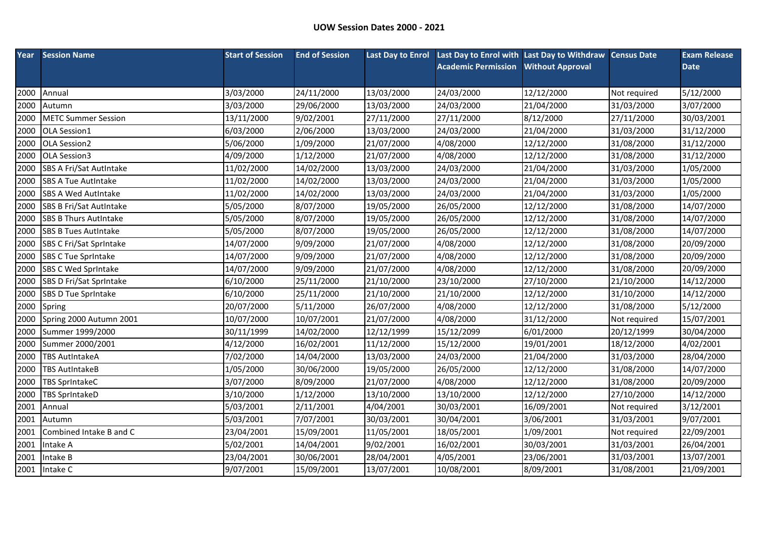**UOW Session Dates 2000 - 2021**

| Year | Session Name | Start of Session | End of Session | Last Day to Enrol | Last Day to Enrol with Academic Permission | Last Day to Withdraw Without Approval | Census Date | Exam Release Date |
|---|---|---|---|---|---|---|---|---|
| 2000 | Annual | 3/03/2000 | 24/11/2000 | 13/03/2000 | 24/03/2000 | 12/12/2000 | Not required | 5/12/2000 |
| 2000 | Autumn | 3/03/2000 | 29/06/2000 | 13/03/2000 | 24/03/2000 | 21/04/2000 | 31/03/2000 | 3/07/2000 |
| 2000 | METC Summer Session | 13/11/2000 | 9/02/2001 | 27/11/2000 | 27/11/2000 | 8/12/2000 | 27/11/2000 | 30/03/2001 |
| 2000 | OLA Session1 | 6/03/2000 | 2/06/2000 | 13/03/2000 | 24/03/2000 | 21/04/2000 | 31/03/2000 | 31/12/2000 |
| 2000 | OLA Session2 | 5/06/2000 | 1/09/2000 | 21/07/2000 | 4/08/2000 | 12/12/2000 | 31/08/2000 | 31/12/2000 |
| 2000 | OLA Session3 | 4/09/2000 | 1/12/2000 | 21/07/2000 | 4/08/2000 | 12/12/2000 | 31/08/2000 | 31/12/2000 |
| 2000 | SBS A Fri/Sat AutIntake | 11/02/2000 | 14/02/2000 | 13/03/2000 | 24/03/2000 | 21/04/2000 | 31/03/2000 | 1/05/2000 |
| 2000 | SBS A Tue AutIntake | 11/02/2000 | 14/02/2000 | 13/03/2000 | 24/03/2000 | 21/04/2000 | 31/03/2000 | 1/05/2000 |
| 2000 | SBS A Wed AutIntake | 11/02/2000 | 14/02/2000 | 13/03/2000 | 24/03/2000 | 21/04/2000 | 31/03/2000 | 1/05/2000 |
| 2000 | SBS B Fri/Sat AutIntake | 5/05/2000 | 8/07/2000 | 19/05/2000 | 26/05/2000 | 12/12/2000 | 31/08/2000 | 14/07/2000 |
| 2000 | SBS B Thurs AutIntake | 5/05/2000 | 8/07/2000 | 19/05/2000 | 26/05/2000 | 12/12/2000 | 31/08/2000 | 14/07/2000 |
| 2000 | SBS B Tues AutIntake | 5/05/2000 | 8/07/2000 | 19/05/2000 | 26/05/2000 | 12/12/2000 | 31/08/2000 | 14/07/2000 |
| 2000 | SBS C Fri/Sat SprIntake | 14/07/2000 | 9/09/2000 | 21/07/2000 | 4/08/2000 | 12/12/2000 | 31/08/2000 | 20/09/2000 |
| 2000 | SBS C Tue SprIntake | 14/07/2000 | 9/09/2000 | 21/07/2000 | 4/08/2000 | 12/12/2000 | 31/08/2000 | 20/09/2000 |
| 2000 | SBS C Wed SprIntake | 14/07/2000 | 9/09/2000 | 21/07/2000 | 4/08/2000 | 12/12/2000 | 31/08/2000 | 20/09/2000 |
| 2000 | SBS D Fri/Sat SprIntake | 6/10/2000 | 25/11/2000 | 21/10/2000 | 23/10/2000 | 27/10/2000 | 21/10/2000 | 14/12/2000 |
| 2000 | SBS D Tue SprIntake | 6/10/2000 | 25/11/2000 | 21/10/2000 | 21/10/2000 | 12/12/2000 | 31/10/2000 | 14/12/2000 |
| 2000 | Spring | 20/07/2000 | 5/11/2000 | 26/07/2000 | 4/08/2000 | 12/12/2000 | 31/08/2000 | 5/12/2000 |
| 2000 | Spring 2000 Autumn 2001 | 10/07/2000 | 10/07/2001 | 21/07/2000 | 4/08/2000 | 31/12/2000 | Not required | 15/07/2001 |
| 2000 | Summer 1999/2000 | 30/11/1999 | 14/02/2000 | 12/12/1999 | 15/12/2099 | 6/01/2000 | 20/12/1999 | 30/04/2000 |
| 2000 | Summer 2000/2001 | 4/12/2000 | 16/02/2001 | 11/12/2000 | 15/12/2000 | 19/01/2001 | 18/12/2000 | 4/02/2001 |
| 2000 | TBS AutIntakeA | 7/02/2000 | 14/04/2000 | 13/03/2000 | 24/03/2000 | 21/04/2000 | 31/03/2000 | 28/04/2000 |
| 2000 | TBS AutIntakeB | 1/05/2000 | 30/06/2000 | 19/05/2000 | 26/05/2000 | 12/12/2000 | 31/08/2000 | 14/07/2000 |
| 2000 | TBS SprIntakeC | 3/07/2000 | 8/09/2000 | 21/07/2000 | 4/08/2000 | 12/12/2000 | 31/08/2000 | 20/09/2000 |
| 2000 | TBS SprIntakeD | 3/10/2000 | 1/12/2000 | 13/10/2000 | 13/10/2000 | 12/12/2000 | 27/10/2000 | 14/12/2000 |
| 2001 | Annual | 5/03/2001 | 2/11/2001 | 4/04/2001 | 30/03/2001 | 16/09/2001 | Not required | 3/12/2001 |
| 2001 | Autumn | 5/03/2001 | 7/07/2001 | 30/03/2001 | 30/04/2001 | 3/06/2001 | 31/03/2001 | 9/07/2001 |
| 2001 | Combined Intake B and C | 23/04/2001 | 15/09/2001 | 11/05/2001 | 18/05/2001 | 1/09/2001 | Not required | 22/09/2001 |
| 2001 | Intake A | 5/02/2001 | 14/04/2001 | 9/02/2001 | 16/02/2001 | 30/03/2001 | 31/03/2001 | 26/04/2001 |
| 2001 | Intake B | 23/04/2001 | 30/06/2001 | 28/04/2001 | 4/05/2001 | 23/06/2001 | 31/03/2001 | 13/07/2001 |
| 2001 | Intake C | 9/07/2001 | 15/09/2001 | 13/07/2001 | 10/08/2001 | 8/09/2001 | 31/08/2001 | 21/09/2001 |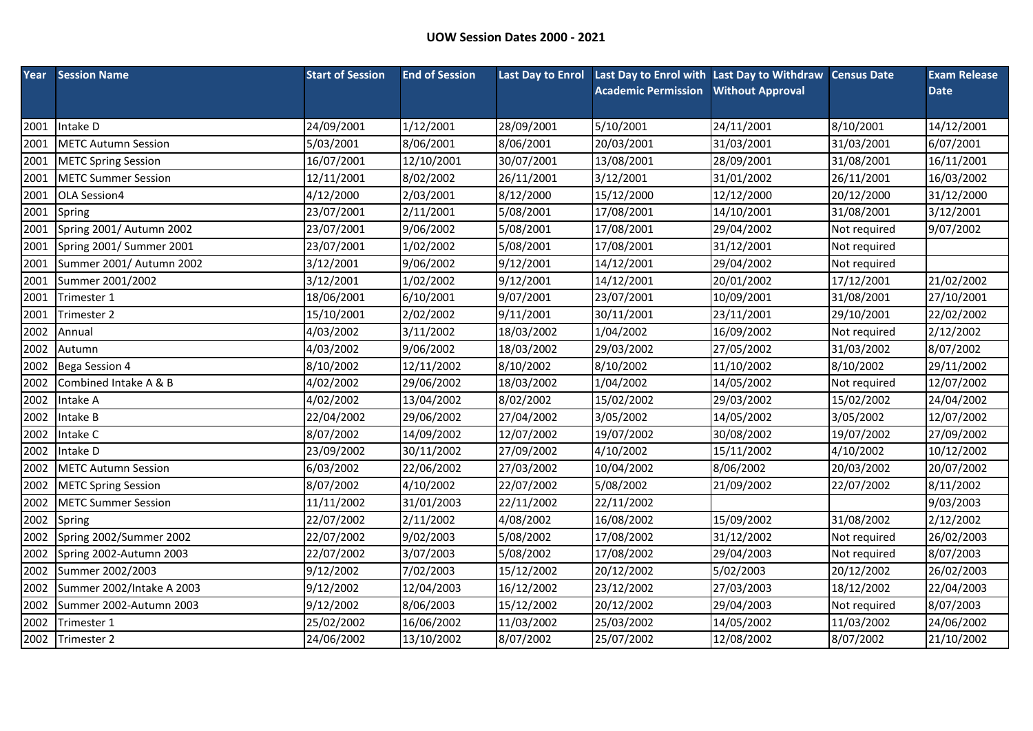# UOW Session Dates 2000 - 2021

| Year | Session Name | Start of Session | End of Session | Last Day to Enrol | Last Day to Enrol with Academic Permission | Last Day to Withdraw Without Approval | Census Date | Exam Release Date |
|---|---|---|---|---|---|---|---|---|
| 2001 | Intake D | 24/09/2001 | 1/12/2001 | 28/09/2001 | 5/10/2001 | 24/11/2001 | 8/10/2001 | 14/12/2001 |
| 2001 | METC Autumn Session | 5/03/2001 | 8/06/2001 | 8/06/2001 | 20/03/2001 | 31/03/2001 | 31/03/2001 | 6/07/2001 |
| 2001 | METC Spring Session | 16/07/2001 | 12/10/2001 | 30/07/2001 | 13/08/2001 | 28/09/2001 | 31/08/2001 | 16/11/2001 |
| 2001 | METC Summer Session | 12/11/2001 | 8/02/2002 | 26/11/2001 | 3/12/2001 | 31/01/2002 | 26/11/2001 | 16/03/2002 |
| 2001 | OLA Session4 | 4/12/2000 | 2/03/2001 | 8/12/2000 | 15/12/2000 | 12/12/2000 | 20/12/2000 | 31/12/2000 |
| 2001 | Spring | 23/07/2001 | 2/11/2001 | 5/08/2001 | 17/08/2001 | 14/10/2001 | 31/08/2001 | 3/12/2001 |
| 2001 | Spring 2001/ Autumn 2002 | 23/07/2001 | 9/06/2002 | 5/08/2001 | 17/08/2001 | 29/04/2002 | Not required | 9/07/2002 |
| 2001 | Spring 2001/ Summer 2001 | 23/07/2001 | 1/02/2002 | 5/08/2001 | 17/08/2001 | 31/12/2001 | Not required | |
| 2001 | Summer 2001/ Autumn 2002 | 3/12/2001 | 9/06/2002 | 9/12/2001 | 14/12/2001 | 29/04/2002 | Not required | |
| 2001 | Summer 2001/2002 | 3/12/2001 | 1/02/2002 | 9/12/2001 | 14/12/2001 | 20/01/2002 | 17/12/2001 | 21/02/2002 |
| 2001 | Trimester 1 | 18/06/2001 | 6/10/2001 | 9/07/2001 | 23/07/2001 | 10/09/2001 | 31/08/2001 | 27/10/2001 |
| 2001 | Trimester 2 | 15/10/2001 | 2/02/2002 | 9/11/2001 | 30/11/2001 | 23/11/2001 | 29/10/2001 | 22/02/2002 |
| 2002 | Annual | 4/03/2002 | 3/11/2002 | 18/03/2002 | 1/04/2002 | 16/09/2002 | Not required | 2/12/2002 |
| 2002 | Autumn | 4/03/2002 | 9/06/2002 | 18/03/2002 | 29/03/2002 | 27/05/2002 | 31/03/2002 | 8/07/2002 |
| 2002 | Bega Session 4 | 8/10/2002 | 12/11/2002 | 8/10/2002 | 8/10/2002 | 11/10/2002 | 8/10/2002 | 29/11/2002 |
| 2002 | Combined Intake A & B | 4/02/2002 | 29/06/2002 | 18/03/2002 | 1/04/2002 | 14/05/2002 | Not required | 12/07/2002 |
| 2002 | Intake A | 4/02/2002 | 13/04/2002 | 8/02/2002 | 15/02/2002 | 29/03/2002 | 15/02/2002 | 24/04/2002 |
| 2002 | Intake B | 22/04/2002 | 29/06/2002 | 27/04/2002 | 3/05/2002 | 14/05/2002 | 3/05/2002 | 12/07/2002 |
| 2002 | Intake C | 8/07/2002 | 14/09/2002 | 12/07/2002 | 19/07/2002 | 30/08/2002 | 19/07/2002 | 27/09/2002 |
| 2002 | Intake D | 23/09/2002 | 30/11/2002 | 27/09/2002 | 4/10/2002 | 15/11/2002 | 4/10/2002 | 10/12/2002 |
| 2002 | METC Autumn Session | 6/03/2002 | 22/06/2002 | 27/03/2002 | 10/04/2002 | 8/06/2002 | 20/03/2002 | 20/07/2002 |
| 2002 | METC Spring Session | 8/07/2002 | 4/10/2002 | 22/07/2002 | 5/08/2002 | 21/09/2002 | 22/07/2002 | 8/11/2002 |
| 2002 | METC Summer Session | 11/11/2002 | 31/01/2003 | 22/11/2002 | 22/11/2002 | | | 9/03/2003 |
| 2002 | Spring | 22/07/2002 | 2/11/2002 | 4/08/2002 | 16/08/2002 | 15/09/2002 | 31/08/2002 | 2/12/2002 |
| 2002 | Spring 2002/Summer 2002 | 22/07/2002 | 9/02/2003 | 5/08/2002 | 17/08/2002 | 31/12/2002 | Not required | 26/02/2003 |
| 2002 | Spring 2002-Autumn 2003 | 22/07/2002 | 3/07/2003 | 5/08/2002 | 17/08/2002 | 29/04/2003 | Not required | 8/07/2003 |
| 2002 | Summer 2002/2003 | 9/12/2002 | 7/02/2003 | 15/12/2002 | 20/12/2002 | 5/02/2003 | 20/12/2002 | 26/02/2003 |
| 2002 | Summer 2002/Intake A 2003 | 9/12/2002 | 12/04/2003 | 16/12/2002 | 23/12/2002 | 27/03/2003 | 18/12/2002 | 22/04/2003 |
| 2002 | Summer 2002-Autumn 2003 | 9/12/2002 | 8/06/2003 | 15/12/2002 | 20/12/2002 | 29/04/2003 | Not required | 8/07/2003 |
| 2002 | Trimester 1 | 25/02/2002 | 16/06/2002 | 11/03/2002 | 25/03/2002 | 14/05/2002 | 11/03/2002 | 24/06/2002 |
| 2002 | Trimester 2 | 24/06/2002 | 13/10/2002 | 8/07/2002 | 25/07/2002 | 12/08/2002 | 8/07/2002 | 21/10/2002 |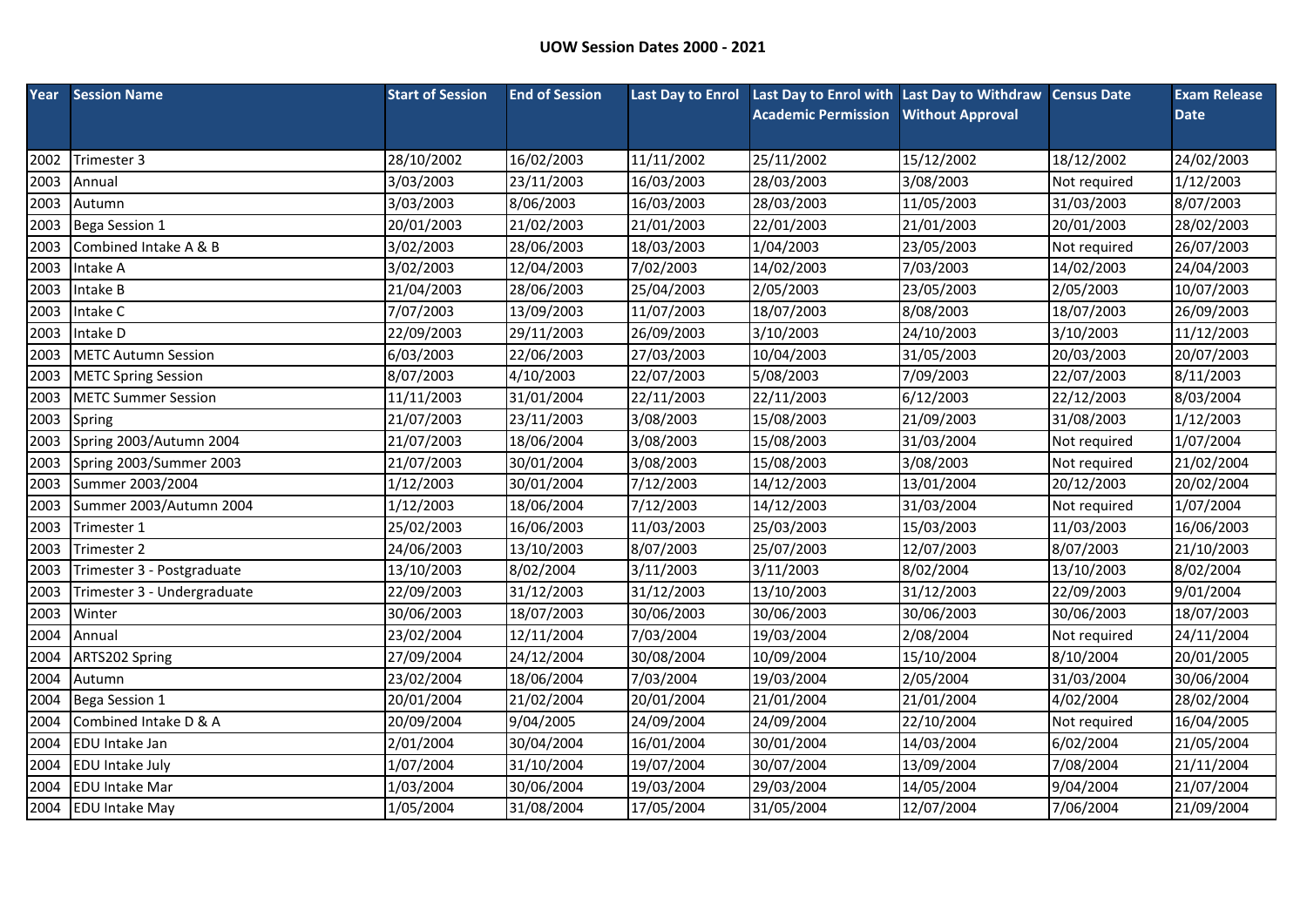## UOW Session Dates 2000 - 2021

| Year | Session Name | Start of Session | End of Session | Last Day to Enrol | Last Day to Enrol with Academic Permission | Last Day to Withdraw Without Approval | Census Date | Exam Release Date |
|---|---|---|---|---|---|---|---|---|
| 2002 | Trimester 3 | 28/10/2002 | 16/02/2003 | 11/11/2002 | 25/11/2002 | 15/12/2002 | 18/12/2002 | 24/02/2003 |
| 2003 | Annual | 3/03/2003 | 23/11/2003 | 16/03/2003 | 28/03/2003 | 3/08/2003 | Not required | 1/12/2003 |
| 2003 | Autumn | 3/03/2003 | 8/06/2003 | 16/03/2003 | 28/03/2003 | 11/05/2003 | 31/03/2003 | 8/07/2003 |
| 2003 | Bega Session 1 | 20/01/2003 | 21/02/2003 | 21/01/2003 | 22/01/2003 | 21/01/2003 | 20/01/2003 | 28/02/2003 |
| 2003 | Combined Intake A & B | 3/02/2003 | 28/06/2003 | 18/03/2003 | 1/04/2003 | 23/05/2003 | Not required | 26/07/2003 |
| 2003 | Intake A | 3/02/2003 | 12/04/2003 | 7/02/2003 | 14/02/2003 | 7/03/2003 | 14/02/2003 | 24/04/2003 |
| 2003 | Intake B | 21/04/2003 | 28/06/2003 | 25/04/2003 | 2/05/2003 | 23/05/2003 | 2/05/2003 | 10/07/2003 |
| 2003 | Intake C | 7/07/2003 | 13/09/2003 | 11/07/2003 | 18/07/2003 | 8/08/2003 | 18/07/2003 | 26/09/2003 |
| 2003 | Intake D | 22/09/2003 | 29/11/2003 | 26/09/2003 | 3/10/2003 | 24/10/2003 | 3/10/2003 | 11/12/2003 |
| 2003 | METC Autumn Session | 6/03/2003 | 22/06/2003 | 27/03/2003 | 10/04/2003 | 31/05/2003 | 20/03/2003 | 20/07/2003 |
| 2003 | METC Spring Session | 8/07/2003 | 4/10/2003 | 22/07/2003 | 5/08/2003 | 7/09/2003 | 22/07/2003 | 8/11/2003 |
| 2003 | METC Summer Session | 11/11/2003 | 31/01/2004 | 22/11/2003 | 22/11/2003 | 6/12/2003 | 22/12/2003 | 8/03/2004 |
| 2003 | Spring | 21/07/2003 | 23/11/2003 | 3/08/2003 | 15/08/2003 | 21/09/2003 | 31/08/2003 | 1/12/2003 |
| 2003 | Spring 2003/Autumn 2004 | 21/07/2003 | 18/06/2004 | 3/08/2003 | 15/08/2003 | 31/03/2004 | Not required | 1/07/2004 |
| 2003 | Spring 2003/Summer 2003 | 21/07/2003 | 30/01/2004 | 3/08/2003 | 15/08/2003 | 3/08/2003 | Not required | 21/02/2004 |
| 2003 | Summer 2003/2004 | 1/12/2003 | 30/01/2004 | 7/12/2003 | 14/12/2003 | 13/01/2004 | 20/12/2003 | 20/02/2004 |
| 2003 | Summer 2003/Autumn 2004 | 1/12/2003 | 18/06/2004 | 7/12/2003 | 14/12/2003 | 31/03/2004 | Not required | 1/07/2004 |
| 2003 | Trimester 1 | 25/02/2003 | 16/06/2003 | 11/03/2003 | 25/03/2003 | 15/03/2003 | 11/03/2003 | 16/06/2003 |
| 2003 | Trimester 2 | 24/06/2003 | 13/10/2003 | 8/07/2003 | 25/07/2003 | 12/07/2003 | 8/07/2003 | 21/10/2003 |
| 2003 | Trimester 3 - Postgraduate | 13/10/2003 | 8/02/2004 | 3/11/2003 | 3/11/2003 | 8/02/2004 | 13/10/2003 | 8/02/2004 |
| 2003 | Trimester 3 - Undergraduate | 22/09/2003 | 31/12/2003 | 31/12/2003 | 13/10/2003 | 31/12/2003 | 22/09/2003 | 9/01/2004 |
| 2003 | Winter | 30/06/2003 | 18/07/2003 | 30/06/2003 | 30/06/2003 | 30/06/2003 | 30/06/2003 | 18/07/2003 |
| 2004 | Annual | 23/02/2004 | 12/11/2004 | 7/03/2004 | 19/03/2004 | 2/08/2004 | Not required | 24/11/2004 |
| 2004 | ARTS202 Spring | 27/09/2004 | 24/12/2004 | 30/08/2004 | 10/09/2004 | 15/10/2004 | 8/10/2004 | 20/01/2005 |
| 2004 | Autumn | 23/02/2004 | 18/06/2004 | 7/03/2004 | 19/03/2004 | 2/05/2004 | 31/03/2004 | 30/06/2004 |
| 2004 | Bega Session 1 | 20/01/2004 | 21/02/2004 | 20/01/2004 | 21/01/2004 | 21/01/2004 | 4/02/2004 | 28/02/2004 |
| 2004 | Combined Intake D & A | 20/09/2004 | 9/04/2005 | 24/09/2004 | 24/09/2004 | 22/10/2004 | Not required | 16/04/2005 |
| 2004 | EDU Intake Jan | 2/01/2004 | 30/04/2004 | 16/01/2004 | 30/01/2004 | 14/03/2004 | 6/02/2004 | 21/05/2004 |
| 2004 | EDU Intake July | 1/07/2004 | 31/10/2004 | 19/07/2004 | 30/07/2004 | 13/09/2004 | 7/08/2004 | 21/11/2004 |
| 2004 | EDU Intake Mar | 1/03/2004 | 30/06/2004 | 19/03/2004 | 29/03/2004 | 14/05/2004 | 9/04/2004 | 21/07/2004 |
| 2004 | EDU Intake May | 1/05/2004 | 31/08/2004 | 17/05/2004 | 31/05/2004 | 12/07/2004 | 7/06/2004 | 21/09/2004 |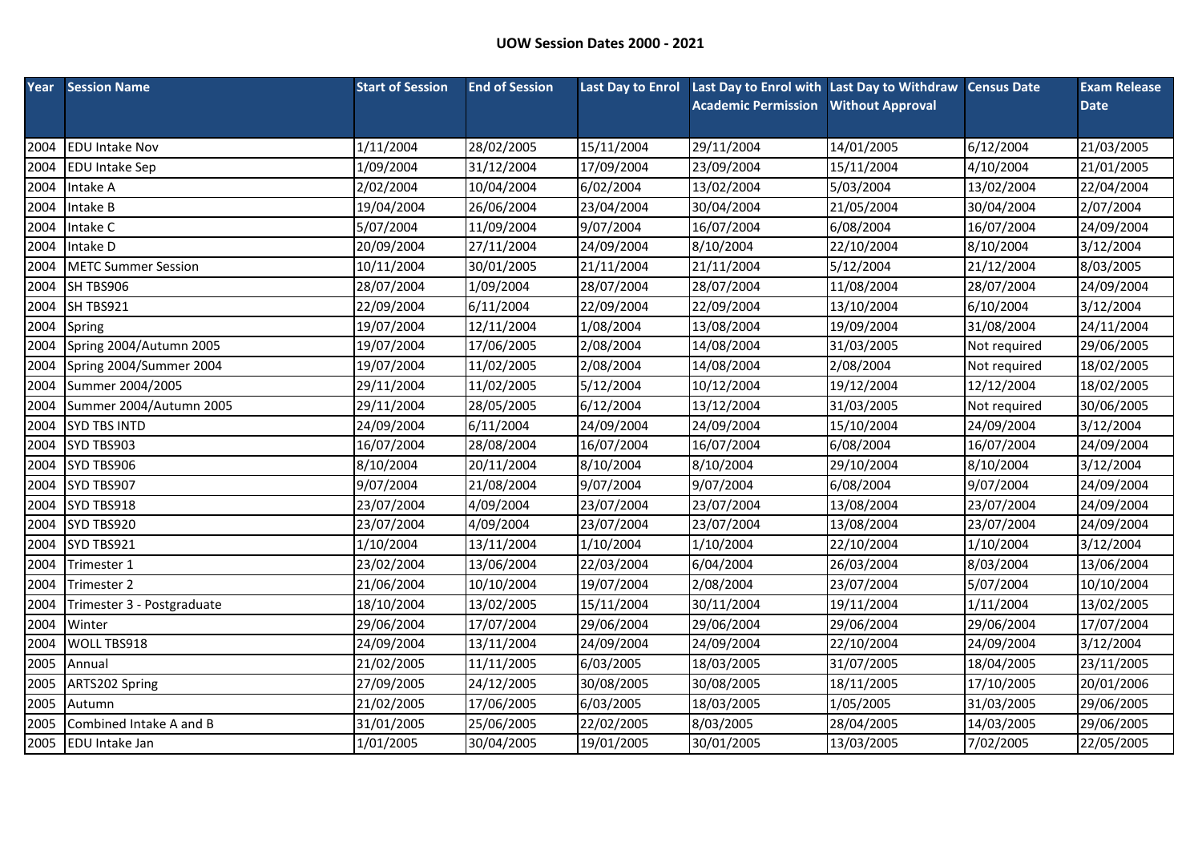## UOW Session Dates 2000 - 2021

| Year | Session Name | Start of Session | End of Session | Last Day to Enrol | Last Day to Enrol with Academic Permission | Last Day to Withdraw Without Approval | Census Date | Exam Release Date |
|---|---|---|---|---|---|---|---|---|
| 2004 | EDU Intake Nov | 1/11/2004 | 28/02/2005 | 15/11/2004 | 29/11/2004 | 14/01/2005 | 6/12/2004 | 21/03/2005 |
| 2004 | EDU Intake Sep | 1/09/2004 | 31/12/2004 | 17/09/2004 | 23/09/2004 | 15/11/2004 | 4/10/2004 | 21/01/2005 |
| 2004 | Intake A | 2/02/2004 | 10/04/2004 | 6/02/2004 | 13/02/2004 | 5/03/2004 | 13/02/2004 | 22/04/2004 |
| 2004 | Intake B | 19/04/2004 | 26/06/2004 | 23/04/2004 | 30/04/2004 | 21/05/2004 | 30/04/2004 | 2/07/2004 |
| 2004 | Intake C | 5/07/2004 | 11/09/2004 | 9/07/2004 | 16/07/2004 | 6/08/2004 | 16/07/2004 | 24/09/2004 |
| 2004 | Intake D | 20/09/2004 | 27/11/2004 | 24/09/2004 | 8/10/2004 | 22/10/2004 | 8/10/2004 | 3/12/2004 |
| 2004 | METC Summer Session | 10/11/2004 | 30/01/2005 | 21/11/2004 | 21/11/2004 | 5/12/2004 | 21/12/2004 | 8/03/2005 |
| 2004 | SH TBS906 | 28/07/2004 | 1/09/2004 | 28/07/2004 | 28/07/2004 | 11/08/2004 | 28/07/2004 | 24/09/2004 |
| 2004 | SH TBS921 | 22/09/2004 | 6/11/2004 | 22/09/2004 | 22/09/2004 | 13/10/2004 | 6/10/2004 | 3/12/2004 |
| 2004 | Spring | 19/07/2004 | 12/11/2004 | 1/08/2004 | 13/08/2004 | 19/09/2004 | 31/08/2004 | 24/11/2004 |
| 2004 | Spring 2004/Autumn 2005 | 19/07/2004 | 17/06/2005 | 2/08/2004 | 14/08/2004 | 31/03/2005 | Not required | 29/06/2005 |
| 2004 | Spring 2004/Summer 2004 | 19/07/2004 | 11/02/2005 | 2/08/2004 | 14/08/2004 | 2/08/2004 | Not required | 18/02/2005 |
| 2004 | Summer 2004/2005 | 29/11/2004 | 11/02/2005 | 5/12/2004 | 10/12/2004 | 19/12/2004 | 12/12/2004 | 18/02/2005 |
| 2004 | Summer 2004/Autumn 2005 | 29/11/2004 | 28/05/2005 | 6/12/2004 | 13/12/2004 | 31/03/2005 | Not required | 30/06/2005 |
| 2004 | SYD TBS INTD | 24/09/2004 | 6/11/2004 | 24/09/2004 | 24/09/2004 | 15/10/2004 | 24/09/2004 | 3/12/2004 |
| 2004 | SYD TBS903 | 16/07/2004 | 28/08/2004 | 16/07/2004 | 16/07/2004 | 6/08/2004 | 16/07/2004 | 24/09/2004 |
| 2004 | SYD TBS906 | 8/10/2004 | 20/11/2004 | 8/10/2004 | 8/10/2004 | 29/10/2004 | 8/10/2004 | 3/12/2004 |
| 2004 | SYD TBS907 | 9/07/2004 | 21/08/2004 | 9/07/2004 | 9/07/2004 | 6/08/2004 | 9/07/2004 | 24/09/2004 |
| 2004 | SYD TBS918 | 23/07/2004 | 4/09/2004 | 23/07/2004 | 23/07/2004 | 13/08/2004 | 23/07/2004 | 24/09/2004 |
| 2004 | SYD TBS920 | 23/07/2004 | 4/09/2004 | 23/07/2004 | 23/07/2004 | 13/08/2004 | 23/07/2004 | 24/09/2004 |
| 2004 | SYD TBS921 | 1/10/2004 | 13/11/2004 | 1/10/2004 | 1/10/2004 | 22/10/2004 | 1/10/2004 | 3/12/2004 |
| 2004 | Trimester 1 | 23/02/2004 | 13/06/2004 | 22/03/2004 | 6/04/2004 | 26/03/2004 | 8/03/2004 | 13/06/2004 |
| 2004 | Trimester 2 | 21/06/2004 | 10/10/2004 | 19/07/2004 | 2/08/2004 | 23/07/2004 | 5/07/2004 | 10/10/2004 |
| 2004 | Trimester 3 - Postgraduate | 18/10/2004 | 13/02/2005 | 15/11/2004 | 30/11/2004 | 19/11/2004 | 1/11/2004 | 13/02/2005 |
| 2004 | Winter | 29/06/2004 | 17/07/2004 | 29/06/2004 | 29/06/2004 | 29/06/2004 | 29/06/2004 | 17/07/2004 |
| 2004 | WOLL TBS918 | 24/09/2004 | 13/11/2004 | 24/09/2004 | 24/09/2004 | 22/10/2004 | 24/09/2004 | 3/12/2004 |
| 2005 | Annual | 21/02/2005 | 11/11/2005 | 6/03/2005 | 18/03/2005 | 31/07/2005 | 18/04/2005 | 23/11/2005 |
| 2005 | ARTS202 Spring | 27/09/2005 | 24/12/2005 | 30/08/2005 | 30/08/2005 | 18/11/2005 | 17/10/2005 | 20/01/2006 |
| 2005 | Autumn | 21/02/2005 | 17/06/2005 | 6/03/2005 | 18/03/2005 | 1/05/2005 | 31/03/2005 | 29/06/2005 |
| 2005 | Combined Intake A and B | 31/01/2005 | 25/06/2005 | 22/02/2005 | 8/03/2005 | 28/04/2005 | 14/03/2005 | 29/06/2005 |
| 2005 | EDU Intake Jan | 1/01/2005 | 30/04/2005 | 19/01/2005 | 30/01/2005 | 13/03/2005 | 7/02/2005 | 22/05/2005 |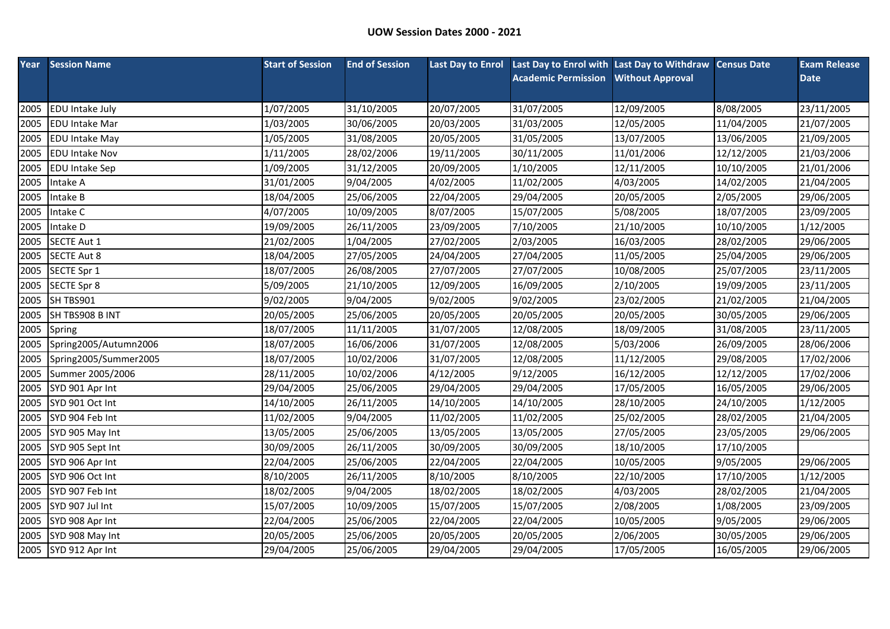# UOW Session Dates 2000 - 2021

| Year | Session Name | Start of Session | End of Session | Last Day to Enrol | Last Day to Enrol with Academic Permission | Last Day to Withdraw Without Approval | Census Date | Exam Release Date |
|---|---|---|---|---|---|---|---|---|
| 2005 | EDU Intake July | 1/07/2005 | 31/10/2005 | 20/07/2005 | 31/07/2005 | 12/09/2005 | 8/08/2005 | 23/11/2005 |
| 2005 | EDU Intake Mar | 1/03/2005 | 30/06/2005 | 20/03/2005 | 31/03/2005 | 12/05/2005 | 11/04/2005 | 21/07/2005 |
| 2005 | EDU Intake May | 1/05/2005 | 31/08/2005 | 20/05/2005 | 31/05/2005 | 13/07/2005 | 13/06/2005 | 21/09/2005 |
| 2005 | EDU Intake Nov | 1/11/2005 | 28/02/2006 | 19/11/2005 | 30/11/2005 | 11/01/2006 | 12/12/2005 | 21/03/2006 |
| 2005 | EDU Intake Sep | 1/09/2005 | 31/12/2005 | 20/09/2005 | 1/10/2005 | 12/11/2005 | 10/10/2005 | 21/01/2006 |
| 2005 | Intake A | 31/01/2005 | 9/04/2005 | 4/02/2005 | 11/02/2005 | 4/03/2005 | 14/02/2005 | 21/04/2005 |
| 2005 | Intake B | 18/04/2005 | 25/06/2005 | 22/04/2005 | 29/04/2005 | 20/05/2005 | 2/05/2005 | 29/06/2005 |
| 2005 | Intake C | 4/07/2005 | 10/09/2005 | 8/07/2005 | 15/07/2005 | 5/08/2005 | 18/07/2005 | 23/09/2005 |
| 2005 | Intake D | 19/09/2005 | 26/11/2005 | 23/09/2005 | 7/10/2005 | 21/10/2005 | 10/10/2005 | 1/12/2005 |
| 2005 | SECTE Aut 1 | 21/02/2005 | 1/04/2005 | 27/02/2005 | 2/03/2005 | 16/03/2005 | 28/02/2005 | 29/06/2005 |
| 2005 | SECTE Aut 8 | 18/04/2005 | 27/05/2005 | 24/04/2005 | 27/04/2005 | 11/05/2005 | 25/04/2005 | 29/06/2005 |
| 2005 | SECTE Spr 1 | 18/07/2005 | 26/08/2005 | 27/07/2005 | 27/07/2005 | 10/08/2005 | 25/07/2005 | 23/11/2005 |
| 2005 | SECTE Spr 8 | 5/09/2005 | 21/10/2005 | 12/09/2005 | 16/09/2005 | 2/10/2005 | 19/09/2005 | 23/11/2005 |
| 2005 | SH TBS901 | 9/02/2005 | 9/04/2005 | 9/02/2005 | 9/02/2005 | 23/02/2005 | 21/02/2005 | 21/04/2005 |
| 2005 | SH TBS908 B INT | 20/05/2005 | 25/06/2005 | 20/05/2005 | 20/05/2005 | 20/05/2005 | 30/05/2005 | 29/06/2005 |
| 2005 | Spring | 18/07/2005 | 11/11/2005 | 31/07/2005 | 12/08/2005 | 18/09/2005 | 31/08/2005 | 23/11/2005 |
| 2005 | Spring2005/Autumn2006 | 18/07/2005 | 16/06/2006 | 31/07/2005 | 12/08/2005 | 5/03/2006 | 26/09/2005 | 28/06/2006 |
| 2005 | Spring2005/Summer2005 | 18/07/2005 | 10/02/2006 | 31/07/2005 | 12/08/2005 | 11/12/2005 | 29/08/2005 | 17/02/2006 |
| 2005 | Summer 2005/2006 | 28/11/2005 | 10/02/2006 | 4/12/2005 | 9/12/2005 | 16/12/2005 | 12/12/2005 | 17/02/2006 |
| 2005 | SYD 901 Apr Int | 29/04/2005 | 25/06/2005 | 29/04/2005 | 29/04/2005 | 17/05/2005 | 16/05/2005 | 29/06/2005 |
| 2005 | SYD 901 Oct Int | 14/10/2005 | 26/11/2005 | 14/10/2005 | 14/10/2005 | 28/10/2005 | 24/10/2005 | 1/12/2005 |
| 2005 | SYD 904 Feb Int | 11/02/2005 | 9/04/2005 | 11/02/2005 | 11/02/2005 | 25/02/2005 | 28/02/2005 | 21/04/2005 |
| 2005 | SYD 905 May Int | 13/05/2005 | 25/06/2005 | 13/05/2005 | 13/05/2005 | 27/05/2005 | 23/05/2005 | 29/06/2005 |
| 2005 | SYD 905 Sept Int | 30/09/2005 | 26/11/2005 | 30/09/2005 | 30/09/2005 | 18/10/2005 | 17/10/2005 | |
| 2005 | SYD 906 Apr Int | 22/04/2005 | 25/06/2005 | 22/04/2005 | 22/04/2005 | 10/05/2005 | 9/05/2005 | 29/06/2005 |
| 2005 | SYD 906 Oct Int | 8/10/2005 | 26/11/2005 | 8/10/2005 | 8/10/2005 | 22/10/2005 | 17/10/2005 | 1/12/2005 |
| 2005 | SYD 907 Feb Int | 18/02/2005 | 9/04/2005 | 18/02/2005 | 18/02/2005 | 4/03/2005 | 28/02/2005 | 21/04/2005 |
| 2005 | SYD 907 Jul Int | 15/07/2005 | 10/09/2005 | 15/07/2005 | 15/07/2005 | 2/08/2005 | 1/08/2005 | 23/09/2005 |
| 2005 | SYD 908 Apr Int | 22/04/2005 | 25/06/2005 | 22/04/2005 | 22/04/2005 | 10/05/2005 | 9/05/2005 | 29/06/2005 |
| 2005 | SYD 908 May Int | 20/05/2005 | 25/06/2005 | 20/05/2005 | 20/05/2005 | 2/06/2005 | 30/05/2005 | 29/06/2005 |
| 2005 | SYD 912 Apr Int | 29/04/2005 | 25/06/2005 | 29/04/2005 | 29/04/2005 | 17/05/2005 | 16/05/2005 | 29/06/2005 |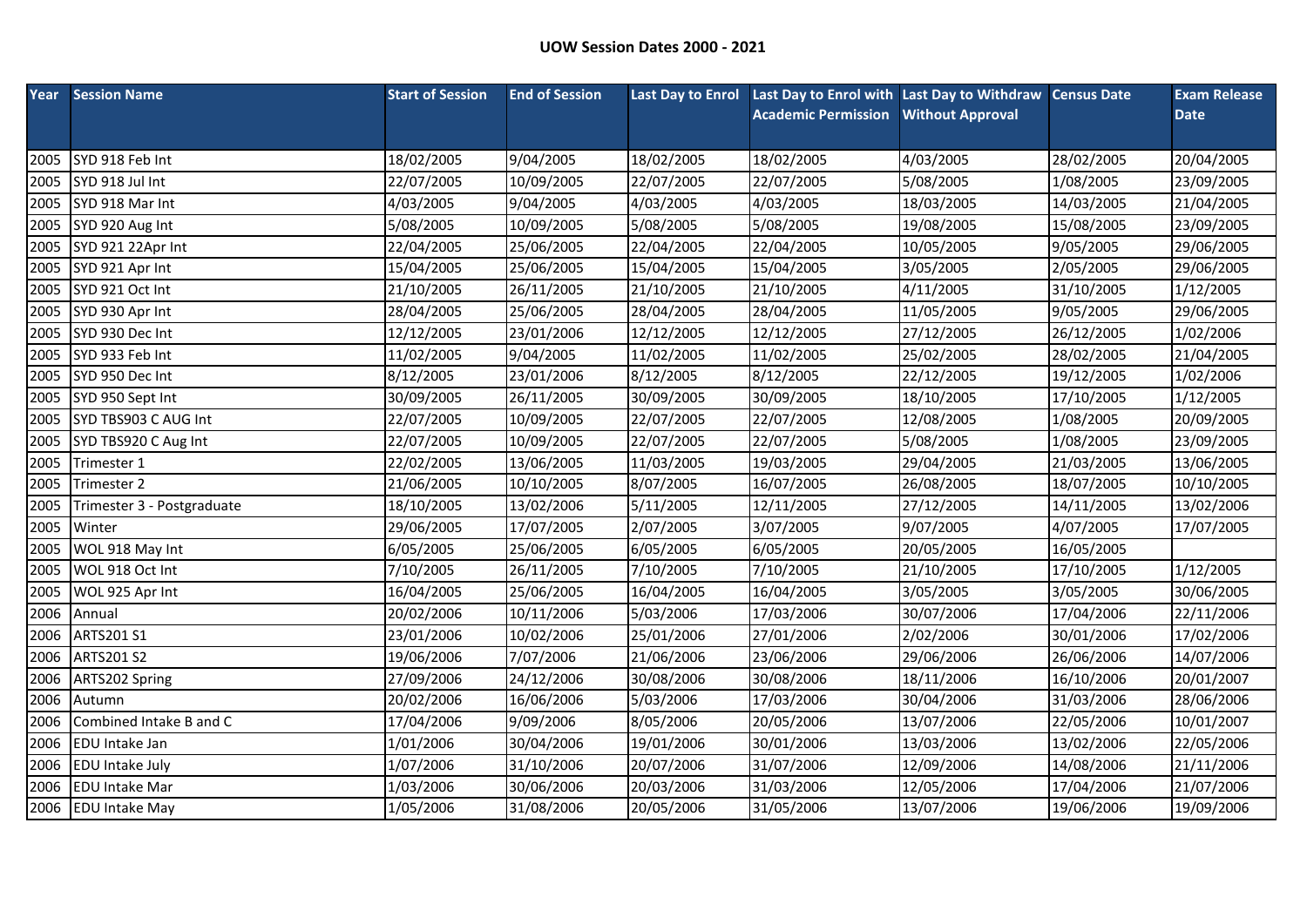**UOW Session Dates 2000 - 2021**

| Year | Session Name | Start of Session | End of Session | Last Day to Enrol | Last Day to Enrol with Academic Permission | Last Day to Withdraw Without Approval | Census Date | Exam Release Date |
|---|---|---|---|---|---|---|---|---|
| 2005 | SYD 918 Feb Int | 18/02/2005 | 9/04/2005 | 18/02/2005 | 18/02/2005 | 4/03/2005 | 28/02/2005 | 20/04/2005 |
| 2005 | SYD 918 Jul Int | 22/07/2005 | 10/09/2005 | 22/07/2005 | 22/07/2005 | 5/08/2005 | 1/08/2005 | 23/09/2005 |
| 2005 | SYD 918 Mar Int | 4/03/2005 | 9/04/2005 | 4/03/2005 | 4/03/2005 | 18/03/2005 | 14/03/2005 | 21/04/2005 |
| 2005 | SYD 920 Aug Int | 5/08/2005 | 10/09/2005 | 5/08/2005 | 5/08/2005 | 19/08/2005 | 15/08/2005 | 23/09/2005 |
| 2005 | SYD 921 22Apr Int | 22/04/2005 | 25/06/2005 | 22/04/2005 | 22/04/2005 | 10/05/2005 | 9/05/2005 | 29/06/2005 |
| 2005 | SYD 921 Apr Int | 15/04/2005 | 25/06/2005 | 15/04/2005 | 15/04/2005 | 3/05/2005 | 2/05/2005 | 29/06/2005 |
| 2005 | SYD 921 Oct Int | 21/10/2005 | 26/11/2005 | 21/10/2005 | 21/10/2005 | 4/11/2005 | 31/10/2005 | 1/12/2005 |
| 2005 | SYD 930 Apr Int | 28/04/2005 | 25/06/2005 | 28/04/2005 | 28/04/2005 | 11/05/2005 | 9/05/2005 | 29/06/2005 |
| 2005 | SYD 930 Dec Int | 12/12/2005 | 23/01/2006 | 12/12/2005 | 12/12/2005 | 27/12/2005 | 26/12/2005 | 1/02/2006 |
| 2005 | SYD 933 Feb Int | 11/02/2005 | 9/04/2005 | 11/02/2005 | 11/02/2005 | 25/02/2005 | 28/02/2005 | 21/04/2005 |
| 2005 | SYD 950 Dec Int | 8/12/2005 | 23/01/2006 | 8/12/2005 | 8/12/2005 | 22/12/2005 | 19/12/2005 | 1/02/2006 |
| 2005 | SYD 950 Sept Int | 30/09/2005 | 26/11/2005 | 30/09/2005 | 30/09/2005 | 18/10/2005 | 17/10/2005 | 1/12/2005 |
| 2005 | SYD TBS903 C AUG Int | 22/07/2005 | 10/09/2005 | 22/07/2005 | 22/07/2005 | 12/08/2005 | 1/08/2005 | 20/09/2005 |
| 2005 | SYD TBS920 C Aug Int | 22/07/2005 | 10/09/2005 | 22/07/2005 | 22/07/2005 | 5/08/2005 | 1/08/2005 | 23/09/2005 |
| 2005 | Trimester 1 | 22/02/2005 | 13/06/2005 | 11/03/2005 | 19/03/2005 | 29/04/2005 | 21/03/2005 | 13/06/2005 |
| 2005 | Trimester 2 | 21/06/2005 | 10/10/2005 | 8/07/2005 | 16/07/2005 | 26/08/2005 | 18/07/2005 | 10/10/2005 |
| 2005 | Trimester 3 - Postgraduate | 18/10/2005 | 13/02/2006 | 5/11/2005 | 12/11/2005 | 27/12/2005 | 14/11/2005 | 13/02/2006 |
| 2005 | Winter | 29/06/2005 | 17/07/2005 | 2/07/2005 | 3/07/2005 | 9/07/2005 | 4/07/2005 | 17/07/2005 |
| 2005 | WOL 918 May Int | 6/05/2005 | 25/06/2005 | 6/05/2005 | 6/05/2005 | 20/05/2005 | 16/05/2005 | |
| 2005 | WOL 918 Oct Int | 7/10/2005 | 26/11/2005 | 7/10/2005 | 7/10/2005 | 21/10/2005 | 17/10/2005 | 1/12/2005 |
| 2005 | WOL 925 Apr Int | 16/04/2005 | 25/06/2005 | 16/04/2005 | 16/04/2005 | 3/05/2005 | 3/05/2005 | 30/06/2005 |
| 2006 | Annual | 20/02/2006 | 10/11/2006 | 5/03/2006 | 17/03/2006 | 30/07/2006 | 17/04/2006 | 22/11/2006 |
| 2006 | ARTS201 S1 | 23/01/2006 | 10/02/2006 | 25/01/2006 | 27/01/2006 | 2/02/2006 | 30/01/2006 | 17/02/2006 |
| 2006 | ARTS201 S2 | 19/06/2006 | 7/07/2006 | 21/06/2006 | 23/06/2006 | 29/06/2006 | 26/06/2006 | 14/07/2006 |
| 2006 | ARTS202 Spring | 27/09/2006 | 24/12/2006 | 30/08/2006 | 30/08/2006 | 18/11/2006 | 16/10/2006 | 20/01/2007 |
| 2006 | Autumn | 20/02/2006 | 16/06/2006 | 5/03/2006 | 17/03/2006 | 30/04/2006 | 31/03/2006 | 28/06/2006 |
| 2006 | Combined Intake B and C | 17/04/2006 | 9/09/2006 | 8/05/2006 | 20/05/2006 | 13/07/2006 | 22/05/2006 | 10/01/2007 |
| 2006 | EDU Intake Jan | 1/01/2006 | 30/04/2006 | 19/01/2006 | 30/01/2006 | 13/03/2006 | 13/02/2006 | 22/05/2006 |
| 2006 | EDU Intake July | 1/07/2006 | 31/10/2006 | 20/07/2006 | 31/07/2006 | 12/09/2006 | 14/08/2006 | 21/11/2006 |
| 2006 | EDU Intake Mar | 1/03/2006 | 30/06/2006 | 20/03/2006 | 31/03/2006 | 12/05/2006 | 17/04/2006 | 21/07/2006 |
| 2006 | EDU Intake May | 1/05/2006 | 31/08/2006 | 20/05/2006 | 31/05/2006 | 13/07/2006 | 19/06/2006 | 19/09/2006 |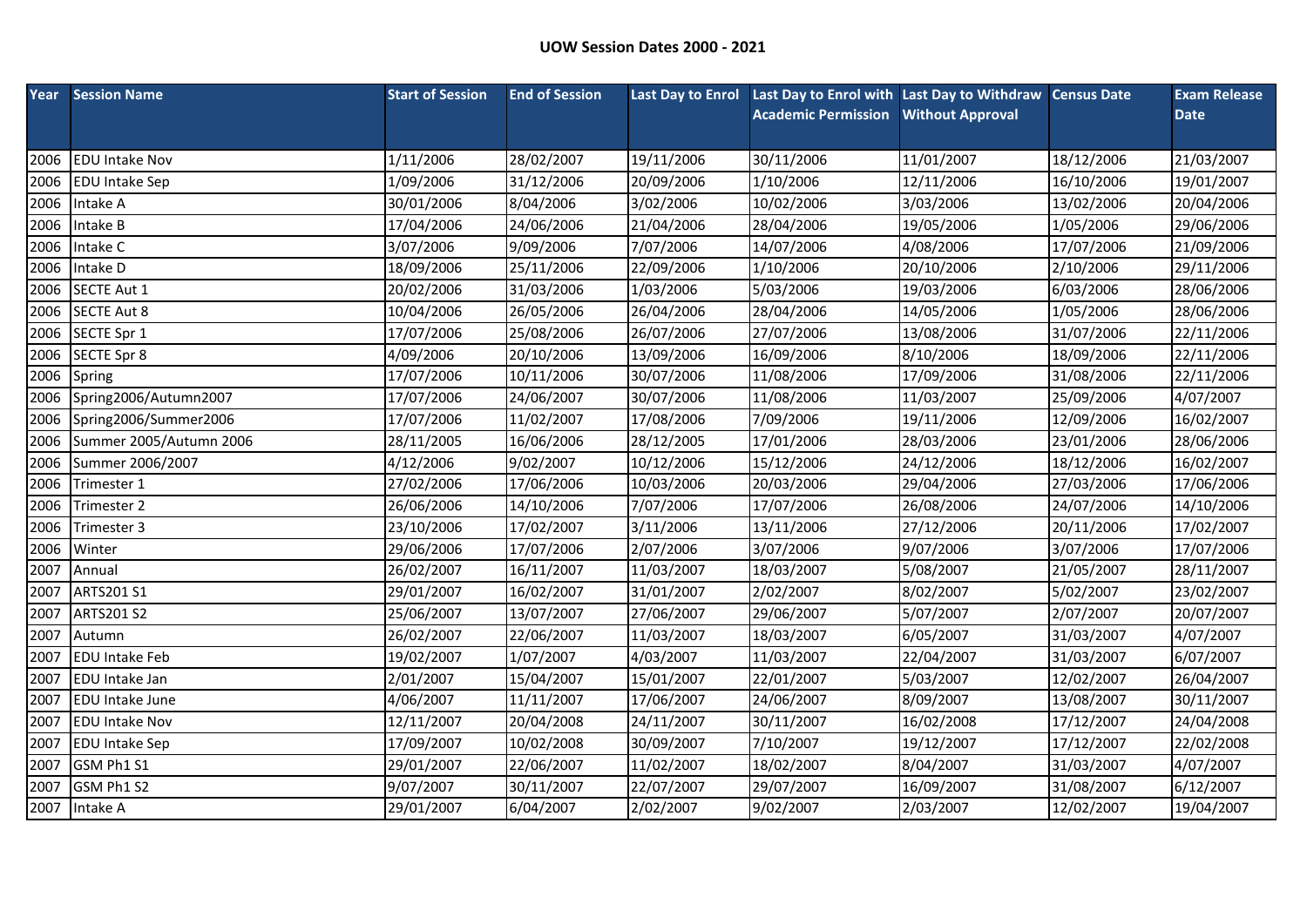**UOW Session Dates 2000 - 2021**

| Year | Session Name | Start of Session | End of Session | Last Day to Enrol | Last Day to Enrol with Academic Permission | Last Day to Withdraw Without Approval | Census Date | Exam Release Date |
|---|---|---|---|---|---|---|---|---|
| 2006 | EDU Intake Nov | 1/11/2006 | 28/02/2007 | 19/11/2006 | 30/11/2006 | 11/01/2007 | 18/12/2006 | 21/03/2007 |
| 2006 | EDU Intake Sep | 1/09/2006 | 31/12/2006 | 20/09/2006 | 1/10/2006 | 12/11/2006 | 16/10/2006 | 19/01/2007 |
| 2006 | Intake A | 30/01/2006 | 8/04/2006 | 3/02/2006 | 10/02/2006 | 3/03/2006 | 13/02/2006 | 20/04/2006 |
| 2006 | Intake B | 17/04/2006 | 24/06/2006 | 21/04/2006 | 28/04/2006 | 19/05/2006 | 1/05/2006 | 29/06/2006 |
| 2006 | Intake C | 3/07/2006 | 9/09/2006 | 7/07/2006 | 14/07/2006 | 4/08/2006 | 17/07/2006 | 21/09/2006 |
| 2006 | Intake D | 18/09/2006 | 25/11/2006 | 22/09/2006 | 1/10/2006 | 20/10/2006 | 2/10/2006 | 29/11/2006 |
| 2006 | SECTE Aut 1 | 20/02/2006 | 31/03/2006 | 1/03/2006 | 5/03/2006 | 19/03/2006 | 6/03/2006 | 28/06/2006 |
| 2006 | SECTE Aut 8 | 10/04/2006 | 26/05/2006 | 26/04/2006 | 28/04/2006 | 14/05/2006 | 1/05/2006 | 28/06/2006 |
| 2006 | SECTE Spr 1 | 17/07/2006 | 25/08/2006 | 26/07/2006 | 27/07/2006 | 13/08/2006 | 31/07/2006 | 22/11/2006 |
| 2006 | SECTE Spr 8 | 4/09/2006 | 20/10/2006 | 13/09/2006 | 16/09/2006 | 8/10/2006 | 18/09/2006 | 22/11/2006 |
| 2006 | Spring | 17/07/2006 | 10/11/2006 | 30/07/2006 | 11/08/2006 | 17/09/2006 | 31/08/2006 | 22/11/2006 |
| 2006 | Spring2006/Autumn2007 | 17/07/2006 | 24/06/2007 | 30/07/2006 | 11/08/2006 | 11/03/2007 | 25/09/2006 | 4/07/2007 |
| 2006 | Spring2006/Summer2006 | 17/07/2006 | 11/02/2007 | 17/08/2006 | 7/09/2006 | 19/11/2006 | 12/09/2006 | 16/02/2007 |
| 2006 | Summer 2005/Autumn 2006 | 28/11/2005 | 16/06/2006 | 28/12/2005 | 17/01/2006 | 28/03/2006 | 23/01/2006 | 28/06/2006 |
| 2006 | Summer 2006/2007 | 4/12/2006 | 9/02/2007 | 10/12/2006 | 15/12/2006 | 24/12/2006 | 18/12/2006 | 16/02/2007 |
| 2006 | Trimester 1 | 27/02/2006 | 17/06/2006 | 10/03/2006 | 20/03/2006 | 29/04/2006 | 27/03/2006 | 17/06/2006 |
| 2006 | Trimester 2 | 26/06/2006 | 14/10/2006 | 7/07/2006 | 17/07/2006 | 26/08/2006 | 24/07/2006 | 14/10/2006 |
| 2006 | Trimester 3 | 23/10/2006 | 17/02/2007 | 3/11/2006 | 13/11/2006 | 27/12/2006 | 20/11/2006 | 17/02/2007 |
| 2006 | Winter | 29/06/2006 | 17/07/2006 | 2/07/2006 | 3/07/2006 | 9/07/2006 | 3/07/2006 | 17/07/2006 |
| 2007 | Annual | 26/02/2007 | 16/11/2007 | 11/03/2007 | 18/03/2007 | 5/08/2007 | 21/05/2007 | 28/11/2007 |
| 2007 | ARTS201 S1 | 29/01/2007 | 16/02/2007 | 31/01/2007 | 2/02/2007 | 8/02/2007 | 5/02/2007 | 23/02/2007 |
| 2007 | ARTS201 S2 | 25/06/2007 | 13/07/2007 | 27/06/2007 | 29/06/2007 | 5/07/2007 | 2/07/2007 | 20/07/2007 |
| 2007 | Autumn | 26/02/2007 | 22/06/2007 | 11/03/2007 | 18/03/2007 | 6/05/2007 | 31/03/2007 | 4/07/2007 |
| 2007 | EDU Intake Feb | 19/02/2007 | 1/07/2007 | 4/03/2007 | 11/03/2007 | 22/04/2007 | 31/03/2007 | 6/07/2007 |
| 2007 | EDU Intake Jan | 2/01/2007 | 15/04/2007 | 15/01/2007 | 22/01/2007 | 5/03/2007 | 12/02/2007 | 26/04/2007 |
| 2007 | EDU Intake June | 4/06/2007 | 11/11/2007 | 17/06/2007 | 24/06/2007 | 8/09/2007 | 13/08/2007 | 30/11/2007 |
| 2007 | EDU Intake Nov | 12/11/2007 | 20/04/2008 | 24/11/2007 | 30/11/2007 | 16/02/2008 | 17/12/2007 | 24/04/2008 |
| 2007 | EDU Intake Sep | 17/09/2007 | 10/02/2008 | 30/09/2007 | 7/10/2007 | 19/12/2007 | 17/12/2007 | 22/02/2008 |
| 2007 | GSM Ph1 S1 | 29/01/2007 | 22/06/2007 | 11/02/2007 | 18/02/2007 | 8/04/2007 | 31/03/2007 | 4/07/2007 |
| 2007 | GSM Ph1 S2 | 9/07/2007 | 30/11/2007 | 22/07/2007 | 29/07/2007 | 16/09/2007 | 31/08/2007 | 6/12/2007 |
| 2007 | Intake A | 29/01/2007 | 6/04/2007 | 2/02/2007 | 9/02/2007 | 2/03/2007 | 12/02/2007 | 19/04/2007 |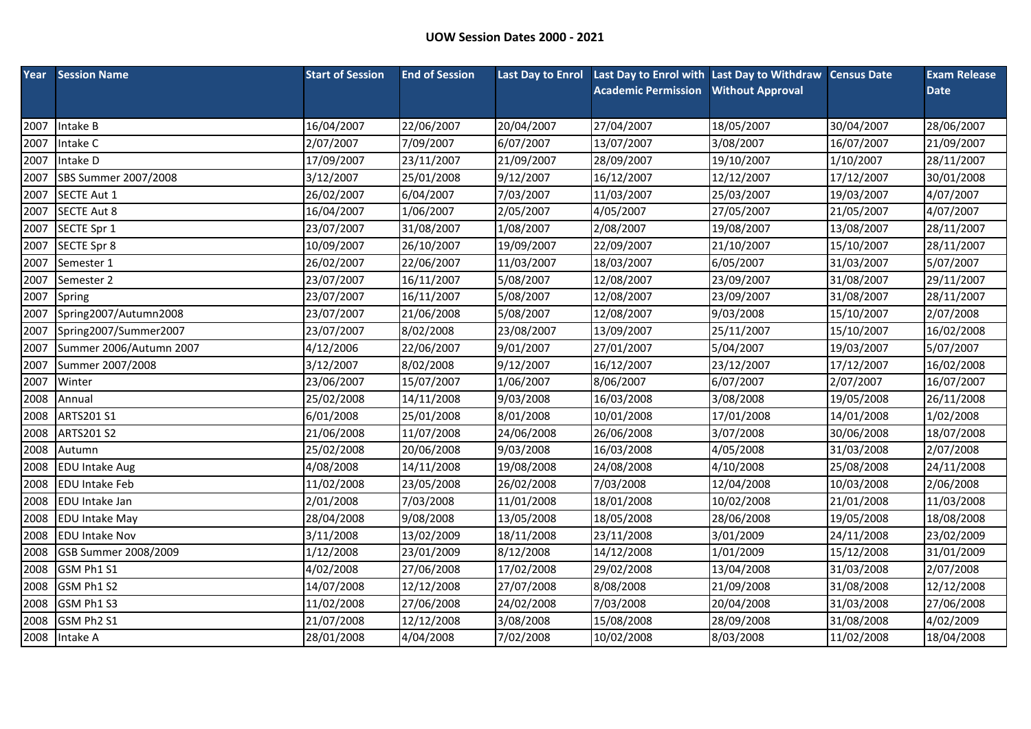# UOW Session Dates 2000 - 2021

| Year | Session Name | Start of Session | End of Session | Last Day to Enrol | Last Day to Enrol with Academic Permission | Last Day to Withdraw Without Approval | Census Date | Exam Release Date |
|---|---|---|---|---|---|---|---|---|
| 2007 | Intake B | 16/04/2007 | 22/06/2007 | 20/04/2007 | 27/04/2007 | 18/05/2007 | 30/04/2007 | 28/06/2007 |
| 2007 | Intake C | 2/07/2007 | 7/09/2007 | 6/07/2007 | 13/07/2007 | 3/08/2007 | 16/07/2007 | 21/09/2007 |
| 2007 | Intake D | 17/09/2007 | 23/11/2007 | 21/09/2007 | 28/09/2007 | 19/10/2007 | 1/10/2007 | 28/11/2007 |
| 2007 | SBS Summer 2007/2008 | 3/12/2007 | 25/01/2008 | 9/12/2007 | 16/12/2007 | 12/12/2007 | 17/12/2007 | 30/01/2008 |
| 2007 | SECTE Aut 1 | 26/02/2007 | 6/04/2007 | 7/03/2007 | 11/03/2007 | 25/03/2007 | 19/03/2007 | 4/07/2007 |
| 2007 | SECTE Aut 8 | 16/04/2007 | 1/06/2007 | 2/05/2007 | 4/05/2007 | 27/05/2007 | 21/05/2007 | 4/07/2007 |
| 2007 | SECTE Spr 1 | 23/07/2007 | 31/08/2007 | 1/08/2007 | 2/08/2007 | 19/08/2007 | 13/08/2007 | 28/11/2007 |
| 2007 | SECTE Spr 8 | 10/09/2007 | 26/10/2007 | 19/09/2007 | 22/09/2007 | 21/10/2007 | 15/10/2007 | 28/11/2007 |
| 2007 | Semester 1 | 26/02/2007 | 22/06/2007 | 11/03/2007 | 18/03/2007 | 6/05/2007 | 31/03/2007 | 5/07/2007 |
| 2007 | Semester 2 | 23/07/2007 | 16/11/2007 | 5/08/2007 | 12/08/2007 | 23/09/2007 | 31/08/2007 | 29/11/2007 |
| 2007 | Spring | 23/07/2007 | 16/11/2007 | 5/08/2007 | 12/08/2007 | 23/09/2007 | 31/08/2007 | 28/11/2007 |
| 2007 | Spring2007/Autumn2008 | 23/07/2007 | 21/06/2008 | 5/08/2007 | 12/08/2007 | 9/03/2008 | 15/10/2007 | 2/07/2008 |
| 2007 | Spring2007/Summer2007 | 23/07/2007 | 8/02/2008 | 23/08/2007 | 13/09/2007 | 25/11/2007 | 15/10/2007 | 16/02/2008 |
| 2007 | Summer 2006/Autumn 2007 | 4/12/2006 | 22/06/2007 | 9/01/2007 | 27/01/2007 | 5/04/2007 | 19/03/2007 | 5/07/2007 |
| 2007 | Summer 2007/2008 | 3/12/2007 | 8/02/2008 | 9/12/2007 | 16/12/2007 | 23/12/2007 | 17/12/2007 | 16/02/2008 |
| 2007 | Winter | 23/06/2007 | 15/07/2007 | 1/06/2007 | 8/06/2007 | 6/07/2007 | 2/07/2007 | 16/07/2007 |
| 2008 | Annual | 25/02/2008 | 14/11/2008 | 9/03/2008 | 16/03/2008 | 3/08/2008 | 19/05/2008 | 26/11/2008 |
| 2008 | ARTS201 S1 | 6/01/2008 | 25/01/2008 | 8/01/2008 | 10/01/2008 | 17/01/2008 | 14/01/2008 | 1/02/2008 |
| 2008 | ARTS201 S2 | 21/06/2008 | 11/07/2008 | 24/06/2008 | 26/06/2008 | 3/07/2008 | 30/06/2008 | 18/07/2008 |
| 2008 | Autumn | 25/02/2008 | 20/06/2008 | 9/03/2008 | 16/03/2008 | 4/05/2008 | 31/03/2008 | 2/07/2008 |
| 2008 | EDU Intake Aug | 4/08/2008 | 14/11/2008 | 19/08/2008 | 24/08/2008 | 4/10/2008 | 25/08/2008 | 24/11/2008 |
| 2008 | EDU Intake Feb | 11/02/2008 | 23/05/2008 | 26/02/2008 | 7/03/2008 | 12/04/2008 | 10/03/2008 | 2/06/2008 |
| 2008 | EDU Intake Jan | 2/01/2008 | 7/03/2008 | 11/01/2008 | 18/01/2008 | 10/02/2008 | 21/01/2008 | 11/03/2008 |
| 2008 | EDU Intake May | 28/04/2008 | 9/08/2008 | 13/05/2008 | 18/05/2008 | 28/06/2008 | 19/05/2008 | 18/08/2008 |
| 2008 | EDU Intake Nov | 3/11/2008 | 13/02/2009 | 18/11/2008 | 23/11/2008 | 3/01/2009 | 24/11/2008 | 23/02/2009 |
| 2008 | GSB Summer 2008/2009 | 1/12/2008 | 23/01/2009 | 8/12/2008 | 14/12/2008 | 1/01/2009 | 15/12/2008 | 31/01/2009 |
| 2008 | GSM Ph1 S1 | 4/02/2008 | 27/06/2008 | 17/02/2008 | 29/02/2008 | 13/04/2008 | 31/03/2008 | 2/07/2008 |
| 2008 | GSM Ph1 S2 | 14/07/2008 | 12/12/2008 | 27/07/2008 | 8/08/2008 | 21/09/2008 | 31/08/2008 | 12/12/2008 |
| 2008 | GSM Ph1 S3 | 11/02/2008 | 27/06/2008 | 24/02/2008 | 7/03/2008 | 20/04/2008 | 31/03/2008 | 27/06/2008 |
| 2008 | GSM Ph2 S1 | 21/07/2008 | 12/12/2008 | 3/08/2008 | 15/08/2008 | 28/09/2008 | 31/08/2008 | 4/02/2009 |
| 2008 | Intake A | 28/01/2008 | 4/04/2008 | 7/02/2008 | 10/02/2008 | 8/03/2008 | 11/02/2008 | 18/04/2008 |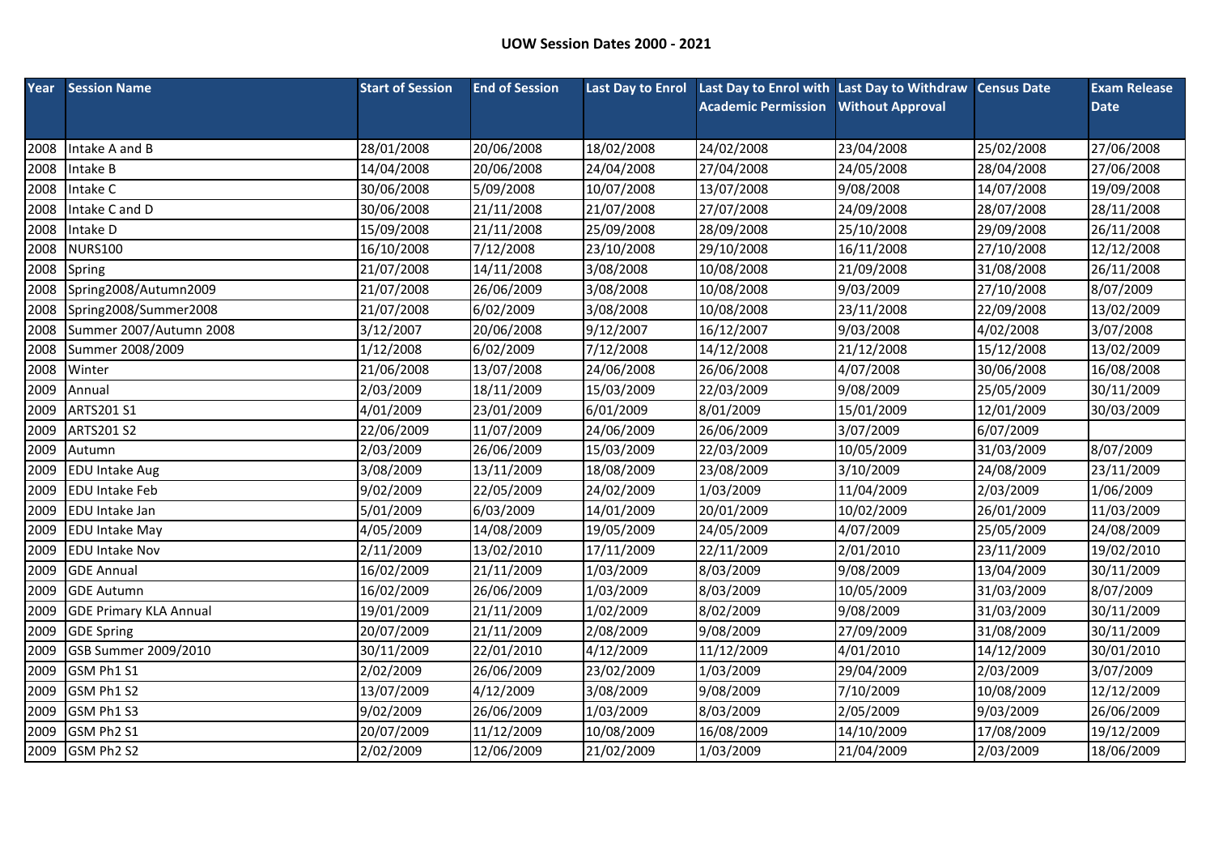**UOW Session Dates 2000 - 2021**

| Year | Session Name | Start of Session | End of Session | Last Day to Enrol | Last Day to Enrol with Academic Permission | Last Day to Withdraw Without Approval | Census Date | Exam Release Date |
|---|---|---|---|---|---|---|---|---|
| 2008 | Intake A and B | 28/01/2008 | 20/06/2008 | 18/02/2008 | 24/02/2008 | 23/04/2008 | 25/02/2008 | 27/06/2008 |
| 2008 | Intake B | 14/04/2008 | 20/06/2008 | 24/04/2008 | 27/04/2008 | 24/05/2008 | 28/04/2008 | 27/06/2008 |
| 2008 | Intake C | 30/06/2008 | 5/09/2008 | 10/07/2008 | 13/07/2008 | 9/08/2008 | 14/07/2008 | 19/09/2008 |
| 2008 | Intake C and D | 30/06/2008 | 21/11/2008 | 21/07/2008 | 27/07/2008 | 24/09/2008 | 28/07/2008 | 28/11/2008 |
| 2008 | Intake D | 15/09/2008 | 21/11/2008 | 25/09/2008 | 28/09/2008 | 25/10/2008 | 29/09/2008 | 26/11/2008 |
| 2008 | NURS100 | 16/10/2008 | 7/12/2008 | 23/10/2008 | 29/10/2008 | 16/11/2008 | 27/10/2008 | 12/12/2008 |
| 2008 | Spring | 21/07/2008 | 14/11/2008 | 3/08/2008 | 10/08/2008 | 21/09/2008 | 31/08/2008 | 26/11/2008 |
| 2008 | Spring2008/Autumn2009 | 21/07/2008 | 26/06/2009 | 3/08/2008 | 10/08/2008 | 9/03/2009 | 27/10/2008 | 8/07/2009 |
| 2008 | Spring2008/Summer2008 | 21/07/2008 | 6/02/2009 | 3/08/2008 | 10/08/2008 | 23/11/2008 | 22/09/2008 | 13/02/2009 |
| 2008 | Summer 2007/Autumn 2008 | 3/12/2007 | 20/06/2008 | 9/12/2007 | 16/12/2007 | 9/03/2008 | 4/02/2008 | 3/07/2008 |
| 2008 | Summer 2008/2009 | 1/12/2008 | 6/02/2009 | 7/12/2008 | 14/12/2008 | 21/12/2008 | 15/12/2008 | 13/02/2009 |
| 2008 | Winter | 21/06/2008 | 13/07/2008 | 24/06/2008 | 26/06/2008 | 4/07/2008 | 30/06/2008 | 16/08/2008 |
| 2009 | Annual | 2/03/2009 | 18/11/2009 | 15/03/2009 | 22/03/2009 | 9/08/2009 | 25/05/2009 | 30/11/2009 |
| 2009 | ARTS201 S1 | 4/01/2009 | 23/01/2009 | 6/01/2009 | 8/01/2009 | 15/01/2009 | 12/01/2009 | 30/03/2009 |
| 2009 | ARTS201 S2 | 22/06/2009 | 11/07/2009 | 24/06/2009 | 26/06/2009 | 3/07/2009 | 6/07/2009 | |
| 2009 | Autumn | 2/03/2009 | 26/06/2009 | 15/03/2009 | 22/03/2009 | 10/05/2009 | 31/03/2009 | 8/07/2009 |
| 2009 | EDU Intake Aug | 3/08/2009 | 13/11/2009 | 18/08/2009 | 23/08/2009 | 3/10/2009 | 24/08/2009 | 23/11/2009 |
| 2009 | EDU Intake Feb | 9/02/2009 | 22/05/2009 | 24/02/2009 | 1/03/2009 | 11/04/2009 | 2/03/2009 | 1/06/2009 |
| 2009 | EDU Intake Jan | 5/01/2009 | 6/03/2009 | 14/01/2009 | 20/01/2009 | 10/02/2009 | 26/01/2009 | 11/03/2009 |
| 2009 | EDU Intake May | 4/05/2009 | 14/08/2009 | 19/05/2009 | 24/05/2009 | 4/07/2009 | 25/05/2009 | 24/08/2009 |
| 2009 | EDU Intake Nov | 2/11/2009 | 13/02/2010 | 17/11/2009 | 22/11/2009 | 2/01/2010 | 23/11/2009 | 19/02/2010 |
| 2009 | GDE Annual | 16/02/2009 | 21/11/2009 | 1/03/2009 | 8/03/2009 | 9/08/2009 | 13/04/2009 | 30/11/2009 |
| 2009 | GDE Autumn | 16/02/2009 | 26/06/2009 | 1/03/2009 | 8/03/2009 | 10/05/2009 | 31/03/2009 | 8/07/2009 |
| 2009 | GDE Primary KLA Annual | 19/01/2009 | 21/11/2009 | 1/02/2009 | 8/02/2009 | 9/08/2009 | 31/03/2009 | 30/11/2009 |
| 2009 | GDE Spring | 20/07/2009 | 21/11/2009 | 2/08/2009 | 9/08/2009 | 27/09/2009 | 31/08/2009 | 30/11/2009 |
| 2009 | GSB Summer 2009/2010 | 30/11/2009 | 22/01/2010 | 4/12/2009 | 11/12/2009 | 4/01/2010 | 14/12/2009 | 30/01/2010 |
| 2009 | GSM Ph1 S1 | 2/02/2009 | 26/06/2009 | 23/02/2009 | 1/03/2009 | 29/04/2009 | 2/03/2009 | 3/07/2009 |
| 2009 | GSM Ph1 S2 | 13/07/2009 | 4/12/2009 | 3/08/2009 | 9/08/2009 | 7/10/2009 | 10/08/2009 | 12/12/2009 |
| 2009 | GSM Ph1 S3 | 9/02/2009 | 26/06/2009 | 1/03/2009 | 8/03/2009 | 2/05/2009 | 9/03/2009 | 26/06/2009 |
| 2009 | GSM Ph2 S1 | 20/07/2009 | 11/12/2009 | 10/08/2009 | 16/08/2009 | 14/10/2009 | 17/08/2009 | 19/12/2009 |
| 2009 | GSM Ph2 S2 | 2/02/2009 | 12/06/2009 | 21/02/2009 | 1/03/2009 | 21/04/2009 | 2/03/2009 | 18/06/2009 |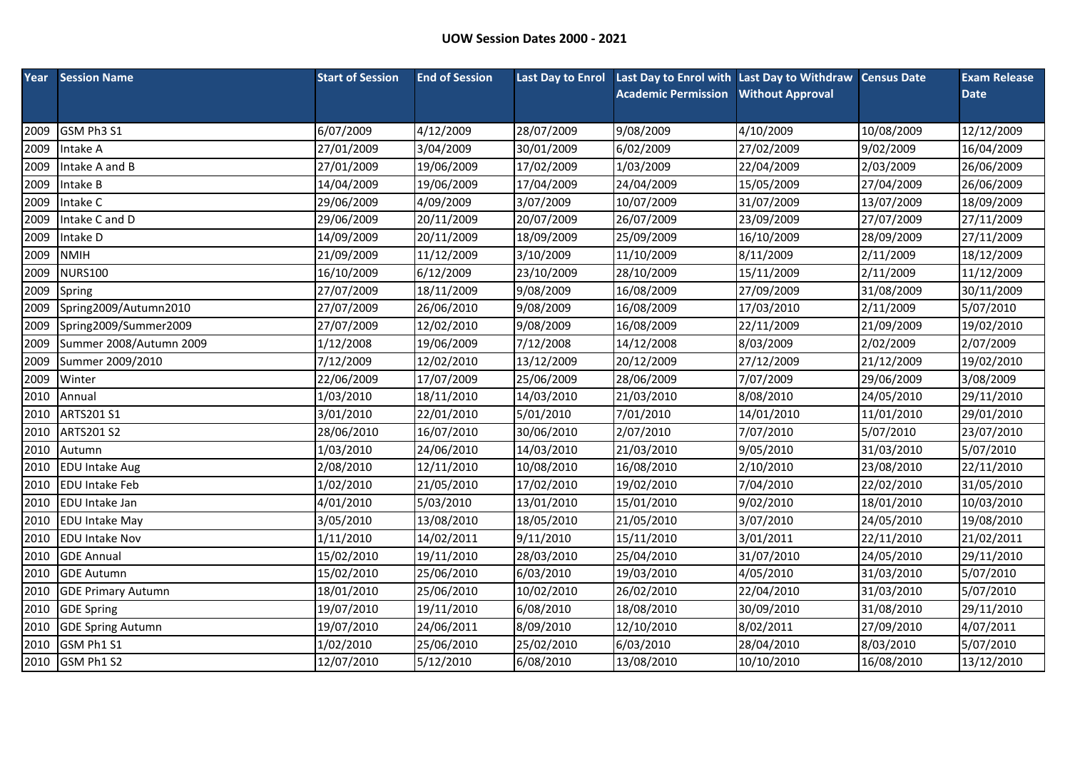**UOW Session Dates 2000 - 2021**

| Year | Session Name | Start of Session | End of Session | Last Day to Enrol | Last Day to Enrol with Academic Permission | Last Day to Withdraw Without Approval | Census Date | Exam Release Date |
|---|---|---|---|---|---|---|---|---|
| 2009 | GSM Ph3 S1 | 6/07/2009 | 4/12/2009 | 28/07/2009 | 9/08/2009 | 4/10/2009 | 10/08/2009 | 12/12/2009 |
| 2009 | Intake A | 27/01/2009 | 3/04/2009 | 30/01/2009 | 6/02/2009 | 27/02/2009 | 9/02/2009 | 16/04/2009 |
| 2009 | Intake A and B | 27/01/2009 | 19/06/2009 | 17/02/2009 | 1/03/2009 | 22/04/2009 | 2/03/2009 | 26/06/2009 |
| 2009 | Intake B | 14/04/2009 | 19/06/2009 | 17/04/2009 | 24/04/2009 | 15/05/2009 | 27/04/2009 | 26/06/2009 |
| 2009 | Intake C | 29/06/2009 | 4/09/2009 | 3/07/2009 | 10/07/2009 | 31/07/2009 | 13/07/2009 | 18/09/2009 |
| 2009 | Intake C and D | 29/06/2009 | 20/11/2009 | 20/07/2009 | 26/07/2009 | 23/09/2009 | 27/07/2009 | 27/11/2009 |
| 2009 | Intake D | 14/09/2009 | 20/11/2009 | 18/09/2009 | 25/09/2009 | 16/10/2009 | 28/09/2009 | 27/11/2009 |
| 2009 | NMIH | 21/09/2009 | 11/12/2009 | 3/10/2009 | 11/10/2009 | 8/11/2009 | 2/11/2009 | 18/12/2009 |
| 2009 | NURS100 | 16/10/2009 | 6/12/2009 | 23/10/2009 | 28/10/2009 | 15/11/2009 | 2/11/2009 | 11/12/2009 |
| 2009 | Spring | 27/07/2009 | 18/11/2009 | 9/08/2009 | 16/08/2009 | 27/09/2009 | 31/08/2009 | 30/11/2009 |
| 2009 | Spring2009/Autumn2010 | 27/07/2009 | 26/06/2010 | 9/08/2009 | 16/08/2009 | 17/03/2010 | 2/11/2009 | 5/07/2010 |
| 2009 | Spring2009/Summer2009 | 27/07/2009 | 12/02/2010 | 9/08/2009 | 16/08/2009 | 22/11/2009 | 21/09/2009 | 19/02/2010 |
| 2009 | Summer 2008/Autumn 2009 | 1/12/2008 | 19/06/2009 | 7/12/2008 | 14/12/2008 | 8/03/2009 | 2/02/2009 | 2/07/2009 |
| 2009 | Summer 2009/2010 | 7/12/2009 | 12/02/2010 | 13/12/2009 | 20/12/2009 | 27/12/2009 | 21/12/2009 | 19/02/2010 |
| 2009 | Winter | 22/06/2009 | 17/07/2009 | 25/06/2009 | 28/06/2009 | 7/07/2009 | 29/06/2009 | 3/08/2009 |
| 2010 | Annual | 1/03/2010 | 18/11/2010 | 14/03/2010 | 21/03/2010 | 8/08/2010 | 24/05/2010 | 29/11/2010 |
| 2010 | ARTS201 S1 | 3/01/2010 | 22/01/2010 | 5/01/2010 | 7/01/2010 | 14/01/2010 | 11/01/2010 | 29/01/2010 |
| 2010 | ARTS201 S2 | 28/06/2010 | 16/07/2010 | 30/06/2010 | 2/07/2010 | 7/07/2010 | 5/07/2010 | 23/07/2010 |
| 2010 | Autumn | 1/03/2010 | 24/06/2010 | 14/03/2010 | 21/03/2010 | 9/05/2010 | 31/03/2010 | 5/07/2010 |
| 2010 | EDU Intake Aug | 2/08/2010 | 12/11/2010 | 10/08/2010 | 16/08/2010 | 2/10/2010 | 23/08/2010 | 22/11/2010 |
| 2010 | EDU Intake Feb | 1/02/2010 | 21/05/2010 | 17/02/2010 | 19/02/2010 | 7/04/2010 | 22/02/2010 | 31/05/2010 |
| 2010 | EDU Intake Jan | 4/01/2010 | 5/03/2010 | 13/01/2010 | 15/01/2010 | 9/02/2010 | 18/01/2010 | 10/03/2010 |
| 2010 | EDU Intake May | 3/05/2010 | 13/08/2010 | 18/05/2010 | 21/05/2010 | 3/07/2010 | 24/05/2010 | 19/08/2010 |
| 2010 | EDU Intake Nov | 1/11/2010 | 14/02/2011 | 9/11/2010 | 15/11/2010 | 3/01/2011 | 22/11/2010 | 21/02/2011 |
| 2010 | GDE Annual | 15/02/2010 | 19/11/2010 | 28/03/2010 | 25/04/2010 | 31/07/2010 | 24/05/2010 | 29/11/2010 |
| 2010 | GDE Autumn | 15/02/2010 | 25/06/2010 | 6/03/2010 | 19/03/2010 | 4/05/2010 | 31/03/2010 | 5/07/2010 |
| 2010 | GDE Primary Autumn | 18/01/2010 | 25/06/2010 | 10/02/2010 | 26/02/2010 | 22/04/2010 | 31/03/2010 | 5/07/2010 |
| 2010 | GDE Spring | 19/07/2010 | 19/11/2010 | 6/08/2010 | 18/08/2010 | 30/09/2010 | 31/08/2010 | 29/11/2010 |
| 2010 | GDE Spring Autumn | 19/07/2010 | 24/06/2011 | 8/09/2010 | 12/10/2010 | 8/02/2011 | 27/09/2010 | 4/07/2011 |
| 2010 | GSM Ph1 S1 | 1/02/2010 | 25/06/2010 | 25/02/2010 | 6/03/2010 | 28/04/2010 | 8/03/2010 | 5/07/2010 |
| 2010 | GSM Ph1 S2 | 12/07/2010 | 5/12/2010 | 6/08/2010 | 13/08/2010 | 10/10/2010 | 16/08/2010 | 13/12/2010 |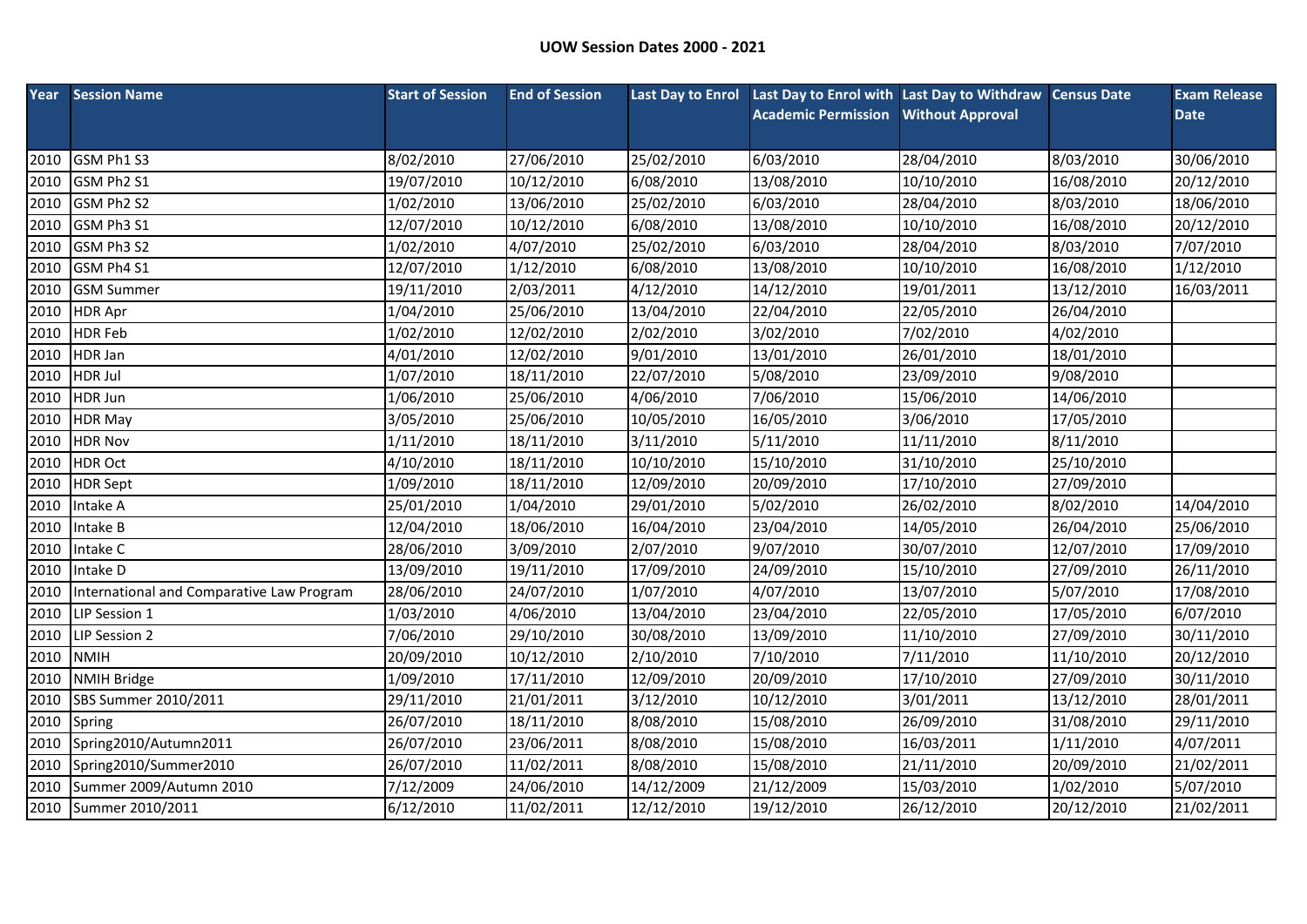## UOW Session Dates 2000 - 2021

| Year | Session Name | Start of Session | End of Session | Last Day to Enrol | Last Day to Enrol with Academic Permission | Last Day to Withdraw Without Approval | Census Date | Exam Release Date |
|---|---|---|---|---|---|---|---|---|
| 2010 | GSM Ph1 S3 | 8/02/2010 | 27/06/2010 | 25/02/2010 | 6/03/2010 | 28/04/2010 | 8/03/2010 | 30/06/2010 |
| 2010 | GSM Ph2 S1 | 19/07/2010 | 10/12/2010 | 6/08/2010 | 13/08/2010 | 10/10/2010 | 16/08/2010 | 20/12/2010 |
| 2010 | GSM Ph2 S2 | 1/02/2010 | 13/06/2010 | 25/02/2010 | 6/03/2010 | 28/04/2010 | 8/03/2010 | 18/06/2010 |
| 2010 | GSM Ph3 S1 | 12/07/2010 | 10/12/2010 | 6/08/2010 | 13/08/2010 | 10/10/2010 | 16/08/2010 | 20/12/2010 |
| 2010 | GSM Ph3 S2 | 1/02/2010 | 4/07/2010 | 25/02/2010 | 6/03/2010 | 28/04/2010 | 8/03/2010 | 7/07/2010 |
| 2010 | GSM Ph4 S1 | 12/07/2010 | 1/12/2010 | 6/08/2010 | 13/08/2010 | 10/10/2010 | 16/08/2010 | 1/12/2010 |
| 2010 | GSM Summer | 19/11/2010 | 2/03/2011 | 4/12/2010 | 14/12/2010 | 19/01/2011 | 13/12/2010 | 16/03/2011 |
| 2010 | HDR Apr | 1/04/2010 | 25/06/2010 | 13/04/2010 | 22/04/2010 | 22/05/2010 | 26/04/2010 | |
| 2010 | HDR Feb | 1/02/2010 | 12/02/2010 | 2/02/2010 | 3/02/2010 | 7/02/2010 | 4/02/2010 | |
| 2010 | HDR Jan | 4/01/2010 | 12/02/2010 | 9/01/2010 | 13/01/2010 | 26/01/2010 | 18/01/2010 | |
| 2010 | HDR Jul | 1/07/2010 | 18/11/2010 | 22/07/2010 | 5/08/2010 | 23/09/2010 | 9/08/2010 | |
| 2010 | HDR Jun | 1/06/2010 | 25/06/2010 | 4/06/2010 | 7/06/2010 | 15/06/2010 | 14/06/2010 | |
| 2010 | HDR May | 3/05/2010 | 25/06/2010 | 10/05/2010 | 16/05/2010 | 3/06/2010 | 17/05/2010 | |
| 2010 | HDR Nov | 1/11/2010 | 18/11/2010 | 3/11/2010 | 5/11/2010 | 11/11/2010 | 8/11/2010 | |
| 2010 | HDR Oct | 4/10/2010 | 18/11/2010 | 10/10/2010 | 15/10/2010 | 31/10/2010 | 25/10/2010 | |
| 2010 | HDR Sept | 1/09/2010 | 18/11/2010 | 12/09/2010 | 20/09/2010 | 17/10/2010 | 27/09/2010 | |
| 2010 | Intake A | 25/01/2010 | 1/04/2010 | 29/01/2010 | 5/02/2010 | 26/02/2010 | 8/02/2010 | 14/04/2010 |
| 2010 | Intake B | 12/04/2010 | 18/06/2010 | 16/04/2010 | 23/04/2010 | 14/05/2010 | 26/04/2010 | 25/06/2010 |
| 2010 | Intake C | 28/06/2010 | 3/09/2010 | 2/07/2010 | 9/07/2010 | 30/07/2010 | 12/07/2010 | 17/09/2010 |
| 2010 | Intake D | 13/09/2010 | 19/11/2010 | 17/09/2010 | 24/09/2010 | 15/10/2010 | 27/09/2010 | 26/11/2010 |
| 2010 | International and Comparative Law Program | 28/06/2010 | 24/07/2010 | 1/07/2010 | 4/07/2010 | 13/07/2010 | 5/07/2010 | 17/08/2010 |
| 2010 | LIP Session 1 | 1/03/2010 | 4/06/2010 | 13/04/2010 | 23/04/2010 | 22/05/2010 | 17/05/2010 | 6/07/2010 |
| 2010 | LIP Session 2 | 7/06/2010 | 29/10/2010 | 30/08/2010 | 13/09/2010 | 11/10/2010 | 27/09/2010 | 30/11/2010 |
| 2010 | NMIH | 20/09/2010 | 10/12/2010 | 2/10/2010 | 7/10/2010 | 7/11/2010 | 11/10/2010 | 20/12/2010 |
| 2010 | NMIH Bridge | 1/09/2010 | 17/11/2010 | 12/09/2010 | 20/09/2010 | 17/10/2010 | 27/09/2010 | 30/11/2010 |
| 2010 | SBS Summer 2010/2011 | 29/11/2010 | 21/01/2011 | 3/12/2010 | 10/12/2010 | 3/01/2011 | 13/12/2010 | 28/01/2011 |
| 2010 | Spring | 26/07/2010 | 18/11/2010 | 8/08/2010 | 15/08/2010 | 26/09/2010 | 31/08/2010 | 29/11/2010 |
| 2010 | Spring2010/Autumn2011 | 26/07/2010 | 23/06/2011 | 8/08/2010 | 15/08/2010 | 16/03/2011 | 1/11/2010 | 4/07/2011 |
| 2010 | Spring2010/Summer2010 | 26/07/2010 | 11/02/2011 | 8/08/2010 | 15/08/2010 | 21/11/2010 | 20/09/2010 | 21/02/2011 |
| 2010 | Summer 2009/Autumn 2010 | 7/12/2009 | 24/06/2010 | 14/12/2009 | 21/12/2009 | 15/03/2010 | 1/02/2010 | 5/07/2010 |
| 2010 | Summer 2010/2011 | 6/12/2010 | 11/02/2011 | 12/12/2010 | 19/12/2010 | 26/12/2010 | 20/12/2010 | 21/02/2011 |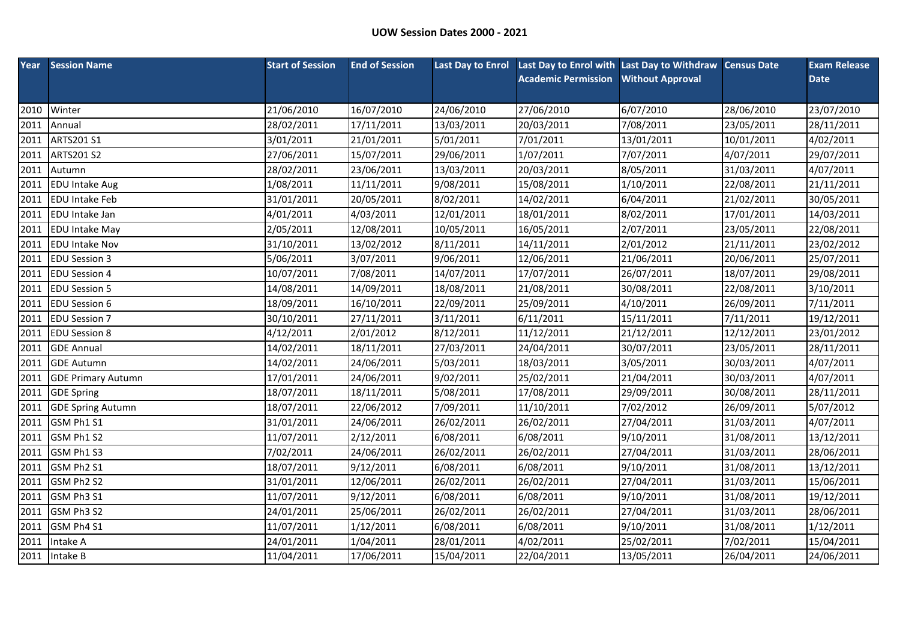**UOW Session Dates 2000 - 2021**

| Year | Session Name | Start of Session | End of Session | Last Day to Enrol | Last Day to Enrol with Academic Permission | Last Day to Withdraw Without Approval | Census Date | Exam Release Date |
|---|---|---|---|---|---|---|---|---|
| 2010 | Winter | 21/06/2010 | 16/07/2010 | 24/06/2010 | 27/06/2010 | 6/07/2010 | 28/06/2010 | 23/07/2010 |
| 2011 | Annual | 28/02/2011 | 17/11/2011 | 13/03/2011 | 20/03/2011 | 7/08/2011 | 23/05/2011 | 28/11/2011 |
| 2011 | ARTS201 S1 | 3/01/2011 | 21/01/2011 | 5/01/2011 | 7/01/2011 | 13/01/2011 | 10/01/2011 | 4/02/2011 |
| 2011 | ARTS201 S2 | 27/06/2011 | 15/07/2011 | 29/06/2011 | 1/07/2011 | 7/07/2011 | 4/07/2011 | 29/07/2011 |
| 2011 | Autumn | 28/02/2011 | 23/06/2011 | 13/03/2011 | 20/03/2011 | 8/05/2011 | 31/03/2011 | 4/07/2011 |
| 2011 | EDU Intake Aug | 1/08/2011 | 11/11/2011 | 9/08/2011 | 15/08/2011 | 1/10/2011 | 22/08/2011 | 21/11/2011 |
| 2011 | EDU Intake Feb | 31/01/2011 | 20/05/2011 | 8/02/2011 | 14/02/2011 | 6/04/2011 | 21/02/2011 | 30/05/2011 |
| 2011 | EDU Intake Jan | 4/01/2011 | 4/03/2011 | 12/01/2011 | 18/01/2011 | 8/02/2011 | 17/01/2011 | 14/03/2011 |
| 2011 | EDU Intake May | 2/05/2011 | 12/08/2011 | 10/05/2011 | 16/05/2011 | 2/07/2011 | 23/05/2011 | 22/08/2011 |
| 2011 | EDU Intake Nov | 31/10/2011 | 13/02/2012 | 8/11/2011 | 14/11/2011 | 2/01/2012 | 21/11/2011 | 23/02/2012 |
| 2011 | EDU Session 3 | 5/06/2011 | 3/07/2011 | 9/06/2011 | 12/06/2011 | 21/06/2011 | 20/06/2011 | 25/07/2011 |
| 2011 | EDU Session 4 | 10/07/2011 | 7/08/2011 | 14/07/2011 | 17/07/2011 | 26/07/2011 | 18/07/2011 | 29/08/2011 |
| 2011 | EDU Session 5 | 14/08/2011 | 14/09/2011 | 18/08/2011 | 21/08/2011 | 30/08/2011 | 22/08/2011 | 3/10/2011 |
| 2011 | EDU Session 6 | 18/09/2011 | 16/10/2011 | 22/09/2011 | 25/09/2011 | 4/10/2011 | 26/09/2011 | 7/11/2011 |
| 2011 | EDU Session 7 | 30/10/2011 | 27/11/2011 | 3/11/2011 | 6/11/2011 | 15/11/2011 | 7/11/2011 | 19/12/2011 |
| 2011 | EDU Session 8 | 4/12/2011 | 2/01/2012 | 8/12/2011 | 11/12/2011 | 21/12/2011 | 12/12/2011 | 23/01/2012 |
| 2011 | GDE Annual | 14/02/2011 | 18/11/2011 | 27/03/2011 | 24/04/2011 | 30/07/2011 | 23/05/2011 | 28/11/2011 |
| 2011 | GDE Autumn | 14/02/2011 | 24/06/2011 | 5/03/2011 | 18/03/2011 | 3/05/2011 | 30/03/2011 | 4/07/2011 |
| 2011 | GDE Primary Autumn | 17/01/2011 | 24/06/2011 | 9/02/2011 | 25/02/2011 | 21/04/2011 | 30/03/2011 | 4/07/2011 |
| 2011 | GDE Spring | 18/07/2011 | 18/11/2011 | 5/08/2011 | 17/08/2011 | 29/09/2011 | 30/08/2011 | 28/11/2011 |
| 2011 | GDE Spring Autumn | 18/07/2011 | 22/06/2012 | 7/09/2011 | 11/10/2011 | 7/02/2012 | 26/09/2011 | 5/07/2012 |
| 2011 | GSM Ph1 S1 | 31/01/2011 | 24/06/2011 | 26/02/2011 | 26/02/2011 | 27/04/2011 | 31/03/2011 | 4/07/2011 |
| 2011 | GSM Ph1 S2 | 11/07/2011 | 2/12/2011 | 6/08/2011 | 6/08/2011 | 9/10/2011 | 31/08/2011 | 13/12/2011 |
| 2011 | GSM Ph1 S3 | 7/02/2011 | 24/06/2011 | 26/02/2011 | 26/02/2011 | 27/04/2011 | 31/03/2011 | 28/06/2011 |
| 2011 | GSM Ph2 S1 | 18/07/2011 | 9/12/2011 | 6/08/2011 | 6/08/2011 | 9/10/2011 | 31/08/2011 | 13/12/2011 |
| 2011 | GSM Ph2 S2 | 31/01/2011 | 12/06/2011 | 26/02/2011 | 26/02/2011 | 27/04/2011 | 31/03/2011 | 15/06/2011 |
| 2011 | GSM Ph3 S1 | 11/07/2011 | 9/12/2011 | 6/08/2011 | 6/08/2011 | 9/10/2011 | 31/08/2011 | 19/12/2011 |
| 2011 | GSM Ph3 S2 | 24/01/2011 | 25/06/2011 | 26/02/2011 | 26/02/2011 | 27/04/2011 | 31/03/2011 | 28/06/2011 |
| 2011 | GSM Ph4 S1 | 11/07/2011 | 1/12/2011 | 6/08/2011 | 6/08/2011 | 9/10/2011 | 31/08/2011 | 1/12/2011 |
| 2011 | Intake A | 24/01/2011 | 1/04/2011 | 28/01/2011 | 4/02/2011 | 25/02/2011 | 7/02/2011 | 15/04/2011 |
| 2011 | Intake B | 11/04/2011 | 17/06/2011 | 15/04/2011 | 22/04/2011 | 13/05/2011 | 26/04/2011 | 24/06/2011 |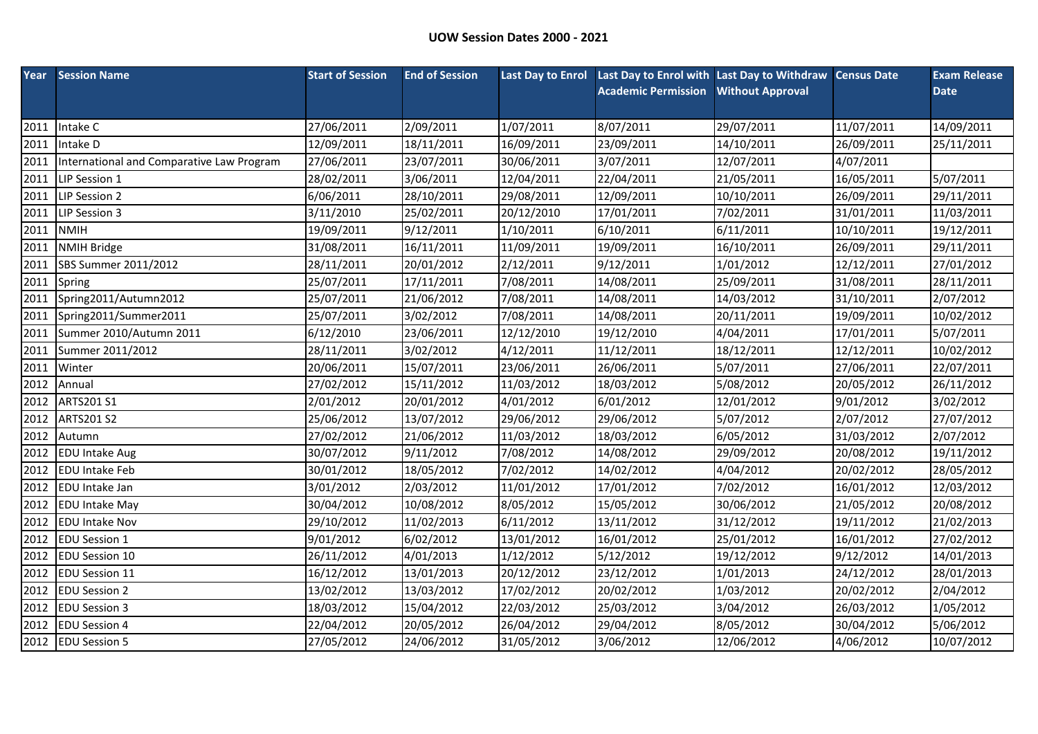## UOW Session Dates 2000 - 2021

| Year | Session Name | Start of Session | End of Session | Last Day to Enrol | Last Day to Enrol with Academic Permission | Last Day to Withdraw Without Approval | Census Date | Exam Release Date |
|---|---|---|---|---|---|---|---|---|
| 2011 | Intake C | 27/06/2011 | 2/09/2011 | 1/07/2011 | 8/07/2011 | 29/07/2011 | 11/07/2011 | 14/09/2011 |
| 2011 | Intake D | 12/09/2011 | 18/11/2011 | 16/09/2011 | 23/09/2011 | 14/10/2011 | 26/09/2011 | 25/11/2011 |
| 2011 | International and Comparative Law Program | 27/06/2011 | 23/07/2011 | 30/06/2011 | 3/07/2011 | 12/07/2011 | 4/07/2011 | |
| 2011 | LIP Session 1 | 28/02/2011 | 3/06/2011 | 12/04/2011 | 22/04/2011 | 21/05/2011 | 16/05/2011 | 5/07/2011 |
| 2011 | LIP Session 2 | 6/06/2011 | 28/10/2011 | 29/08/2011 | 12/09/2011 | 10/10/2011 | 26/09/2011 | 29/11/2011 |
| 2011 | LIP Session 3 | 3/11/2010 | 25/02/2011 | 20/12/2010 | 17/01/2011 | 7/02/2011 | 31/01/2011 | 11/03/2011 |
| 2011 | NMIH | 19/09/2011 | 9/12/2011 | 1/10/2011 | 6/10/2011 | 6/11/2011 | 10/10/2011 | 19/12/2011 |
| 2011 | NMIH Bridge | 31/08/2011 | 16/11/2011 | 11/09/2011 | 19/09/2011 | 16/10/2011 | 26/09/2011 | 29/11/2011 |
| 2011 | SBS Summer 2011/2012 | 28/11/2011 | 20/01/2012 | 2/12/2011 | 9/12/2011 | 1/01/2012 | 12/12/2011 | 27/01/2012 |
| 2011 | Spring | 25/07/2011 | 17/11/2011 | 7/08/2011 | 14/08/2011 | 25/09/2011 | 31/08/2011 | 28/11/2011 |
| 2011 | Spring2011/Autumn2012 | 25/07/2011 | 21/06/2012 | 7/08/2011 | 14/08/2011 | 14/03/2012 | 31/10/2011 | 2/07/2012 |
| 2011 | Spring2011/Summer2011 | 25/07/2011 | 3/02/2012 | 7/08/2011 | 14/08/2011 | 20/11/2011 | 19/09/2011 | 10/02/2012 |
| 2011 | Summer 2010/Autumn 2011 | 6/12/2010 | 23/06/2011 | 12/12/2010 | 19/12/2010 | 4/04/2011 | 17/01/2011 | 5/07/2011 |
| 2011 | Summer 2011/2012 | 28/11/2011 | 3/02/2012 | 4/12/2011 | 11/12/2011 | 18/12/2011 | 12/12/2011 | 10/02/2012 |
| 2011 | Winter | 20/06/2011 | 15/07/2011 | 23/06/2011 | 26/06/2011 | 5/07/2011 | 27/06/2011 | 22/07/2011 |
| 2012 | Annual | 27/02/2012 | 15/11/2012 | 11/03/2012 | 18/03/2012 | 5/08/2012 | 20/05/2012 | 26/11/2012 |
| 2012 | ARTS201 S1 | 2/01/2012 | 20/01/2012 | 4/01/2012 | 6/01/2012 | 12/01/2012 | 9/01/2012 | 3/02/2012 |
| 2012 | ARTS201 S2 | 25/06/2012 | 13/07/2012 | 29/06/2012 | 29/06/2012 | 5/07/2012 | 2/07/2012 | 27/07/2012 |
| 2012 | Autumn | 27/02/2012 | 21/06/2012 | 11/03/2012 | 18/03/2012 | 6/05/2012 | 31/03/2012 | 2/07/2012 |
| 2012 | EDU Intake Aug | 30/07/2012 | 9/11/2012 | 7/08/2012 | 14/08/2012 | 29/09/2012 | 20/08/2012 | 19/11/2012 |
| 2012 | EDU Intake Feb | 30/01/2012 | 18/05/2012 | 7/02/2012 | 14/02/2012 | 4/04/2012 | 20/02/2012 | 28/05/2012 |
| 2012 | EDU Intake Jan | 3/01/2012 | 2/03/2012 | 11/01/2012 | 17/01/2012 | 7/02/2012 | 16/01/2012 | 12/03/2012 |
| 2012 | EDU Intake May | 30/04/2012 | 10/08/2012 | 8/05/2012 | 15/05/2012 | 30/06/2012 | 21/05/2012 | 20/08/2012 |
| 2012 | EDU Intake Nov | 29/10/2012 | 11/02/2013 | 6/11/2012 | 13/11/2012 | 31/12/2012 | 19/11/2012 | 21/02/2013 |
| 2012 | EDU Session 1 | 9/01/2012 | 6/02/2012 | 13/01/2012 | 16/01/2012 | 25/01/2012 | 16/01/2012 | 27/02/2012 |
| 2012 | EDU Session 10 | 26/11/2012 | 4/01/2013 | 1/12/2012 | 5/12/2012 | 19/12/2012 | 9/12/2012 | 14/01/2013 |
| 2012 | EDU Session 11 | 16/12/2012 | 13/01/2013 | 20/12/2012 | 23/12/2012 | 1/01/2013 | 24/12/2012 | 28/01/2013 |
| 2012 | EDU Session 2 | 13/02/2012 | 13/03/2012 | 17/02/2012 | 20/02/2012 | 1/03/2012 | 20/02/2012 | 2/04/2012 |
| 2012 | EDU Session 3 | 18/03/2012 | 15/04/2012 | 22/03/2012 | 25/03/2012 | 3/04/2012 | 26/03/2012 | 1/05/2012 |
| 2012 | EDU Session 4 | 22/04/2012 | 20/05/2012 | 26/04/2012 | 29/04/2012 | 8/05/2012 | 30/04/2012 | 5/06/2012 |
| 2012 | EDU Session 5 | 27/05/2012 | 24/06/2012 | 31/05/2012 | 3/06/2012 | 12/06/2012 | 4/06/2012 | 10/07/2012 |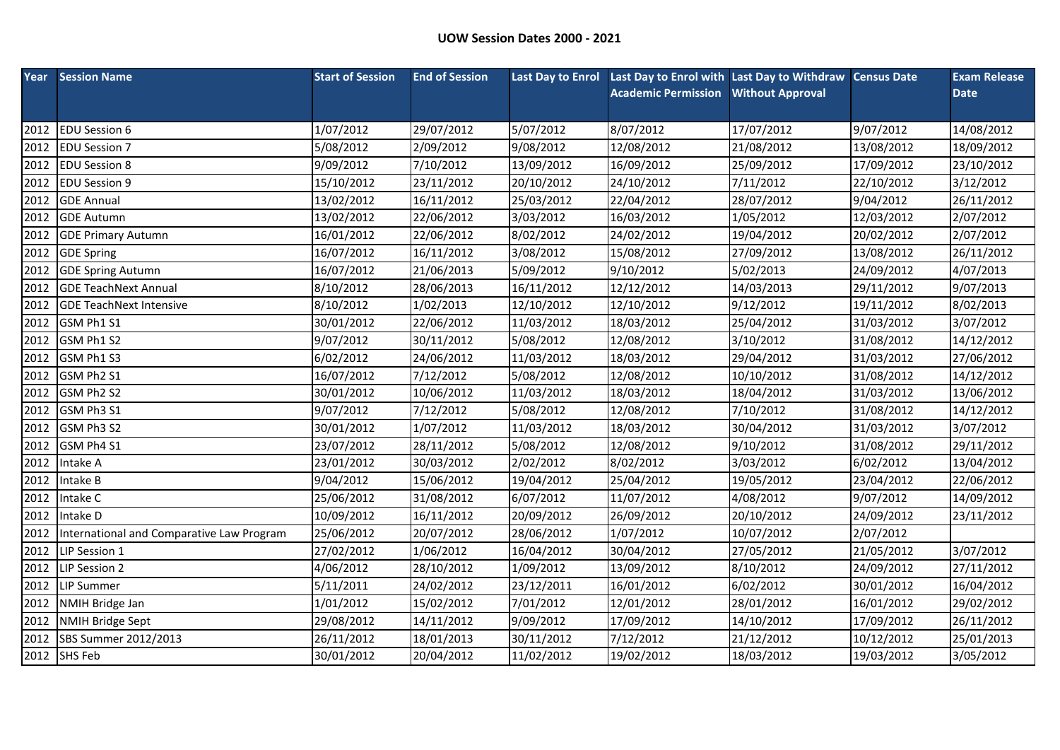# UOW Session Dates 2000 - 2021

| Year | Session Name | Start of Session | End of Session | Last Day to Enrol | Last Day to Enrol with Academic Permission | Last Day to Withdraw Without Approval | Census Date | Exam Release Date |
|---|---|---|---|---|---|---|---|---|
| 2012 | EDU Session 6 | 1/07/2012 | 29/07/2012 | 5/07/2012 | 8/07/2012 | 17/07/2012 | 9/07/2012 | 14/08/2012 |
| 2012 | EDU Session 7 | 5/08/2012 | 2/09/2012 | 9/08/2012 | 12/08/2012 | 21/08/2012 | 13/08/2012 | 18/09/2012 |
| 2012 | EDU Session 8 | 9/09/2012 | 7/10/2012 | 13/09/2012 | 16/09/2012 | 25/09/2012 | 17/09/2012 | 23/10/2012 |
| 2012 | EDU Session 9 | 15/10/2012 | 23/11/2012 | 20/10/2012 | 24/10/2012 | 7/11/2012 | 22/10/2012 | 3/12/2012 |
| 2012 | GDE Annual | 13/02/2012 | 16/11/2012 | 25/03/2012 | 22/04/2012 | 28/07/2012 | 9/04/2012 | 26/11/2012 |
| 2012 | GDE Autumn | 13/02/2012 | 22/06/2012 | 3/03/2012 | 16/03/2012 | 1/05/2012 | 12/03/2012 | 2/07/2012 |
| 2012 | GDE Primary Autumn | 16/01/2012 | 22/06/2012 | 8/02/2012 | 24/02/2012 | 19/04/2012 | 20/02/2012 | 2/07/2012 |
| 2012 | GDE Spring | 16/07/2012 | 16/11/2012 | 3/08/2012 | 15/08/2012 | 27/09/2012 | 13/08/2012 | 26/11/2012 |
| 2012 | GDE Spring Autumn | 16/07/2012 | 21/06/2013 | 5/09/2012 | 9/10/2012 | 5/02/2013 | 24/09/2012 | 4/07/2013 |
| 2012 | GDE TeachNext Annual | 8/10/2012 | 28/06/2013 | 16/11/2012 | 12/12/2012 | 14/03/2013 | 29/11/2012 | 9/07/2013 |
| 2012 | GDE TeachNext Intensive | 8/10/2012 | 1/02/2013 | 12/10/2012 | 12/10/2012 | 9/12/2012 | 19/11/2012 | 8/02/2013 |
| 2012 | GSM Ph1 S1 | 30/01/2012 | 22/06/2012 | 11/03/2012 | 18/03/2012 | 25/04/2012 | 31/03/2012 | 3/07/2012 |
| 2012 | GSM Ph1 S2 | 9/07/2012 | 30/11/2012 | 5/08/2012 | 12/08/2012 | 3/10/2012 | 31/08/2012 | 14/12/2012 |
| 2012 | GSM Ph1 S3 | 6/02/2012 | 24/06/2012 | 11/03/2012 | 18/03/2012 | 29/04/2012 | 31/03/2012 | 27/06/2012 |
| 2012 | GSM Ph2 S1 | 16/07/2012 | 7/12/2012 | 5/08/2012 | 12/08/2012 | 10/10/2012 | 31/08/2012 | 14/12/2012 |
| 2012 | GSM Ph2 S2 | 30/01/2012 | 10/06/2012 | 11/03/2012 | 18/03/2012 | 18/04/2012 | 31/03/2012 | 13/06/2012 |
| 2012 | GSM Ph3 S1 | 9/07/2012 | 7/12/2012 | 5/08/2012 | 12/08/2012 | 7/10/2012 | 31/08/2012 | 14/12/2012 |
| 2012 | GSM Ph3 S2 | 30/01/2012 | 1/07/2012 | 11/03/2012 | 18/03/2012 | 30/04/2012 | 31/03/2012 | 3/07/2012 |
| 2012 | GSM Ph4 S1 | 23/07/2012 | 28/11/2012 | 5/08/2012 | 12/08/2012 | 9/10/2012 | 31/08/2012 | 29/11/2012 |
| 2012 | Intake A | 23/01/2012 | 30/03/2012 | 2/02/2012 | 8/02/2012 | 3/03/2012 | 6/02/2012 | 13/04/2012 |
| 2012 | Intake B | 9/04/2012 | 15/06/2012 | 19/04/2012 | 25/04/2012 | 19/05/2012 | 23/04/2012 | 22/06/2012 |
| 2012 | Intake C | 25/06/2012 | 31/08/2012 | 6/07/2012 | 11/07/2012 | 4/08/2012 | 9/07/2012 | 14/09/2012 |
| 2012 | Intake D | 10/09/2012 | 16/11/2012 | 20/09/2012 | 26/09/2012 | 20/10/2012 | 24/09/2012 | 23/11/2012 |
| 2012 | International and Comparative Law Program | 25/06/2012 | 20/07/2012 | 28/06/2012 | 1/07/2012 | 10/07/2012 | 2/07/2012 | |
| 2012 | LIP Session 1 | 27/02/2012 | 1/06/2012 | 16/04/2012 | 30/04/2012 | 27/05/2012 | 21/05/2012 | 3/07/2012 |
| 2012 | LIP Session 2 | 4/06/2012 | 28/10/2012 | 1/09/2012 | 13/09/2012 | 8/10/2012 | 24/09/2012 | 27/11/2012 |
| 2012 | LIP Summer | 5/11/2011 | 24/02/2012 | 23/12/2011 | 16/01/2012 | 6/02/2012 | 30/01/2012 | 16/04/2012 |
| 2012 | NMIH Bridge Jan | 1/01/2012 | 15/02/2012 | 7/01/2012 | 12/01/2012 | 28/01/2012 | 16/01/2012 | 29/02/2012 |
| 2012 | NMIH Bridge Sept | 29/08/2012 | 14/11/2012 | 9/09/2012 | 17/09/2012 | 14/10/2012 | 17/09/2012 | 26/11/2012 |
| 2012 | SBS Summer 2012/2013 | 26/11/2012 | 18/01/2013 | 30/11/2012 | 7/12/2012 | 21/12/2012 | 10/12/2012 | 25/01/2013 |
| 2012 | SHS Feb | 30/01/2012 | 20/04/2012 | 11/02/2012 | 19/02/2012 | 18/03/2012 | 19/03/2012 | 3/05/2012 |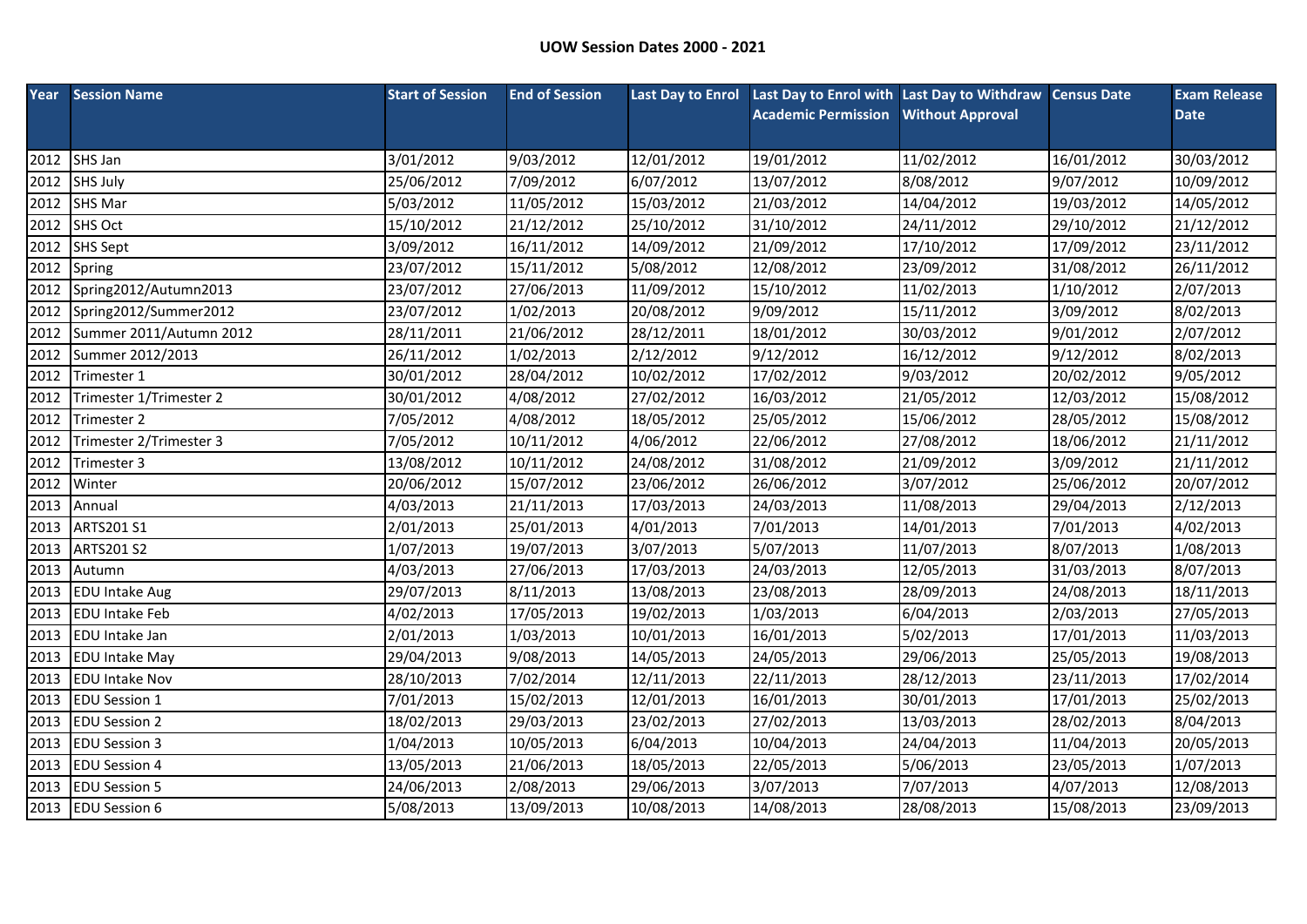**UOW Session Dates 2000 - 2021**

| Year | Session Name | Start of Session | End of Session | Last Day to Enrol | Last Day to Enrol with Academic Permission | Last Day to Withdraw Without Approval | Census Date | Exam Release Date |
|---|---|---|---|---|---|---|---|---|
| 2012 | SHS Jan | 3/01/2012 | 9/03/2012 | 12/01/2012 | 19/01/2012 | 11/02/2012 | 16/01/2012 | 30/03/2012 |
| 2012 | SHS July | 25/06/2012 | 7/09/2012 | 6/07/2012 | 13/07/2012 | 8/08/2012 | 9/07/2012 | 10/09/2012 |
| 2012 | SHS Mar | 5/03/2012 | 11/05/2012 | 15/03/2012 | 21/03/2012 | 14/04/2012 | 19/03/2012 | 14/05/2012 |
| 2012 | SHS Oct | 15/10/2012 | 21/12/2012 | 25/10/2012 | 31/10/2012 | 24/11/2012 | 29/10/2012 | 21/12/2012 |
| 2012 | SHS Sept | 3/09/2012 | 16/11/2012 | 14/09/2012 | 21/09/2012 | 17/10/2012 | 17/09/2012 | 23/11/2012 |
| 2012 | Spring | 23/07/2012 | 15/11/2012 | 5/08/2012 | 12/08/2012 | 23/09/2012 | 31/08/2012 | 26/11/2012 |
| 2012 | Spring2012/Autumn2013 | 23/07/2012 | 27/06/2013 | 11/09/2012 | 15/10/2012 | 11/02/2013 | 1/10/2012 | 2/07/2013 |
| 2012 | Spring2012/Summer2012 | 23/07/2012 | 1/02/2013 | 20/08/2012 | 9/09/2012 | 15/11/2012 | 3/09/2012 | 8/02/2013 |
| 2012 | Summer 2011/Autumn 2012 | 28/11/2011 | 21/06/2012 | 28/12/2011 | 18/01/2012 | 30/03/2012 | 9/01/2012 | 2/07/2012 |
| 2012 | Summer 2012/2013 | 26/11/2012 | 1/02/2013 | 2/12/2012 | 9/12/2012 | 16/12/2012 | 9/12/2012 | 8/02/2013 |
| 2012 | Trimester 1 | 30/01/2012 | 28/04/2012 | 10/02/2012 | 17/02/2012 | 9/03/2012 | 20/02/2012 | 9/05/2012 |
| 2012 | Trimester 1/Trimester 2 | 30/01/2012 | 4/08/2012 | 27/02/2012 | 16/03/2012 | 21/05/2012 | 12/03/2012 | 15/08/2012 |
| 2012 | Trimester 2 | 7/05/2012 | 4/08/2012 | 18/05/2012 | 25/05/2012 | 15/06/2012 | 28/05/2012 | 15/08/2012 |
| 2012 | Trimester 2/Trimester 3 | 7/05/2012 | 10/11/2012 | 4/06/2012 | 22/06/2012 | 27/08/2012 | 18/06/2012 | 21/11/2012 |
| 2012 | Trimester 3 | 13/08/2012 | 10/11/2012 | 24/08/2012 | 31/08/2012 | 21/09/2012 | 3/09/2012 | 21/11/2012 |
| 2012 | Winter | 20/06/2012 | 15/07/2012 | 23/06/2012 | 26/06/2012 | 3/07/2012 | 25/06/2012 | 20/07/2012 |
| 2013 | Annual | 4/03/2013 | 21/11/2013 | 17/03/2013 | 24/03/2013 | 11/08/2013 | 29/04/2013 | 2/12/2013 |
| 2013 | ARTS201 S1 | 2/01/2013 | 25/01/2013 | 4/01/2013 | 7/01/2013 | 14/01/2013 | 7/01/2013 | 4/02/2013 |
| 2013 | ARTS201 S2 | 1/07/2013 | 19/07/2013 | 3/07/2013 | 5/07/2013 | 11/07/2013 | 8/07/2013 | 1/08/2013 |
| 2013 | Autumn | 4/03/2013 | 27/06/2013 | 17/03/2013 | 24/03/2013 | 12/05/2013 | 31/03/2013 | 8/07/2013 |
| 2013 | EDU Intake Aug | 29/07/2013 | 8/11/2013 | 13/08/2013 | 23/08/2013 | 28/09/2013 | 24/08/2013 | 18/11/2013 |
| 2013 | EDU Intake Feb | 4/02/2013 | 17/05/2013 | 19/02/2013 | 1/03/2013 | 6/04/2013 | 2/03/2013 | 27/05/2013 |
| 2013 | EDU Intake Jan | 2/01/2013 | 1/03/2013 | 10/01/2013 | 16/01/2013 | 5/02/2013 | 17/01/2013 | 11/03/2013 |
| 2013 | EDU Intake May | 29/04/2013 | 9/08/2013 | 14/05/2013 | 24/05/2013 | 29/06/2013 | 25/05/2013 | 19/08/2013 |
| 2013 | EDU Intake Nov | 28/10/2013 | 7/02/2014 | 12/11/2013 | 22/11/2013 | 28/12/2013 | 23/11/2013 | 17/02/2014 |
| 2013 | EDU Session 1 | 7/01/2013 | 15/02/2013 | 12/01/2013 | 16/01/2013 | 30/01/2013 | 17/01/2013 | 25/02/2013 |
| 2013 | EDU Session 2 | 18/02/2013 | 29/03/2013 | 23/02/2013 | 27/02/2013 | 13/03/2013 | 28/02/2013 | 8/04/2013 |
| 2013 | EDU Session 3 | 1/04/2013 | 10/05/2013 | 6/04/2013 | 10/04/2013 | 24/04/2013 | 11/04/2013 | 20/05/2013 |
| 2013 | EDU Session 4 | 13/05/2013 | 21/06/2013 | 18/05/2013 | 22/05/2013 | 5/06/2013 | 23/05/2013 | 1/07/2013 |
| 2013 | EDU Session 5 | 24/06/2013 | 2/08/2013 | 29/06/2013 | 3/07/2013 | 7/07/2013 | 4/07/2013 | 12/08/2013 |
| 2013 | EDU Session 6 | 5/08/2013 | 13/09/2013 | 10/08/2013 | 14/08/2013 | 28/08/2013 | 15/08/2013 | 23/09/2013 |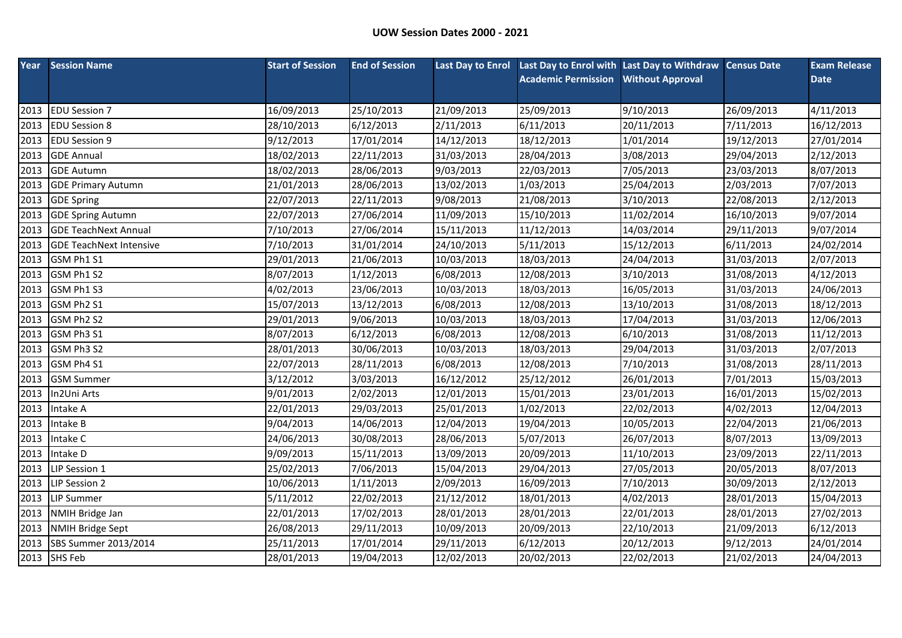## UOW Session Dates 2000 - 2021

| Year | Session Name | Start of Session | End of Session | Last Day to Enrol | Last Day to Enrol with Academic Permission | Last Day to Withdraw Without Approval | Census Date | Exam Release Date |
|---|---|---|---|---|---|---|---|---|
| 2013 | EDU Session 7 | 16/09/2013 | 25/10/2013 | 21/09/2013 | 25/09/2013 | 9/10/2013 | 26/09/2013 | 4/11/2013 |
| 2013 | EDU Session 8 | 28/10/2013 | 6/12/2013 | 2/11/2013 | 6/11/2013 | 20/11/2013 | 7/11/2013 | 16/12/2013 |
| 2013 | EDU Session 9 | 9/12/2013 | 17/01/2014 | 14/12/2013 | 18/12/2013 | 1/01/2014 | 19/12/2013 | 27/01/2014 |
| 2013 | GDE Annual | 18/02/2013 | 22/11/2013 | 31/03/2013 | 28/04/2013 | 3/08/2013 | 29/04/2013 | 2/12/2013 |
| 2013 | GDE Autumn | 18/02/2013 | 28/06/2013 | 9/03/2013 | 22/03/2013 | 7/05/2013 | 23/03/2013 | 8/07/2013 |
| 2013 | GDE Primary Autumn | 21/01/2013 | 28/06/2013 | 13/02/2013 | 1/03/2013 | 25/04/2013 | 2/03/2013 | 7/07/2013 |
| 2013 | GDE Spring | 22/07/2013 | 22/11/2013 | 9/08/2013 | 21/08/2013 | 3/10/2013 | 22/08/2013 | 2/12/2013 |
| 2013 | GDE Spring Autumn | 22/07/2013 | 27/06/2014 | 11/09/2013 | 15/10/2013 | 11/02/2014 | 16/10/2013 | 9/07/2014 |
| 2013 | GDE TeachNext Annual | 7/10/2013 | 27/06/2014 | 15/11/2013 | 11/12/2013 | 14/03/2014 | 29/11/2013 | 9/07/2014 |
| 2013 | GDE TeachNext Intensive | 7/10/2013 | 31/01/2014 | 24/10/2013 | 5/11/2013 | 15/12/2013 | 6/11/2013 | 24/02/2014 |
| 2013 | GSM Ph1 S1 | 29/01/2013 | 21/06/2013 | 10/03/2013 | 18/03/2013 | 24/04/2013 | 31/03/2013 | 2/07/2013 |
| 2013 | GSM Ph1 S2 | 8/07/2013 | 1/12/2013 | 6/08/2013 | 12/08/2013 | 3/10/2013 | 31/08/2013 | 4/12/2013 |
| 2013 | GSM Ph1 S3 | 4/02/2013 | 23/06/2013 | 10/03/2013 | 18/03/2013 | 16/05/2013 | 31/03/2013 | 24/06/2013 |
| 2013 | GSM Ph2 S1 | 15/07/2013 | 13/12/2013 | 6/08/2013 | 12/08/2013 | 13/10/2013 | 31/08/2013 | 18/12/2013 |
| 2013 | GSM Ph2 S2 | 29/01/2013 | 9/06/2013 | 10/03/2013 | 18/03/2013 | 17/04/2013 | 31/03/2013 | 12/06/2013 |
| 2013 | GSM Ph3 S1 | 8/07/2013 | 6/12/2013 | 6/08/2013 | 12/08/2013 | 6/10/2013 | 31/08/2013 | 11/12/2013 |
| 2013 | GSM Ph3 S2 | 28/01/2013 | 30/06/2013 | 10/03/2013 | 18/03/2013 | 29/04/2013 | 31/03/2013 | 2/07/2013 |
| 2013 | GSM Ph4 S1 | 22/07/2013 | 28/11/2013 | 6/08/2013 | 12/08/2013 | 7/10/2013 | 31/08/2013 | 28/11/2013 |
| 2013 | GSM Summer | 3/12/2012 | 3/03/2013 | 16/12/2012 | 25/12/2012 | 26/01/2013 | 7/01/2013 | 15/03/2013 |
| 2013 | In2Uni Arts | 9/01/2013 | 2/02/2013 | 12/01/2013 | 15/01/2013 | 23/01/2013 | 16/01/2013 | 15/02/2013 |
| 2013 | Intake A | 22/01/2013 | 29/03/2013 | 25/01/2013 | 1/02/2013 | 22/02/2013 | 4/02/2013 | 12/04/2013 |
| 2013 | Intake B | 9/04/2013 | 14/06/2013 | 12/04/2013 | 19/04/2013 | 10/05/2013 | 22/04/2013 | 21/06/2013 |
| 2013 | Intake C | 24/06/2013 | 30/08/2013 | 28/06/2013 | 5/07/2013 | 26/07/2013 | 8/07/2013 | 13/09/2013 |
| 2013 | Intake D | 9/09/2013 | 15/11/2013 | 13/09/2013 | 20/09/2013 | 11/10/2013 | 23/09/2013 | 22/11/2013 |
| 2013 | LIP Session 1 | 25/02/2013 | 7/06/2013 | 15/04/2013 | 29/04/2013 | 27/05/2013 | 20/05/2013 | 8/07/2013 |
| 2013 | LIP Session 2 | 10/06/2013 | 1/11/2013 | 2/09/2013 | 16/09/2013 | 7/10/2013 | 30/09/2013 | 2/12/2013 |
| 2013 | LIP Summer | 5/11/2012 | 22/02/2013 | 21/12/2012 | 18/01/2013 | 4/02/2013 | 28/01/2013 | 15/04/2013 |
| 2013 | NMIH Bridge Jan | 22/01/2013 | 17/02/2013 | 28/01/2013 | 28/01/2013 | 22/01/2013 | 28/01/2013 | 27/02/2013 |
| 2013 | NMIH Bridge Sept | 26/08/2013 | 29/11/2013 | 10/09/2013 | 20/09/2013 | 22/10/2013 | 21/09/2013 | 6/12/2013 |
| 2013 | SBS Summer 2013/2014 | 25/11/2013 | 17/01/2014 | 29/11/2013 | 6/12/2013 | 20/12/2013 | 9/12/2013 | 24/01/2014 |
| 2013 | SHS Feb | 28/01/2013 | 19/04/2013 | 12/02/2013 | 20/02/2013 | 22/02/2013 | 21/02/2013 | 24/04/2013 |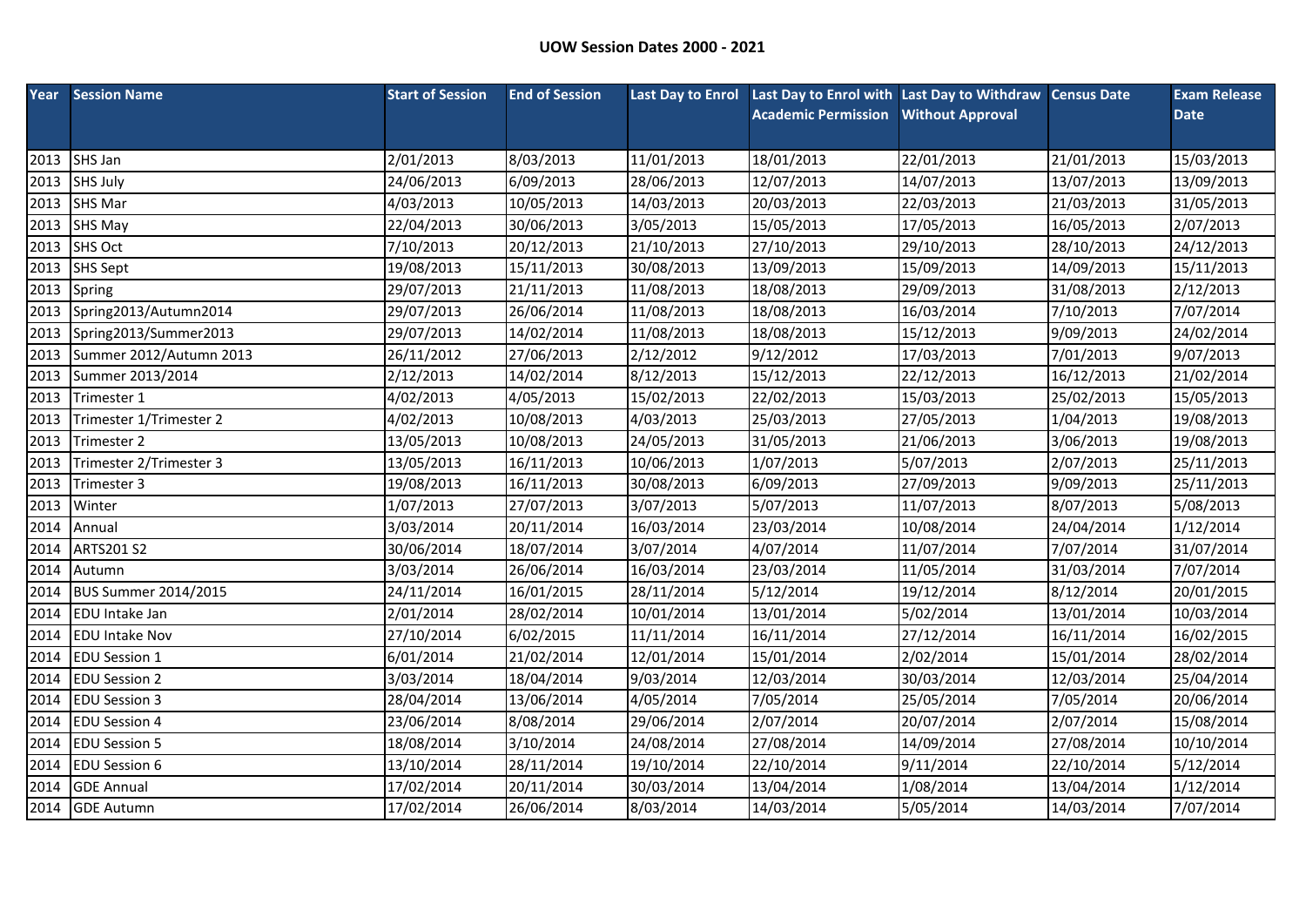**UOW Session Dates 2000 - 2021**

| Year | Session Name | Start of Session | End of Session | Last Day to Enrol | Last Day to Enrol with Academic Permission | Last Day to Withdraw Without Approval | Census Date | Exam Release Date |
|---|---|---|---|---|---|---|---|---|
| 2013 | SHS Jan | 2/01/2013 | 8/03/2013 | 11/01/2013 | 18/01/2013 | 22/01/2013 | 21/01/2013 | 15/03/2013 |
| 2013 | SHS July | 24/06/2013 | 6/09/2013 | 28/06/2013 | 12/07/2013 | 14/07/2013 | 13/07/2013 | 13/09/2013 |
| 2013 | SHS Mar | 4/03/2013 | 10/05/2013 | 14/03/2013 | 20/03/2013 | 22/03/2013 | 21/03/2013 | 31/05/2013 |
| 2013 | SHS May | 22/04/2013 | 30/06/2013 | 3/05/2013 | 15/05/2013 | 17/05/2013 | 16/05/2013 | 2/07/2013 |
| 2013 | SHS Oct | 7/10/2013 | 20/12/2013 | 21/10/2013 | 27/10/2013 | 29/10/2013 | 28/10/2013 | 24/12/2013 |
| 2013 | SHS Sept | 19/08/2013 | 15/11/2013 | 30/08/2013 | 13/09/2013 | 15/09/2013 | 14/09/2013 | 15/11/2013 |
| 2013 | Spring | 29/07/2013 | 21/11/2013 | 11/08/2013 | 18/08/2013 | 29/09/2013 | 31/08/2013 | 2/12/2013 |
| 2013 | Spring2013/Autumn2014 | 29/07/2013 | 26/06/2014 | 11/08/2013 | 18/08/2013 | 16/03/2014 | 7/10/2013 | 7/07/2014 |
| 2013 | Spring2013/Summer2013 | 29/07/2013 | 14/02/2014 | 11/08/2013 | 18/08/2013 | 15/12/2013 | 9/09/2013 | 24/02/2014 |
| 2013 | Summer 2012/Autumn 2013 | 26/11/2012 | 27/06/2013 | 2/12/2012 | 9/12/2012 | 17/03/2013 | 7/01/2013 | 9/07/2013 |
| 2013 | Summer 2013/2014 | 2/12/2013 | 14/02/2014 | 8/12/2013 | 15/12/2013 | 22/12/2013 | 16/12/2013 | 21/02/2014 |
| 2013 | Trimester 1 | 4/02/2013 | 4/05/2013 | 15/02/2013 | 22/02/2013 | 15/03/2013 | 25/02/2013 | 15/05/2013 |
| 2013 | Trimester 1/Trimester 2 | 4/02/2013 | 10/08/2013 | 4/03/2013 | 25/03/2013 | 27/05/2013 | 1/04/2013 | 19/08/2013 |
| 2013 | Trimester 2 | 13/05/2013 | 10/08/2013 | 24/05/2013 | 31/05/2013 | 21/06/2013 | 3/06/2013 | 19/08/2013 |
| 2013 | Trimester 2/Trimester 3 | 13/05/2013 | 16/11/2013 | 10/06/2013 | 1/07/2013 | 5/07/2013 | 2/07/2013 | 25/11/2013 |
| 2013 | Trimester 3 | 19/08/2013 | 16/11/2013 | 30/08/2013 | 6/09/2013 | 27/09/2013 | 9/09/2013 | 25/11/2013 |
| 2013 | Winter | 1/07/2013 | 27/07/2013 | 3/07/2013 | 5/07/2013 | 11/07/2013 | 8/07/2013 | 5/08/2013 |
| 2014 | Annual | 3/03/2014 | 20/11/2014 | 16/03/2014 | 23/03/2014 | 10/08/2014 | 24/04/2014 | 1/12/2014 |
| 2014 | ARTS201 S2 | 30/06/2014 | 18/07/2014 | 3/07/2014 | 4/07/2014 | 11/07/2014 | 7/07/2014 | 31/07/2014 |
| 2014 | Autumn | 3/03/2014 | 26/06/2014 | 16/03/2014 | 23/03/2014 | 11/05/2014 | 31/03/2014 | 7/07/2014 |
| 2014 | BUS Summer 2014/2015 | 24/11/2014 | 16/01/2015 | 28/11/2014 | 5/12/2014 | 19/12/2014 | 8/12/2014 | 20/01/2015 |
| 2014 | EDU Intake Jan | 2/01/2014 | 28/02/2014 | 10/01/2014 | 13/01/2014 | 5/02/2014 | 13/01/2014 | 10/03/2014 |
| 2014 | EDU Intake Nov | 27/10/2014 | 6/02/2015 | 11/11/2014 | 16/11/2014 | 27/12/2014 | 16/11/2014 | 16/02/2015 |
| 2014 | EDU Session 1 | 6/01/2014 | 21/02/2014 | 12/01/2014 | 15/01/2014 | 2/02/2014 | 15/01/2014 | 28/02/2014 |
| 2014 | EDU Session 2 | 3/03/2014 | 18/04/2014 | 9/03/2014 | 12/03/2014 | 30/03/2014 | 12/03/2014 | 25/04/2014 |
| 2014 | EDU Session 3 | 28/04/2014 | 13/06/2014 | 4/05/2014 | 7/05/2014 | 25/05/2014 | 7/05/2014 | 20/06/2014 |
| 2014 | EDU Session 4 | 23/06/2014 | 8/08/2014 | 29/06/2014 | 2/07/2014 | 20/07/2014 | 2/07/2014 | 15/08/2014 |
| 2014 | EDU Session 5 | 18/08/2014 | 3/10/2014 | 24/08/2014 | 27/08/2014 | 14/09/2014 | 27/08/2014 | 10/10/2014 |
| 2014 | EDU Session 6 | 13/10/2014 | 28/11/2014 | 19/10/2014 | 22/10/2014 | 9/11/2014 | 22/10/2014 | 5/12/2014 |
| 2014 | GDE Annual | 17/02/2014 | 20/11/2014 | 30/03/2014 | 13/04/2014 | 1/08/2014 | 13/04/2014 | 1/12/2014 |
| 2014 | GDE Autumn | 17/02/2014 | 26/06/2014 | 8/03/2014 | 14/03/2014 | 5/05/2014 | 14/03/2014 | 7/07/2014 |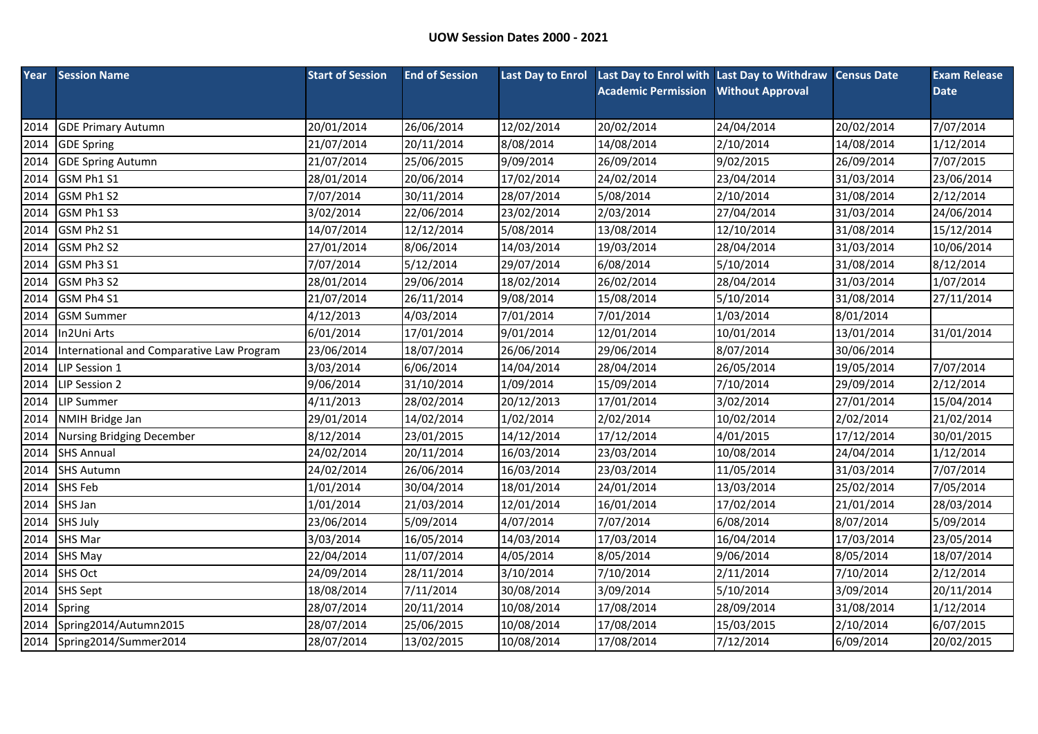**UOW Session Dates 2000 - 2021**

| Year | Session Name | Start of Session | End of Session | Last Day to Enrol | Last Day to Enrol with Academic Permission | Last Day to Withdraw Without Approval | Census Date | Exam Release Date |
|---|---|---|---|---|---|---|---|---|
| 2014 | GDE Primary Autumn | 20/01/2014 | 26/06/2014 | 12/02/2014 | 20/02/2014 | 24/04/2014 | 20/02/2014 | 7/07/2014 |
| 2014 | GDE Spring | 21/07/2014 | 20/11/2014 | 8/08/2014 | 14/08/2014 | 2/10/2014 | 14/08/2014 | 1/12/2014 |
| 2014 | GDE Spring Autumn | 21/07/2014 | 25/06/2015 | 9/09/2014 | 26/09/2014 | 9/02/2015 | 26/09/2014 | 7/07/2015 |
| 2014 | GSM Ph1 S1 | 28/01/2014 | 20/06/2014 | 17/02/2014 | 24/02/2014 | 23/04/2014 | 31/03/2014 | 23/06/2014 |
| 2014 | GSM Ph1 S2 | 7/07/2014 | 30/11/2014 | 28/07/2014 | 5/08/2014 | 2/10/2014 | 31/08/2014 | 2/12/2014 |
| 2014 | GSM Ph1 S3 | 3/02/2014 | 22/06/2014 | 23/02/2014 | 2/03/2014 | 27/04/2014 | 31/03/2014 | 24/06/2014 |
| 2014 | GSM Ph2 S1 | 14/07/2014 | 12/12/2014 | 5/08/2014 | 13/08/2014 | 12/10/2014 | 31/08/2014 | 15/12/2014 |
| 2014 | GSM Ph2 S2 | 27/01/2014 | 8/06/2014 | 14/03/2014 | 19/03/2014 | 28/04/2014 | 31/03/2014 | 10/06/2014 |
| 2014 | GSM Ph3 S1 | 7/07/2014 | 5/12/2014 | 29/07/2014 | 6/08/2014 | 5/10/2014 | 31/08/2014 | 8/12/2014 |
| 2014 | GSM Ph3 S2 | 28/01/2014 | 29/06/2014 | 18/02/2014 | 26/02/2014 | 28/04/2014 | 31/03/2014 | 1/07/2014 |
| 2014 | GSM Ph4 S1 | 21/07/2014 | 26/11/2014 | 9/08/2014 | 15/08/2014 | 5/10/2014 | 31/08/2014 | 27/11/2014 |
| 2014 | GSM Summer | 4/12/2013 | 4/03/2014 | 7/01/2014 | 7/01/2014 | 1/03/2014 | 8/01/2014 | |
| 2014 | In2Uni Arts | 6/01/2014 | 17/01/2014 | 9/01/2014 | 12/01/2014 | 10/01/2014 | 13/01/2014 | 31/01/2014 |
| 2014 | International and Comparative Law Program | 23/06/2014 | 18/07/2014 | 26/06/2014 | 29/06/2014 | 8/07/2014 | 30/06/2014 | |
| 2014 | LIP Session 1 | 3/03/2014 | 6/06/2014 | 14/04/2014 | 28/04/2014 | 26/05/2014 | 19/05/2014 | 7/07/2014 |
| 2014 | LIP Session 2 | 9/06/2014 | 31/10/2014 | 1/09/2014 | 15/09/2014 | 7/10/2014 | 29/09/2014 | 2/12/2014 |
| 2014 | LIP Summer | 4/11/2013 | 28/02/2014 | 20/12/2013 | 17/01/2014 | 3/02/2014 | 27/01/2014 | 15/04/2014 |
| 2014 | NMIH Bridge Jan | 29/01/2014 | 14/02/2014 | 1/02/2014 | 2/02/2014 | 10/02/2014 | 2/02/2014 | 21/02/2014 |
| 2014 | Nursing Bridging December | 8/12/2014 | 23/01/2015 | 14/12/2014 | 17/12/2014 | 4/01/2015 | 17/12/2014 | 30/01/2015 |
| 2014 | SHS Annual | 24/02/2014 | 20/11/2014 | 16/03/2014 | 23/03/2014 | 10/08/2014 | 24/04/2014 | 1/12/2014 |
| 2014 | SHS Autumn | 24/02/2014 | 26/06/2014 | 16/03/2014 | 23/03/2014 | 11/05/2014 | 31/03/2014 | 7/07/2014 |
| 2014 | SHS Feb | 1/01/2014 | 30/04/2014 | 18/01/2014 | 24/01/2014 | 13/03/2014 | 25/02/2014 | 7/05/2014 |
| 2014 | SHS Jan | 1/01/2014 | 21/03/2014 | 12/01/2014 | 16/01/2014 | 17/02/2014 | 21/01/2014 | 28/03/2014 |
| 2014 | SHS July | 23/06/2014 | 5/09/2014 | 4/07/2014 | 7/07/2014 | 6/08/2014 | 8/07/2014 | 5/09/2014 |
| 2014 | SHS Mar | 3/03/2014 | 16/05/2014 | 14/03/2014 | 17/03/2014 | 16/04/2014 | 17/03/2014 | 23/05/2014 |
| 2014 | SHS May | 22/04/2014 | 11/07/2014 | 4/05/2014 | 8/05/2014 | 9/06/2014 | 8/05/2014 | 18/07/2014 |
| 2014 | SHS Oct | 24/09/2014 | 28/11/2014 | 3/10/2014 | 7/10/2014 | 2/11/2014 | 7/10/2014 | 2/12/2014 |
| 2014 | SHS Sept | 18/08/2014 | 7/11/2014 | 30/08/2014 | 3/09/2014 | 5/10/2014 | 3/09/2014 | 20/11/2014 |
| 2014 | Spring | 28/07/2014 | 20/11/2014 | 10/08/2014 | 17/08/2014 | 28/09/2014 | 31/08/2014 | 1/12/2014 |
| 2014 | Spring2014/Autumn2015 | 28/07/2014 | 25/06/2015 | 10/08/2014 | 17/08/2014 | 15/03/2015 | 2/10/2014 | 6/07/2015 |
| 2014 | Spring2014/Summer2014 | 28/07/2014 | 13/02/2015 | 10/08/2014 | 17/08/2014 | 7/12/2014 | 6/09/2014 | 20/02/2015 |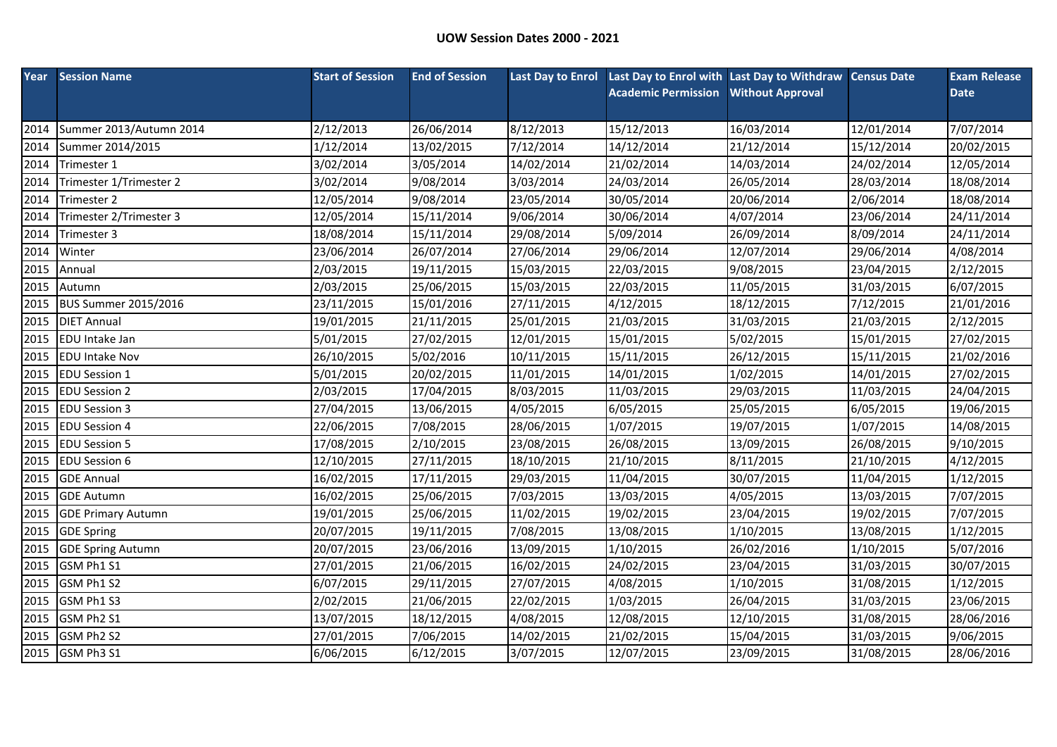## UOW Session Dates 2000 - 2021

| Year | Session Name | Start of Session | End of Session | Last Day to Enrol | Last Day to Enrol with Academic Permission | Last Day to Withdraw Without Approval | Census Date | Exam Release Date |
|---|---|---|---|---|---|---|---|---|
| 2014 | Summer 2013/Autumn 2014 | 2/12/2013 | 26/06/2014 | 8/12/2013 | 15/12/2013 | 16/03/2014 | 12/01/2014 | 7/07/2014 |
| 2014 | Summer 2014/2015 | 1/12/2014 | 13/02/2015 | 7/12/2014 | 14/12/2014 | 21/12/2014 | 15/12/2014 | 20/02/2015 |
| 2014 | Trimester 1 | 3/02/2014 | 3/05/2014 | 14/02/2014 | 21/02/2014 | 14/03/2014 | 24/02/2014 | 12/05/2014 |
| 2014 | Trimester 1/Trimester 2 | 3/02/2014 | 9/08/2014 | 3/03/2014 | 24/03/2014 | 26/05/2014 | 28/03/2014 | 18/08/2014 |
| 2014 | Trimester 2 | 12/05/2014 | 9/08/2014 | 23/05/2014 | 30/05/2014 | 20/06/2014 | 2/06/2014 | 18/08/2014 |
| 2014 | Trimester 2/Trimester 3 | 12/05/2014 | 15/11/2014 | 9/06/2014 | 30/06/2014 | 4/07/2014 | 23/06/2014 | 24/11/2014 |
| 2014 | Trimester 3 | 18/08/2014 | 15/11/2014 | 29/08/2014 | 5/09/2014 | 26/09/2014 | 8/09/2014 | 24/11/2014 |
| 2014 | Winter | 23/06/2014 | 26/07/2014 | 27/06/2014 | 29/06/2014 | 12/07/2014 | 29/06/2014 | 4/08/2014 |
| 2015 | Annual | 2/03/2015 | 19/11/2015 | 15/03/2015 | 22/03/2015 | 9/08/2015 | 23/04/2015 | 2/12/2015 |
| 2015 | Autumn | 2/03/2015 | 25/06/2015 | 15/03/2015 | 22/03/2015 | 11/05/2015 | 31/03/2015 | 6/07/2015 |
| 2015 | BUS Summer 2015/2016 | 23/11/2015 | 15/01/2016 | 27/11/2015 | 4/12/2015 | 18/12/2015 | 7/12/2015 | 21/01/2016 |
| 2015 | DIET Annual | 19/01/2015 | 21/11/2015 | 25/01/2015 | 21/03/2015 | 31/03/2015 | 21/03/2015 | 2/12/2015 |
| 2015 | EDU Intake Jan | 5/01/2015 | 27/02/2015 | 12/01/2015 | 15/01/2015 | 5/02/2015 | 15/01/2015 | 27/02/2015 |
| 2015 | EDU Intake Nov | 26/10/2015 | 5/02/2016 | 10/11/2015 | 15/11/2015 | 26/12/2015 | 15/11/2015 | 21/02/2016 |
| 2015 | EDU Session 1 | 5/01/2015 | 20/02/2015 | 11/01/2015 | 14/01/2015 | 1/02/2015 | 14/01/2015 | 27/02/2015 |
| 2015 | EDU Session 2 | 2/03/2015 | 17/04/2015 | 8/03/2015 | 11/03/2015 | 29/03/2015 | 11/03/2015 | 24/04/2015 |
| 2015 | EDU Session 3 | 27/04/2015 | 13/06/2015 | 4/05/2015 | 6/05/2015 | 25/05/2015 | 6/05/2015 | 19/06/2015 |
| 2015 | EDU Session 4 | 22/06/2015 | 7/08/2015 | 28/06/2015 | 1/07/2015 | 19/07/2015 | 1/07/2015 | 14/08/2015 |
| 2015 | EDU Session 5 | 17/08/2015 | 2/10/2015 | 23/08/2015 | 26/08/2015 | 13/09/2015 | 26/08/2015 | 9/10/2015 |
| 2015 | EDU Session 6 | 12/10/2015 | 27/11/2015 | 18/10/2015 | 21/10/2015 | 8/11/2015 | 21/10/2015 | 4/12/2015 |
| 2015 | GDE Annual | 16/02/2015 | 17/11/2015 | 29/03/2015 | 11/04/2015 | 30/07/2015 | 11/04/2015 | 1/12/2015 |
| 2015 | GDE Autumn | 16/02/2015 | 25/06/2015 | 7/03/2015 | 13/03/2015 | 4/05/2015 | 13/03/2015 | 7/07/2015 |
| 2015 | GDE Primary Autumn | 19/01/2015 | 25/06/2015 | 11/02/2015 | 19/02/2015 | 23/04/2015 | 19/02/2015 | 7/07/2015 |
| 2015 | GDE Spring | 20/07/2015 | 19/11/2015 | 7/08/2015 | 13/08/2015 | 1/10/2015 | 13/08/2015 | 1/12/2015 |
| 2015 | GDE Spring Autumn | 20/07/2015 | 23/06/2016 | 13/09/2015 | 1/10/2015 | 26/02/2016 | 1/10/2015 | 5/07/2016 |
| 2015 | GSM Ph1 S1 | 27/01/2015 | 21/06/2015 | 16/02/2015 | 24/02/2015 | 23/04/2015 | 31/03/2015 | 30/07/2015 |
| 2015 | GSM Ph1 S2 | 6/07/2015 | 29/11/2015 | 27/07/2015 | 4/08/2015 | 1/10/2015 | 31/08/2015 | 1/12/2015 |
| 2015 | GSM Ph1 S3 | 2/02/2015 | 21/06/2015 | 22/02/2015 | 1/03/2015 | 26/04/2015 | 31/03/2015 | 23/06/2015 |
| 2015 | GSM Ph2 S1 | 13/07/2015 | 18/12/2015 | 4/08/2015 | 12/08/2015 | 12/10/2015 | 31/08/2015 | 28/06/2016 |
| 2015 | GSM Ph2 S2 | 27/01/2015 | 7/06/2015 | 14/02/2015 | 21/02/2015 | 15/04/2015 | 31/03/2015 | 9/06/2015 |
| 2015 | GSM Ph3 S1 | 6/06/2015 | 6/12/2015 | 3/07/2015 | 12/07/2015 | 23/09/2015 | 31/08/2015 | 28/06/2016 |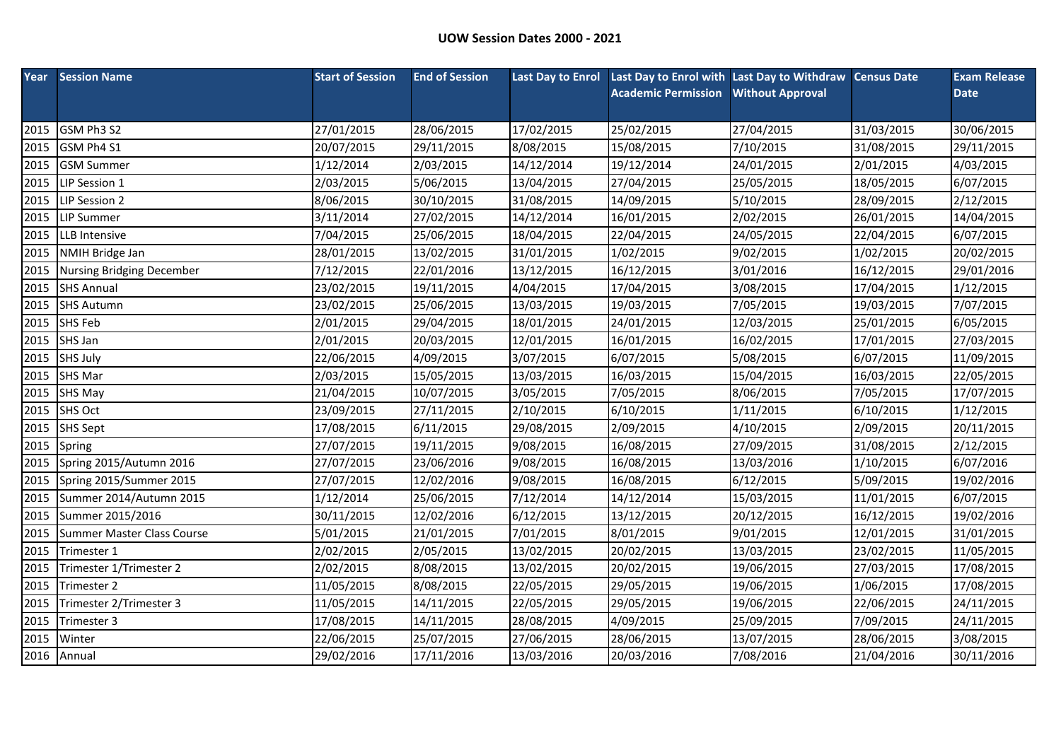**UOW Session Dates 2000 - 2021**

| Year | Session Name | Start of Session | End of Session | Last Day to Enrol | Last Day to Enrol with Academic Permission | Last Day to Withdraw Without Approval | Census Date | Exam Release Date |
|---|---|---|---|---|---|---|---|---|
| 2015 | GSM Ph3 S2 | 27/01/2015 | 28/06/2015 | 17/02/2015 | 25/02/2015 | 27/04/2015 | 31/03/2015 | 30/06/2015 |
| 2015 | GSM Ph4 S1 | 20/07/2015 | 29/11/2015 | 8/08/2015 | 15/08/2015 | 7/10/2015 | 31/08/2015 | 29/11/2015 |
| 2015 | GSM Summer | 1/12/2014 | 2/03/2015 | 14/12/2014 | 19/12/2014 | 24/01/2015 | 2/01/2015 | 4/03/2015 |
| 2015 | LIP Session 1 | 2/03/2015 | 5/06/2015 | 13/04/2015 | 27/04/2015 | 25/05/2015 | 18/05/2015 | 6/07/2015 |
| 2015 | LIP Session 2 | 8/06/2015 | 30/10/2015 | 31/08/2015 | 14/09/2015 | 5/10/2015 | 28/09/2015 | 2/12/2015 |
| 2015 | LIP Summer | 3/11/2014 | 27/02/2015 | 14/12/2014 | 16/01/2015 | 2/02/2015 | 26/01/2015 | 14/04/2015 |
| 2015 | LLB Intensive | 7/04/2015 | 25/06/2015 | 18/04/2015 | 22/04/2015 | 24/05/2015 | 22/04/2015 | 6/07/2015 |
| 2015 | NMIH Bridge Jan | 28/01/2015 | 13/02/2015 | 31/01/2015 | 1/02/2015 | 9/02/2015 | 1/02/2015 | 20/02/2015 |
| 2015 | Nursing Bridging December | 7/12/2015 | 22/01/2016 | 13/12/2015 | 16/12/2015 | 3/01/2016 | 16/12/2015 | 29/01/2016 |
| 2015 | SHS Annual | 23/02/2015 | 19/11/2015 | 4/04/2015 | 17/04/2015 | 3/08/2015 | 17/04/2015 | 1/12/2015 |
| 2015 | SHS Autumn | 23/02/2015 | 25/06/2015 | 13/03/2015 | 19/03/2015 | 7/05/2015 | 19/03/2015 | 7/07/2015 |
| 2015 | SHS Feb | 2/01/2015 | 29/04/2015 | 18/01/2015 | 24/01/2015 | 12/03/2015 | 25/01/2015 | 6/05/2015 |
| 2015 | SHS Jan | 2/01/2015 | 20/03/2015 | 12/01/2015 | 16/01/2015 | 16/02/2015 | 17/01/2015 | 27/03/2015 |
| 2015 | SHS July | 22/06/2015 | 4/09/2015 | 3/07/2015 | 6/07/2015 | 5/08/2015 | 6/07/2015 | 11/09/2015 |
| 2015 | SHS Mar | 2/03/2015 | 15/05/2015 | 13/03/2015 | 16/03/2015 | 15/04/2015 | 16/03/2015 | 22/05/2015 |
| 2015 | SHS May | 21/04/2015 | 10/07/2015 | 3/05/2015 | 7/05/2015 | 8/06/2015 | 7/05/2015 | 17/07/2015 |
| 2015 | SHS Oct | 23/09/2015 | 27/11/2015 | 2/10/2015 | 6/10/2015 | 1/11/2015 | 6/10/2015 | 1/12/2015 |
| 2015 | SHS Sept | 17/08/2015 | 6/11/2015 | 29/08/2015 | 2/09/2015 | 4/10/2015 | 2/09/2015 | 20/11/2015 |
| 2015 | Spring | 27/07/2015 | 19/11/2015 | 9/08/2015 | 16/08/2015 | 27/09/2015 | 31/08/2015 | 2/12/2015 |
| 2015 | Spring 2015/Autumn 2016 | 27/07/2015 | 23/06/2016 | 9/08/2015 | 16/08/2015 | 13/03/2016 | 1/10/2015 | 6/07/2016 |
| 2015 | Spring 2015/Summer 2015 | 27/07/2015 | 12/02/2016 | 9/08/2015 | 16/08/2015 | 6/12/2015 | 5/09/2015 | 19/02/2016 |
| 2015 | Summer 2014/Autumn 2015 | 1/12/2014 | 25/06/2015 | 7/12/2014 | 14/12/2014 | 15/03/2015 | 11/01/2015 | 6/07/2015 |
| 2015 | Summer 2015/2016 | 30/11/2015 | 12/02/2016 | 6/12/2015 | 13/12/2015 | 20/12/2015 | 16/12/2015 | 19/02/2016 |
| 2015 | Summer Master Class Course | 5/01/2015 | 21/01/2015 | 7/01/2015 | 8/01/2015 | 9/01/2015 | 12/01/2015 | 31/01/2015 |
| 2015 | Trimester 1 | 2/02/2015 | 2/05/2015 | 13/02/2015 | 20/02/2015 | 13/03/2015 | 23/02/2015 | 11/05/2015 |
| 2015 | Trimester 1/Trimester 2 | 2/02/2015 | 8/08/2015 | 13/02/2015 | 20/02/2015 | 19/06/2015 | 27/03/2015 | 17/08/2015 |
| 2015 | Trimester 2 | 11/05/2015 | 8/08/2015 | 22/05/2015 | 29/05/2015 | 19/06/2015 | 1/06/2015 | 17/08/2015 |
| 2015 | Trimester 2/Trimester 3 | 11/05/2015 | 14/11/2015 | 22/05/2015 | 29/05/2015 | 19/06/2015 | 22/06/2015 | 24/11/2015 |
| 2015 | Trimester 3 | 17/08/2015 | 14/11/2015 | 28/08/2015 | 4/09/2015 | 25/09/2015 | 7/09/2015 | 24/11/2015 |
| 2015 | Winter | 22/06/2015 | 25/07/2015 | 27/06/2015 | 28/06/2015 | 13/07/2015 | 28/06/2015 | 3/08/2015 |
| 2016 | Annual | 29/02/2016 | 17/11/2016 | 13/03/2016 | 20/03/2016 | 7/08/2016 | 21/04/2016 | 30/11/2016 |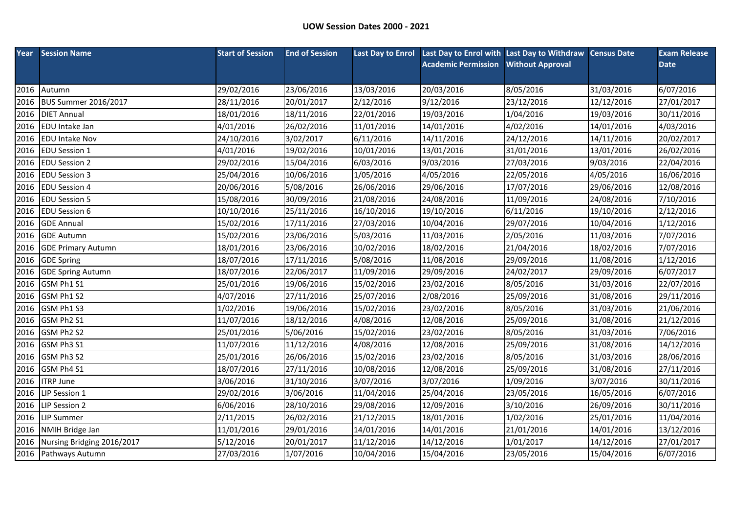# UOW Session Dates 2000 - 2021

| Year | Session Name | Start of Session | End of Session | Last Day to Enrol | Last Day to Enrol with Academic Permission | Last Day to Withdraw Without Approval | Census Date | Exam Release Date |
|---|---|---|---|---|---|---|---|---|
| 2016 | Autumn | 29/02/2016 | 23/06/2016 | 13/03/2016 | 20/03/2016 | 8/05/2016 | 31/03/2016 | 6/07/2016 |
| 2016 | BUS Summer 2016/2017 | 28/11/2016 | 20/01/2017 | 2/12/2016 | 9/12/2016 | 23/12/2016 | 12/12/2016 | 27/01/2017 |
| 2016 | DIET Annual | 18/01/2016 | 18/11/2016 | 22/01/2016 | 19/03/2016 | 1/04/2016 | 19/03/2016 | 30/11/2016 |
| 2016 | EDU Intake Jan | 4/01/2016 | 26/02/2016 | 11/01/2016 | 14/01/2016 | 4/02/2016 | 14/01/2016 | 4/03/2016 |
| 2016 | EDU Intake Nov | 24/10/2016 | 3/02/2017 | 6/11/2016 | 14/11/2016 | 24/12/2016 | 14/11/2016 | 20/02/2017 |
| 2016 | EDU Session 1 | 4/01/2016 | 19/02/2016 | 10/01/2016 | 13/01/2016 | 31/01/2016 | 13/01/2016 | 26/02/2016 |
| 2016 | EDU Session 2 | 29/02/2016 | 15/04/2016 | 6/03/2016 | 9/03/2016 | 27/03/2016 | 9/03/2016 | 22/04/2016 |
| 2016 | EDU Session 3 | 25/04/2016 | 10/06/2016 | 1/05/2016 | 4/05/2016 | 22/05/2016 | 4/05/2016 | 16/06/2016 |
| 2016 | EDU Session 4 | 20/06/2016 | 5/08/2016 | 26/06/2016 | 29/06/2016 | 17/07/2016 | 29/06/2016 | 12/08/2016 |
| 2016 | EDU Session 5 | 15/08/2016 | 30/09/2016 | 21/08/2016 | 24/08/2016 | 11/09/2016 | 24/08/2016 | 7/10/2016 |
| 2016 | EDU Session 6 | 10/10/2016 | 25/11/2016 | 16/10/2016 | 19/10/2016 | 6/11/2016 | 19/10/2016 | 2/12/2016 |
| 2016 | GDE Annual | 15/02/2016 | 17/11/2016 | 27/03/2016 | 10/04/2016 | 29/07/2016 | 10/04/2016 | 1/12/2016 |
| 2016 | GDE Autumn | 15/02/2016 | 23/06/2016 | 5/03/2016 | 11/03/2016 | 2/05/2016 | 11/03/2016 | 7/07/2016 |
| 2016 | GDE Primary Autumn | 18/01/2016 | 23/06/2016 | 10/02/2016 | 18/02/2016 | 21/04/2016 | 18/02/2016 | 7/07/2016 |
| 2016 | GDE Spring | 18/07/2016 | 17/11/2016 | 5/08/2016 | 11/08/2016 | 29/09/2016 | 11/08/2016 | 1/12/2016 |
| 2016 | GDE Spring Autumn | 18/07/2016 | 22/06/2017 | 11/09/2016 | 29/09/2016 | 24/02/2017 | 29/09/2016 | 6/07/2017 |
| 2016 | GSM Ph1 S1 | 25/01/2016 | 19/06/2016 | 15/02/2016 | 23/02/2016 | 8/05/2016 | 31/03/2016 | 22/07/2016 |
| 2016 | GSM Ph1 S2 | 4/07/2016 | 27/11/2016 | 25/07/2016 | 2/08/2016 | 25/09/2016 | 31/08/2016 | 29/11/2016 |
| 2016 | GSM Ph1 S3 | 1/02/2016 | 19/06/2016 | 15/02/2016 | 23/02/2016 | 8/05/2016 | 31/03/2016 | 21/06/2016 |
| 2016 | GSM Ph2 S1 | 11/07/2016 | 18/12/2016 | 4/08/2016 | 12/08/2016 | 25/09/2016 | 31/08/2016 | 21/12/2016 |
| 2016 | GSM Ph2 S2 | 25/01/2016 | 5/06/2016 | 15/02/2016 | 23/02/2016 | 8/05/2016 | 31/03/2016 | 7/06/2016 |
| 2016 | GSM Ph3 S1 | 11/07/2016 | 11/12/2016 | 4/08/2016 | 12/08/2016 | 25/09/2016 | 31/08/2016 | 14/12/2016 |
| 2016 | GSM Ph3 S2 | 25/01/2016 | 26/06/2016 | 15/02/2016 | 23/02/2016 | 8/05/2016 | 31/03/2016 | 28/06/2016 |
| 2016 | GSM Ph4 S1 | 18/07/2016 | 27/11/2016 | 10/08/2016 | 12/08/2016 | 25/09/2016 | 31/08/2016 | 27/11/2016 |
| 2016 | ITRP June | 3/06/2016 | 31/10/2016 | 3/07/2016 | 3/07/2016 | 1/09/2016 | 3/07/2016 | 30/11/2016 |
| 2016 | LIP Session 1 | 29/02/2016 | 3/06/2016 | 11/04/2016 | 25/04/2016 | 23/05/2016 | 16/05/2016 | 6/07/2016 |
| 2016 | LIP Session 2 | 6/06/2016 | 28/10/2016 | 29/08/2016 | 12/09/2016 | 3/10/2016 | 26/09/2016 | 30/11/2016 |
| 2016 | LIP Summer | 2/11/2015 | 26/02/2016 | 21/12/2015 | 18/01/2016 | 1/02/2016 | 25/01/2016 | 11/04/2016 |
| 2016 | NMIH Bridge Jan | 11/01/2016 | 29/01/2016 | 14/01/2016 | 14/01/2016 | 21/01/2016 | 14/01/2016 | 13/12/2016 |
| 2016 | Nursing Bridging 2016/2017 | 5/12/2016 | 20/01/2017 | 11/12/2016 | 14/12/2016 | 1/01/2017 | 14/12/2016 | 27/01/2017 |
| 2016 | Pathways Autumn | 27/03/2016 | 1/07/2016 | 10/04/2016 | 15/04/2016 | 23/05/2016 | 15/04/2016 | 6/07/2016 |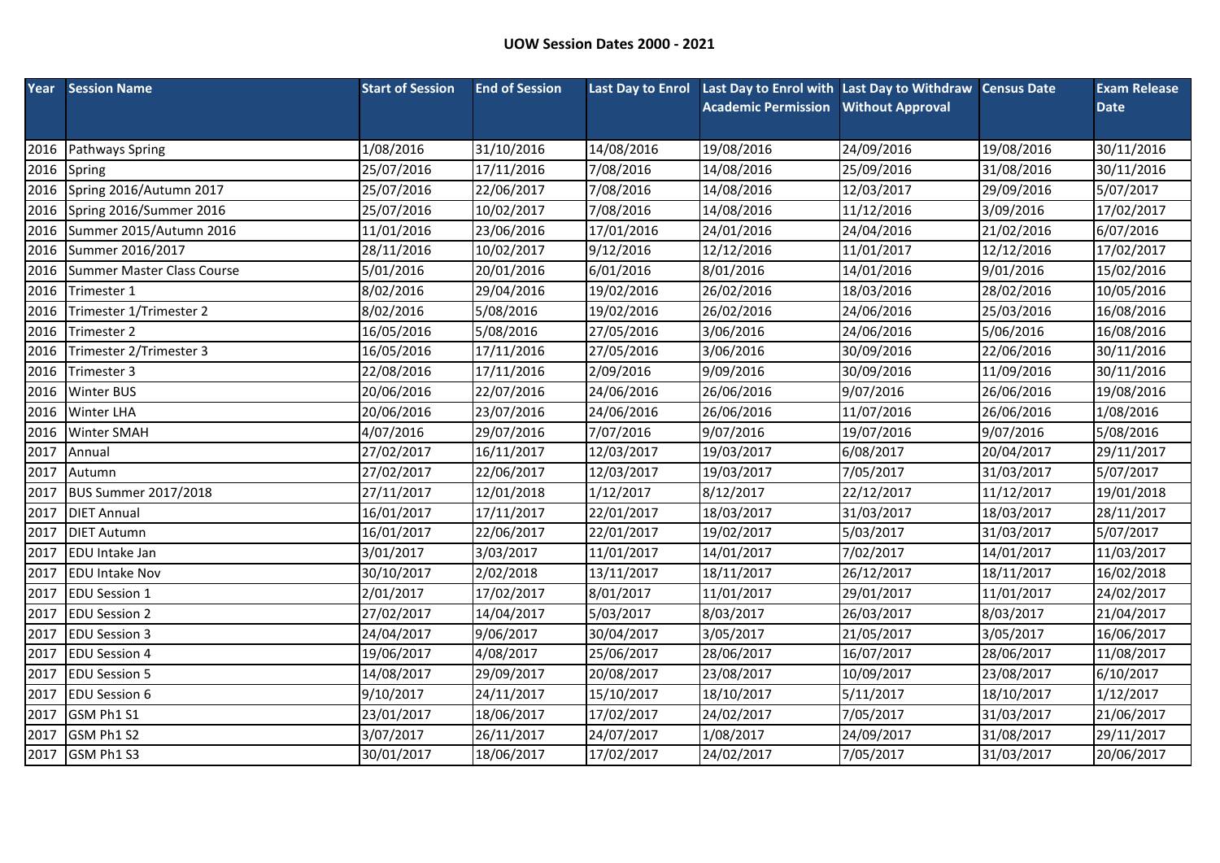**UOW Session Dates 2000 - 2021**

| Year | Session Name | Start of Session | End of Session | Last Day to Enrol | Last Day to Enrol with Academic Permission | Last Day to Withdraw Without Approval | Census Date | Exam Release Date |
|---|---|---|---|---|---|---|---|---|
| 2016 | Pathways Spring | 1/08/2016 | 31/10/2016 | 14/08/2016 | 19/08/2016 | 24/09/2016 | 19/08/2016 | 30/11/2016 |
| 2016 | Spring | 25/07/2016 | 17/11/2016 | 7/08/2016 | 14/08/2016 | 25/09/2016 | 31/08/2016 | 30/11/2016 |
| 2016 | Spring 2016/Autumn 2017 | 25/07/2016 | 22/06/2017 | 7/08/2016 | 14/08/2016 | 12/03/2017 | 29/09/2016 | 5/07/2017 |
| 2016 | Spring 2016/Summer 2016 | 25/07/2016 | 10/02/2017 | 7/08/2016 | 14/08/2016 | 11/12/2016 | 3/09/2016 | 17/02/2017 |
| 2016 | Summer 2015/Autumn 2016 | 11/01/2016 | 23/06/2016 | 17/01/2016 | 24/01/2016 | 24/04/2016 | 21/02/2016 | 6/07/2016 |
| 2016 | Summer 2016/2017 | 28/11/2016 | 10/02/2017 | 9/12/2016 | 12/12/2016 | 11/01/2017 | 12/12/2016 | 17/02/2017 |
| 2016 | Summer Master Class Course | 5/01/2016 | 20/01/2016 | 6/01/2016 | 8/01/2016 | 14/01/2016 | 9/01/2016 | 15/02/2016 |
| 2016 | Trimester 1 | 8/02/2016 | 29/04/2016 | 19/02/2016 | 26/02/2016 | 18/03/2016 | 28/02/2016 | 10/05/2016 |
| 2016 | Trimester 1/Trimester 2 | 8/02/2016 | 5/08/2016 | 19/02/2016 | 26/02/2016 | 24/06/2016 | 25/03/2016 | 16/08/2016 |
| 2016 | Trimester 2 | 16/05/2016 | 5/08/2016 | 27/05/2016 | 3/06/2016 | 24/06/2016 | 5/06/2016 | 16/08/2016 |
| 2016 | Trimester 2/Trimester 3 | 16/05/2016 | 17/11/2016 | 27/05/2016 | 3/06/2016 | 30/09/2016 | 22/06/2016 | 30/11/2016 |
| 2016 | Trimester 3 | 22/08/2016 | 17/11/2016 | 2/09/2016 | 9/09/2016 | 30/09/2016 | 11/09/2016 | 30/11/2016 |
| 2016 | Winter BUS | 20/06/2016 | 22/07/2016 | 24/06/2016 | 26/06/2016 | 9/07/2016 | 26/06/2016 | 19/08/2016 |
| 2016 | Winter LHA | 20/06/2016 | 23/07/2016 | 24/06/2016 | 26/06/2016 | 11/07/2016 | 26/06/2016 | 1/08/2016 |
| 2016 | Winter SMAH | 4/07/2016 | 29/07/2016 | 7/07/2016 | 9/07/2016 | 19/07/2016 | 9/07/2016 | 5/08/2016 |
| 2017 | Annual | 27/02/2017 | 16/11/2017 | 12/03/2017 | 19/03/2017 | 6/08/2017 | 20/04/2017 | 29/11/2017 |
| 2017 | Autumn | 27/02/2017 | 22/06/2017 | 12/03/2017 | 19/03/2017 | 7/05/2017 | 31/03/2017 | 5/07/2017 |
| 2017 | BUS Summer 2017/2018 | 27/11/2017 | 12/01/2018 | 1/12/2017 | 8/12/2017 | 22/12/2017 | 11/12/2017 | 19/01/2018 |
| 2017 | DIET Annual | 16/01/2017 | 17/11/2017 | 22/01/2017 | 18/03/2017 | 31/03/2017 | 18/03/2017 | 28/11/2017 |
| 2017 | DIET Autumn | 16/01/2017 | 22/06/2017 | 22/01/2017 | 19/02/2017 | 5/03/2017 | 31/03/2017 | 5/07/2017 |
| 2017 | EDU Intake Jan | 3/01/2017 | 3/03/2017 | 11/01/2017 | 14/01/2017 | 7/02/2017 | 14/01/2017 | 11/03/2017 |
| 2017 | EDU Intake Nov | 30/10/2017 | 2/02/2018 | 13/11/2017 | 18/11/2017 | 26/12/2017 | 18/11/2017 | 16/02/2018 |
| 2017 | EDU Session 1 | 2/01/2017 | 17/02/2017 | 8/01/2017 | 11/01/2017 | 29/01/2017 | 11/01/2017 | 24/02/2017 |
| 2017 | EDU Session 2 | 27/02/2017 | 14/04/2017 | 5/03/2017 | 8/03/2017 | 26/03/2017 | 8/03/2017 | 21/04/2017 |
| 2017 | EDU Session 3 | 24/04/2017 | 9/06/2017 | 30/04/2017 | 3/05/2017 | 21/05/2017 | 3/05/2017 | 16/06/2017 |
| 2017 | EDU Session 4 | 19/06/2017 | 4/08/2017 | 25/06/2017 | 28/06/2017 | 16/07/2017 | 28/06/2017 | 11/08/2017 |
| 2017 | EDU Session 5 | 14/08/2017 | 29/09/2017 | 20/08/2017 | 23/08/2017 | 10/09/2017 | 23/08/2017 | 6/10/2017 |
| 2017 | EDU Session 6 | 9/10/2017 | 24/11/2017 | 15/10/2017 | 18/10/2017 | 5/11/2017 | 18/10/2017 | 1/12/2017 |
| 2017 | GSM Ph1 S1 | 23/01/2017 | 18/06/2017 | 17/02/2017 | 24/02/2017 | 7/05/2017 | 31/03/2017 | 21/06/2017 |
| 2017 | GSM Ph1 S2 | 3/07/2017 | 26/11/2017 | 24/07/2017 | 1/08/2017 | 24/09/2017 | 31/08/2017 | 29/11/2017 |
| 2017 | GSM Ph1 S3 | 30/01/2017 | 18/06/2017 | 17/02/2017 | 24/02/2017 | 7/05/2017 | 31/03/2017 | 20/06/2017 |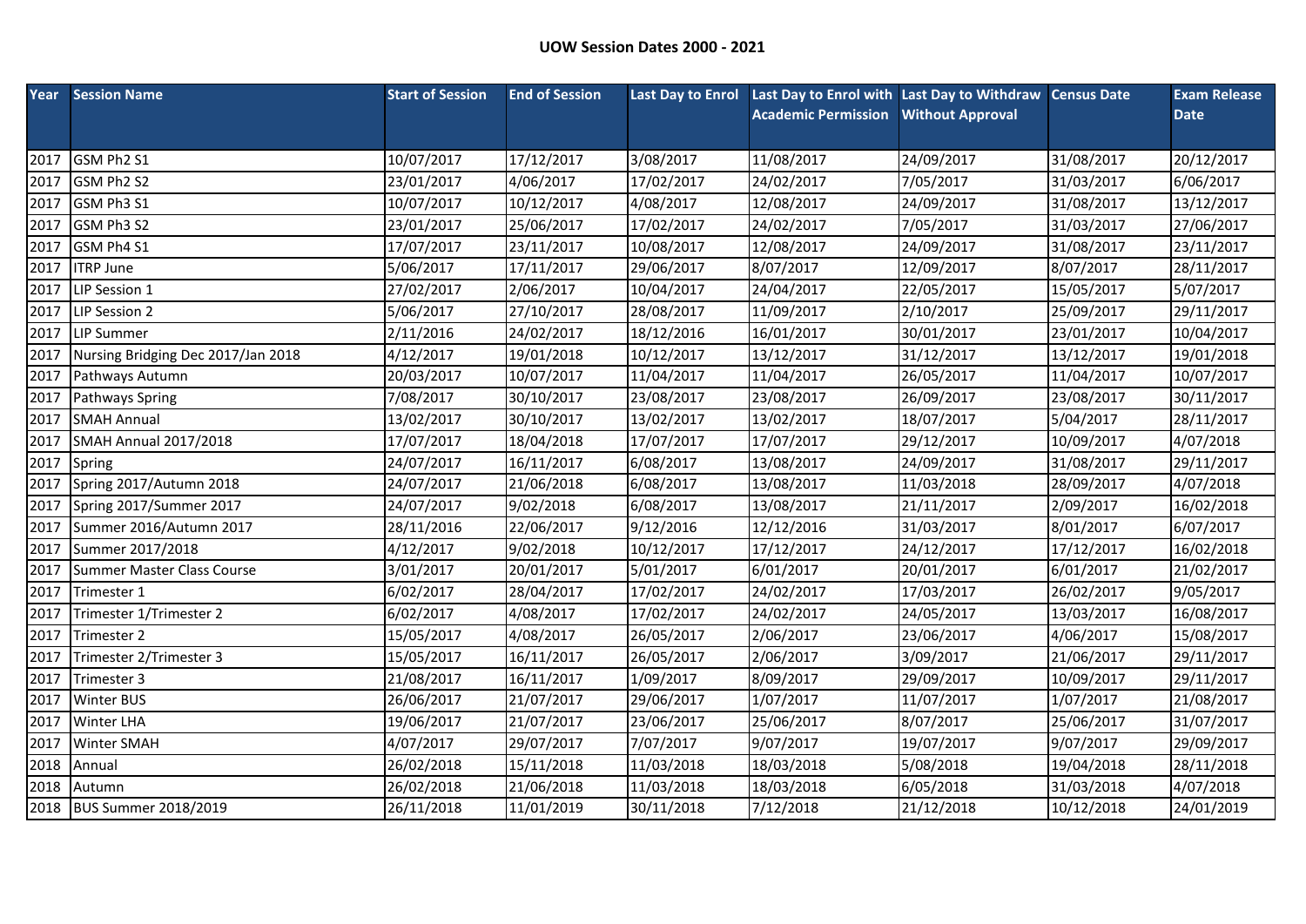# UOW Session Dates 2000 - 2021

| Year | Session Name | Start of Session | End of Session | Last Day to Enrol | Last Day to Enrol with Academic Permission | Last Day to Withdraw Without Approval | Census Date | Exam Release Date |
|---|---|---|---|---|---|---|---|---|
| 2017 | GSM Ph2 S1 | 10/07/2017 | 17/12/2017 | 3/08/2017 | 11/08/2017 | 24/09/2017 | 31/08/2017 | 20/12/2017 |
| 2017 | GSM Ph2 S2 | 23/01/2017 | 4/06/2017 | 17/02/2017 | 24/02/2017 | 7/05/2017 | 31/03/2017 | 6/06/2017 |
| 2017 | GSM Ph3 S1 | 10/07/2017 | 10/12/2017 | 4/08/2017 | 12/08/2017 | 24/09/2017 | 31/08/2017 | 13/12/2017 |
| 2017 | GSM Ph3 S2 | 23/01/2017 | 25/06/2017 | 17/02/2017 | 24/02/2017 | 7/05/2017 | 31/03/2017 | 27/06/2017 |
| 2017 | GSM Ph4 S1 | 17/07/2017 | 23/11/2017 | 10/08/2017 | 12/08/2017 | 24/09/2017 | 31/08/2017 | 23/11/2017 |
| 2017 | ITRP June | 5/06/2017 | 17/11/2017 | 29/06/2017 | 8/07/2017 | 12/09/2017 | 8/07/2017 | 28/11/2017 |
| 2017 | LIP Session 1 | 27/02/2017 | 2/06/2017 | 10/04/2017 | 24/04/2017 | 22/05/2017 | 15/05/2017 | 5/07/2017 |
| 2017 | LIP Session 2 | 5/06/2017 | 27/10/2017 | 28/08/2017 | 11/09/2017 | 2/10/2017 | 25/09/2017 | 29/11/2017 |
| 2017 | LIP Summer | 2/11/2016 | 24/02/2017 | 18/12/2016 | 16/01/2017 | 30/01/2017 | 23/01/2017 | 10/04/2017 |
| 2017 | Nursing Bridging Dec 2017/Jan 2018 | 4/12/2017 | 19/01/2018 | 10/12/2017 | 13/12/2017 | 31/12/2017 | 13/12/2017 | 19/01/2018 |
| 2017 | Pathways Autumn | 20/03/2017 | 10/07/2017 | 11/04/2017 | 11/04/2017 | 26/05/2017 | 11/04/2017 | 10/07/2017 |
| 2017 | Pathways Spring | 7/08/2017 | 30/10/2017 | 23/08/2017 | 23/08/2017 | 26/09/2017 | 23/08/2017 | 30/11/2017 |
| 2017 | SMAH Annual | 13/02/2017 | 30/10/2017 | 13/02/2017 | 13/02/2017 | 18/07/2017 | 5/04/2017 | 28/11/2017 |
| 2017 | SMAH Annual 2017/2018 | 17/07/2017 | 18/04/2018 | 17/07/2017 | 17/07/2017 | 29/12/2017 | 10/09/2017 | 4/07/2018 |
| 2017 | Spring | 24/07/2017 | 16/11/2017 | 6/08/2017 | 13/08/2017 | 24/09/2017 | 31/08/2017 | 29/11/2017 |
| 2017 | Spring 2017/Autumn 2018 | 24/07/2017 | 21/06/2018 | 6/08/2017 | 13/08/2017 | 11/03/2018 | 28/09/2017 | 4/07/2018 |
| 2017 | Spring 2017/Summer 2017 | 24/07/2017 | 9/02/2018 | 6/08/2017 | 13/08/2017 | 21/11/2017 | 2/09/2017 | 16/02/2018 |
| 2017 | Summer 2016/Autumn 2017 | 28/11/2016 | 22/06/2017 | 9/12/2016 | 12/12/2016 | 31/03/2017 | 8/01/2017 | 6/07/2017 |
| 2017 | Summer 2017/2018 | 4/12/2017 | 9/02/2018 | 10/12/2017 | 17/12/2017 | 24/12/2017 | 17/12/2017 | 16/02/2018 |
| 2017 | Summer Master Class Course | 3/01/2017 | 20/01/2017 | 5/01/2017 | 6/01/2017 | 20/01/2017 | 6/01/2017 | 21/02/2017 |
| 2017 | Trimester 1 | 6/02/2017 | 28/04/2017 | 17/02/2017 | 24/02/2017 | 17/03/2017 | 26/02/2017 | 9/05/2017 |
| 2017 | Trimester 1/Trimester 2 | 6/02/2017 | 4/08/2017 | 17/02/2017 | 24/02/2017 | 24/05/2017 | 13/03/2017 | 16/08/2017 |
| 2017 | Trimester 2 | 15/05/2017 | 4/08/2017 | 26/05/2017 | 2/06/2017 | 23/06/2017 | 4/06/2017 | 15/08/2017 |
| 2017 | Trimester 2/Trimester 3 | 15/05/2017 | 16/11/2017 | 26/05/2017 | 2/06/2017 | 3/09/2017 | 21/06/2017 | 29/11/2017 |
| 2017 | Trimester 3 | 21/08/2017 | 16/11/2017 | 1/09/2017 | 8/09/2017 | 29/09/2017 | 10/09/2017 | 29/11/2017 |
| 2017 | Winter BUS | 26/06/2017 | 21/07/2017 | 29/06/2017 | 1/07/2017 | 11/07/2017 | 1/07/2017 | 21/08/2017 |
| 2017 | Winter LHA | 19/06/2017 | 21/07/2017 | 23/06/2017 | 25/06/2017 | 8/07/2017 | 25/06/2017 | 31/07/2017 |
| 2017 | Winter SMAH | 4/07/2017 | 29/07/2017 | 7/07/2017 | 9/07/2017 | 19/07/2017 | 9/07/2017 | 29/09/2017 |
| 2018 | Annual | 26/02/2018 | 15/11/2018 | 11/03/2018 | 18/03/2018 | 5/08/2018 | 19/04/2018 | 28/11/2018 |
| 2018 | Autumn | 26/02/2018 | 21/06/2018 | 11/03/2018 | 18/03/2018 | 6/05/2018 | 31/03/2018 | 4/07/2018 |
| 2018 | BUS Summer 2018/2019 | 26/11/2018 | 11/01/2019 | 30/11/2018 | 7/12/2018 | 21/12/2018 | 10/12/2018 | 24/01/2019 |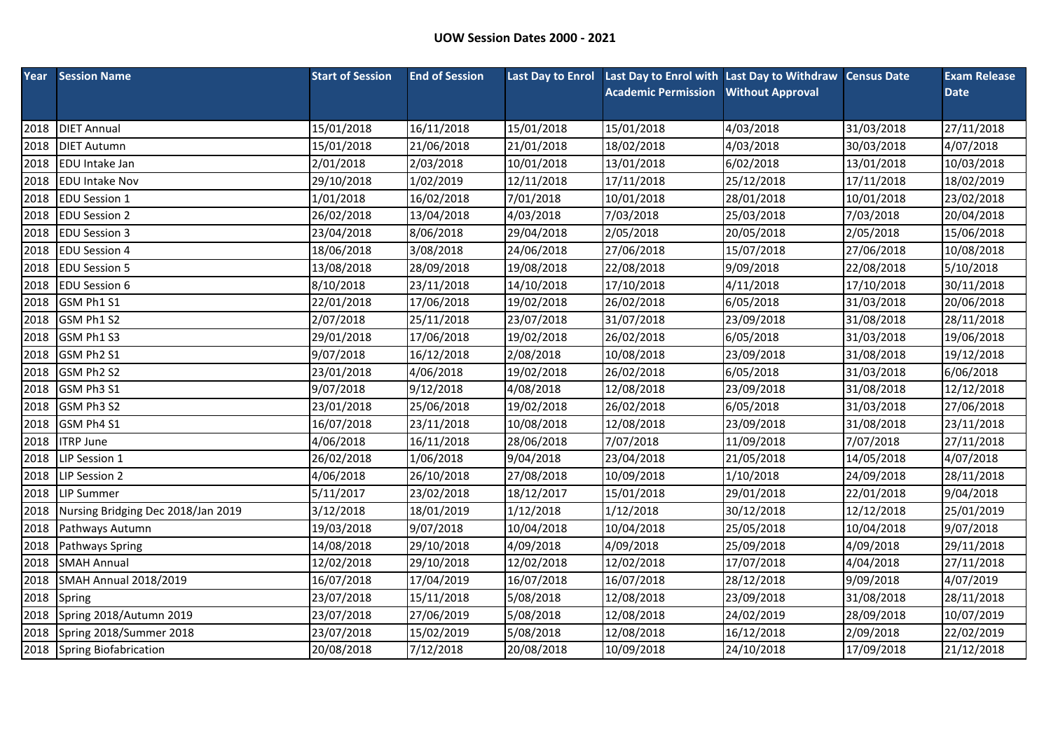**UOW Session Dates 2000 - 2021**

| Year | Session Name | Start of Session | End of Session | Last Day to Enrol | Last Day to Enrol with Academic Permission | Last Day to Withdraw Without Approval | Census Date | Exam Release Date |
|---|---|---|---|---|---|---|---|---|
| 2018 | DIET Annual | 15/01/2018 | 16/11/2018 | 15/01/2018 | 15/01/2018 | 4/03/2018 | 31/03/2018 | 27/11/2018 |
| 2018 | DIET Autumn | 15/01/2018 | 21/06/2018 | 21/01/2018 | 18/02/2018 | 4/03/2018 | 30/03/2018 | 4/07/2018 |
| 2018 | EDU Intake Jan | 2/01/2018 | 2/03/2018 | 10/01/2018 | 13/01/2018 | 6/02/2018 | 13/01/2018 | 10/03/2018 |
| 2018 | EDU Intake Nov | 29/10/2018 | 1/02/2019 | 12/11/2018 | 17/11/2018 | 25/12/2018 | 17/11/2018 | 18/02/2019 |
| 2018 | EDU Session 1 | 1/01/2018 | 16/02/2018 | 7/01/2018 | 10/01/2018 | 28/01/2018 | 10/01/2018 | 23/02/2018 |
| 2018 | EDU Session 2 | 26/02/2018 | 13/04/2018 | 4/03/2018 | 7/03/2018 | 25/03/2018 | 7/03/2018 | 20/04/2018 |
| 2018 | EDU Session 3 | 23/04/2018 | 8/06/2018 | 29/04/2018 | 2/05/2018 | 20/05/2018 | 2/05/2018 | 15/06/2018 |
| 2018 | EDU Session 4 | 18/06/2018 | 3/08/2018 | 24/06/2018 | 27/06/2018 | 15/07/2018 | 27/06/2018 | 10/08/2018 |
| 2018 | EDU Session 5 | 13/08/2018 | 28/09/2018 | 19/08/2018 | 22/08/2018 | 9/09/2018 | 22/08/2018 | 5/10/2018 |
| 2018 | EDU Session 6 | 8/10/2018 | 23/11/2018 | 14/10/2018 | 17/10/2018 | 4/11/2018 | 17/10/2018 | 30/11/2018 |
| 2018 | GSM Ph1 S1 | 22/01/2018 | 17/06/2018 | 19/02/2018 | 26/02/2018 | 6/05/2018 | 31/03/2018 | 20/06/2018 |
| 2018 | GSM Ph1 S2 | 2/07/2018 | 25/11/2018 | 23/07/2018 | 31/07/2018 | 23/09/2018 | 31/08/2018 | 28/11/2018 |
| 2018 | GSM Ph1 S3 | 29/01/2018 | 17/06/2018 | 19/02/2018 | 26/02/2018 | 6/05/2018 | 31/03/2018 | 19/06/2018 |
| 2018 | GSM Ph2 S1 | 9/07/2018 | 16/12/2018 | 2/08/2018 | 10/08/2018 | 23/09/2018 | 31/08/2018 | 19/12/2018 |
| 2018 | GSM Ph2 S2 | 23/01/2018 | 4/06/2018 | 19/02/2018 | 26/02/2018 | 6/05/2018 | 31/03/2018 | 6/06/2018 |
| 2018 | GSM Ph3 S1 | 9/07/2018 | 9/12/2018 | 4/08/2018 | 12/08/2018 | 23/09/2018 | 31/08/2018 | 12/12/2018 |
| 2018 | GSM Ph3 S2 | 23/01/2018 | 25/06/2018 | 19/02/2018 | 26/02/2018 | 6/05/2018 | 31/03/2018 | 27/06/2018 |
| 2018 | GSM Ph4 S1 | 16/07/2018 | 23/11/2018 | 10/08/2018 | 12/08/2018 | 23/09/2018 | 31/08/2018 | 23/11/2018 |
| 2018 | ITRP June | 4/06/2018 | 16/11/2018 | 28/06/2018 | 7/07/2018 | 11/09/2018 | 7/07/2018 | 27/11/2018 |
| 2018 | LIP Session 1 | 26/02/2018 | 1/06/2018 | 9/04/2018 | 23/04/2018 | 21/05/2018 | 14/05/2018 | 4/07/2018 |
| 2018 | LIP Session 2 | 4/06/2018 | 26/10/2018 | 27/08/2018 | 10/09/2018 | 1/10/2018 | 24/09/2018 | 28/11/2018 |
| 2018 | LIP Summer | 5/11/2017 | 23/02/2018 | 18/12/2017 | 15/01/2018 | 29/01/2018 | 22/01/2018 | 9/04/2018 |
| 2018 | Nursing Bridging Dec 2018/Jan 2019 | 3/12/2018 | 18/01/2019 | 1/12/2018 | 1/12/2018 | 30/12/2018 | 12/12/2018 | 25/01/2019 |
| 2018 | Pathways Autumn | 19/03/2018 | 9/07/2018 | 10/04/2018 | 10/04/2018 | 25/05/2018 | 10/04/2018 | 9/07/2018 |
| 2018 | Pathways Spring | 14/08/2018 | 29/10/2018 | 4/09/2018 | 4/09/2018 | 25/09/2018 | 4/09/2018 | 29/11/2018 |
| 2018 | SMAH Annual | 12/02/2018 | 29/10/2018 | 12/02/2018 | 12/02/2018 | 17/07/2018 | 4/04/2018 | 27/11/2018 |
| 2018 | SMAH Annual 2018/2019 | 16/07/2018 | 17/04/2019 | 16/07/2018 | 16/07/2018 | 28/12/2018 | 9/09/2018 | 4/07/2019 |
| 2018 | Spring | 23/07/2018 | 15/11/2018 | 5/08/2018 | 12/08/2018 | 23/09/2018 | 31/08/2018 | 28/11/2018 |
| 2018 | Spring 2018/Autumn 2019 | 23/07/2018 | 27/06/2019 | 5/08/2018 | 12/08/2018 | 24/02/2019 | 28/09/2018 | 10/07/2019 |
| 2018 | Spring 2018/Summer 2018 | 23/07/2018 | 15/02/2019 | 5/08/2018 | 12/08/2018 | 16/12/2018 | 2/09/2018 | 22/02/2019 |
| 2018 | Spring Biofabrication | 20/08/2018 | 7/12/2018 | 20/08/2018 | 10/09/2018 | 24/10/2018 | 17/09/2018 | 21/12/2018 |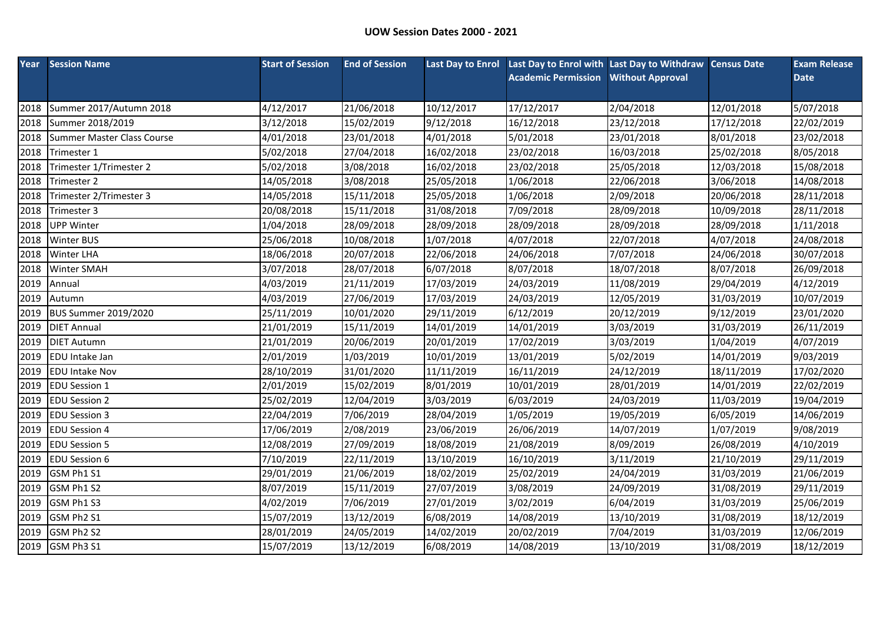# UOW Session Dates 2000 - 2021

| Year | Session Name | Start of Session | End of Session | Last Day to Enrol | Last Day to Enrol with Academic Permission | Last Day to Withdraw Without Approval | Census Date | Exam Release Date |
|---|---|---|---|---|---|---|---|---|
| 2018 | Summer 2017/Autumn 2018 | 4/12/2017 | 21/06/2018 | 10/12/2017 | 17/12/2017 | 2/04/2018 | 12/01/2018 | 5/07/2018 |
| 2018 | Summer 2018/2019 | 3/12/2018 | 15/02/2019 | 9/12/2018 | 16/12/2018 | 23/12/2018 | 17/12/2018 | 22/02/2019 |
| 2018 | Summer Master Class Course | 4/01/2018 | 23/01/2018 | 4/01/2018 | 5/01/2018 | 23/01/2018 | 8/01/2018 | 23/02/2018 |
| 2018 | Trimester 1 | 5/02/2018 | 27/04/2018 | 16/02/2018 | 23/02/2018 | 16/03/2018 | 25/02/2018 | 8/05/2018 |
| 2018 | Trimester 1/Trimester 2 | 5/02/2018 | 3/08/2018 | 16/02/2018 | 23/02/2018 | 25/05/2018 | 12/03/2018 | 15/08/2018 |
| 2018 | Trimester 2 | 14/05/2018 | 3/08/2018 | 25/05/2018 | 1/06/2018 | 22/06/2018 | 3/06/2018 | 14/08/2018 |
| 2018 | Trimester 2/Trimester 3 | 14/05/2018 | 15/11/2018 | 25/05/2018 | 1/06/2018 | 2/09/2018 | 20/06/2018 | 28/11/2018 |
| 2018 | Trimester 3 | 20/08/2018 | 15/11/2018 | 31/08/2018 | 7/09/2018 | 28/09/2018 | 10/09/2018 | 28/11/2018 |
| 2018 | UPP Winter | 1/04/2018 | 28/09/2018 | 28/09/2018 | 28/09/2018 | 28/09/2018 | 28/09/2018 | 1/11/2018 |
| 2018 | Winter BUS | 25/06/2018 | 10/08/2018 | 1/07/2018 | 4/07/2018 | 22/07/2018 | 4/07/2018 | 24/08/2018 |
| 2018 | Winter LHA | 18/06/2018 | 20/07/2018 | 22/06/2018 | 24/06/2018 | 7/07/2018 | 24/06/2018 | 30/07/2018 |
| 2018 | Winter SMAH | 3/07/2018 | 28/07/2018 | 6/07/2018 | 8/07/2018 | 18/07/2018 | 8/07/2018 | 26/09/2018 |
| 2019 | Annual | 4/03/2019 | 21/11/2019 | 17/03/2019 | 24/03/2019 | 11/08/2019 | 29/04/2019 | 4/12/2019 |
| 2019 | Autumn | 4/03/2019 | 27/06/2019 | 17/03/2019 | 24/03/2019 | 12/05/2019 | 31/03/2019 | 10/07/2019 |
| 2019 | BUS Summer 2019/2020 | 25/11/2019 | 10/01/2020 | 29/11/2019 | 6/12/2019 | 20/12/2019 | 9/12/2019 | 23/01/2020 |
| 2019 | DIET Annual | 21/01/2019 | 15/11/2019 | 14/01/2019 | 14/01/2019 | 3/03/2019 | 31/03/2019 | 26/11/2019 |
| 2019 | DIET Autumn | 21/01/2019 | 20/06/2019 | 20/01/2019 | 17/02/2019 | 3/03/2019 | 1/04/2019 | 4/07/2019 |
| 2019 | EDU Intake Jan | 2/01/2019 | 1/03/2019 | 10/01/2019 | 13/01/2019 | 5/02/2019 | 14/01/2019 | 9/03/2019 |
| 2019 | EDU Intake Nov | 28/10/2019 | 31/01/2020 | 11/11/2019 | 16/11/2019 | 24/12/2019 | 18/11/2019 | 17/02/2020 |
| 2019 | EDU Session 1 | 2/01/2019 | 15/02/2019 | 8/01/2019 | 10/01/2019 | 28/01/2019 | 14/01/2019 | 22/02/2019 |
| 2019 | EDU Session 2 | 25/02/2019 | 12/04/2019 | 3/03/2019 | 6/03/2019 | 24/03/2019 | 11/03/2019 | 19/04/2019 |
| 2019 | EDU Session 3 | 22/04/2019 | 7/06/2019 | 28/04/2019 | 1/05/2019 | 19/05/2019 | 6/05/2019 | 14/06/2019 |
| 2019 | EDU Session 4 | 17/06/2019 | 2/08/2019 | 23/06/2019 | 26/06/2019 | 14/07/2019 | 1/07/2019 | 9/08/2019 |
| 2019 | EDU Session 5 | 12/08/2019 | 27/09/2019 | 18/08/2019 | 21/08/2019 | 8/09/2019 | 26/08/2019 | 4/10/2019 |
| 2019 | EDU Session 6 | 7/10/2019 | 22/11/2019 | 13/10/2019 | 16/10/2019 | 3/11/2019 | 21/10/2019 | 29/11/2019 |
| 2019 | GSM Ph1 S1 | 29/01/2019 | 21/06/2019 | 18/02/2019 | 25/02/2019 | 24/04/2019 | 31/03/2019 | 21/06/2019 |
| 2019 | GSM Ph1 S2 | 8/07/2019 | 15/11/2019 | 27/07/2019 | 3/08/2019 | 24/09/2019 | 31/08/2019 | 29/11/2019 |
| 2019 | GSM Ph1 S3 | 4/02/2019 | 7/06/2019 | 27/01/2019 | 3/02/2019 | 6/04/2019 | 31/03/2019 | 25/06/2019 |
| 2019 | GSM Ph2 S1 | 15/07/2019 | 13/12/2019 | 6/08/2019 | 14/08/2019 | 13/10/2019 | 31/08/2019 | 18/12/2019 |
| 2019 | GSM Ph2 S2 | 28/01/2019 | 24/05/2019 | 14/02/2019 | 20/02/2019 | 7/04/2019 | 31/03/2019 | 12/06/2019 |
| 2019 | GSM Ph3 S1 | 15/07/2019 | 13/12/2019 | 6/08/2019 | 14/08/2019 | 13/10/2019 | 31/08/2019 | 18/12/2019 |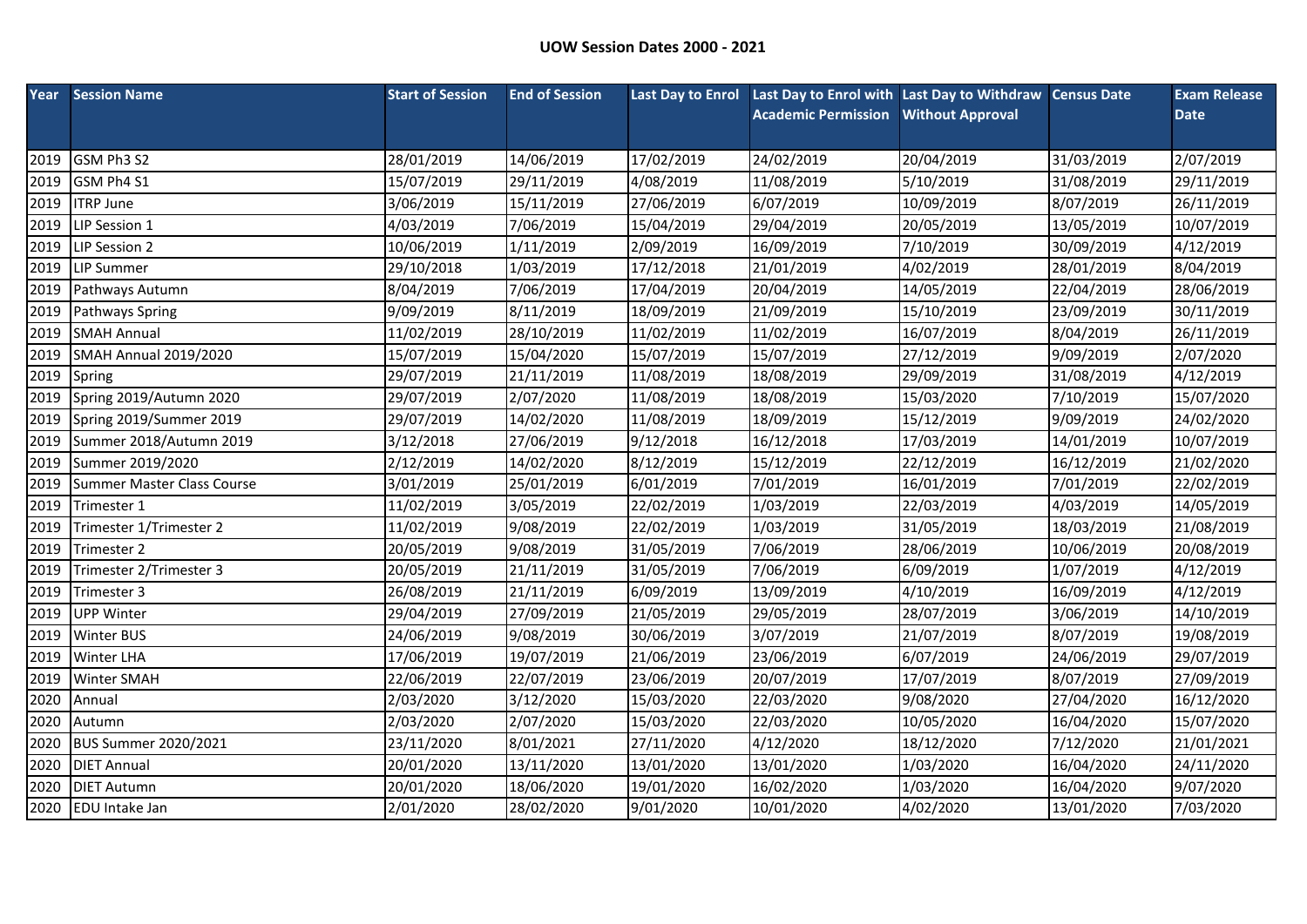**UOW Session Dates 2000 - 2021**

| Year | Session Name | Start of Session | End of Session | Last Day to Enrol | Last Day to Enrol with Academic Permission | Last Day to Withdraw Without Approval | Census Date | Exam Release Date |
|---|---|---|---|---|---|---|---|---|
| 2019 | GSM Ph3 S2 | 28/01/2019 | 14/06/2019 | 17/02/2019 | 24/02/2019 | 20/04/2019 | 31/03/2019 | 2/07/2019 |
| 2019 | GSM Ph4 S1 | 15/07/2019 | 29/11/2019 | 4/08/2019 | 11/08/2019 | 5/10/2019 | 31/08/2019 | 29/11/2019 |
| 2019 | ITRP June | 3/06/2019 | 15/11/2019 | 27/06/2019 | 6/07/2019 | 10/09/2019 | 8/07/2019 | 26/11/2019 |
| 2019 | LIP Session 1 | 4/03/2019 | 7/06/2019 | 15/04/2019 | 29/04/2019 | 20/05/2019 | 13/05/2019 | 10/07/2019 |
| 2019 | LIP Session 2 | 10/06/2019 | 1/11/2019 | 2/09/2019 | 16/09/2019 | 7/10/2019 | 30/09/2019 | 4/12/2019 |
| 2019 | LIP Summer | 29/10/2018 | 1/03/2019 | 17/12/2018 | 21/01/2019 | 4/02/2019 | 28/01/2019 | 8/04/2019 |
| 2019 | Pathways Autumn | 8/04/2019 | 7/06/2019 | 17/04/2019 | 20/04/2019 | 14/05/2019 | 22/04/2019 | 28/06/2019 |
| 2019 | Pathways Spring | 9/09/2019 | 8/11/2019 | 18/09/2019 | 21/09/2019 | 15/10/2019 | 23/09/2019 | 30/11/2019 |
| 2019 | SMAH Annual | 11/02/2019 | 28/10/2019 | 11/02/2019 | 11/02/2019 | 16/07/2019 | 8/04/2019 | 26/11/2019 |
| 2019 | SMAH Annual 2019/2020 | 15/07/2019 | 15/04/2020 | 15/07/2019 | 15/07/2019 | 27/12/2019 | 9/09/2019 | 2/07/2020 |
| 2019 | Spring | 29/07/2019 | 21/11/2019 | 11/08/2019 | 18/08/2019 | 29/09/2019 | 31/08/2019 | 4/12/2019 |
| 2019 | Spring 2019/Autumn 2020 | 29/07/2019 | 2/07/2020 | 11/08/2019 | 18/08/2019 | 15/03/2020 | 7/10/2019 | 15/07/2020 |
| 2019 | Spring 2019/Summer 2019 | 29/07/2019 | 14/02/2020 | 11/08/2019 | 18/09/2019 | 15/12/2019 | 9/09/2019 | 24/02/2020 |
| 2019 | Summer 2018/Autumn 2019 | 3/12/2018 | 27/06/2019 | 9/12/2018 | 16/12/2018 | 17/03/2019 | 14/01/2019 | 10/07/2019 |
| 2019 | Summer 2019/2020 | 2/12/2019 | 14/02/2020 | 8/12/2019 | 15/12/2019 | 22/12/2019 | 16/12/2019 | 21/02/2020 |
| 2019 | Summer Master Class Course | 3/01/2019 | 25/01/2019 | 6/01/2019 | 7/01/2019 | 16/01/2019 | 7/01/2019 | 22/02/2019 |
| 2019 | Trimester 1 | 11/02/2019 | 3/05/2019 | 22/02/2019 | 1/03/2019 | 22/03/2019 | 4/03/2019 | 14/05/2019 |
| 2019 | Trimester 1/Trimester 2 | 11/02/2019 | 9/08/2019 | 22/02/2019 | 1/03/2019 | 31/05/2019 | 18/03/2019 | 21/08/2019 |
| 2019 | Trimester 2 | 20/05/2019 | 9/08/2019 | 31/05/2019 | 7/06/2019 | 28/06/2019 | 10/06/2019 | 20/08/2019 |
| 2019 | Trimester 2/Trimester 3 | 20/05/2019 | 21/11/2019 | 31/05/2019 | 7/06/2019 | 6/09/2019 | 1/07/2019 | 4/12/2019 |
| 2019 | Trimester 3 | 26/08/2019 | 21/11/2019 | 6/09/2019 | 13/09/2019 | 4/10/2019 | 16/09/2019 | 4/12/2019 |
| 2019 | UPP Winter | 29/04/2019 | 27/09/2019 | 21/05/2019 | 29/05/2019 | 28/07/2019 | 3/06/2019 | 14/10/2019 |
| 2019 | Winter BUS | 24/06/2019 | 9/08/2019 | 30/06/2019 | 3/07/2019 | 21/07/2019 | 8/07/2019 | 19/08/2019 |
| 2019 | Winter LHA | 17/06/2019 | 19/07/2019 | 21/06/2019 | 23/06/2019 | 6/07/2019 | 24/06/2019 | 29/07/2019 |
| 2019 | Winter SMAH | 22/06/2019 | 22/07/2019 | 23/06/2019 | 20/07/2019 | 17/07/2019 | 8/07/2019 | 27/09/2019 |
| 2020 | Annual | 2/03/2020 | 3/12/2020 | 15/03/2020 | 22/03/2020 | 9/08/2020 | 27/04/2020 | 16/12/2020 |
| 2020 | Autumn | 2/03/2020 | 2/07/2020 | 15/03/2020 | 22/03/2020 | 10/05/2020 | 16/04/2020 | 15/07/2020 |
| 2020 | BUS Summer 2020/2021 | 23/11/2020 | 8/01/2021 | 27/11/2020 | 4/12/2020 | 18/12/2020 | 7/12/2020 | 21/01/2021 |
| 2020 | DIET Annual | 20/01/2020 | 13/11/2020 | 13/01/2020 | 13/01/2020 | 1/03/2020 | 16/04/2020 | 24/11/2020 |
| 2020 | DIET Autumn | 20/01/2020 | 18/06/2020 | 19/01/2020 | 16/02/2020 | 1/03/2020 | 16/04/2020 | 9/07/2020 |
| 2020 | EDU Intake Jan | 2/01/2020 | 28/02/2020 | 9/01/2020 | 10/01/2020 | 4/02/2020 | 13/01/2020 | 7/03/2020 |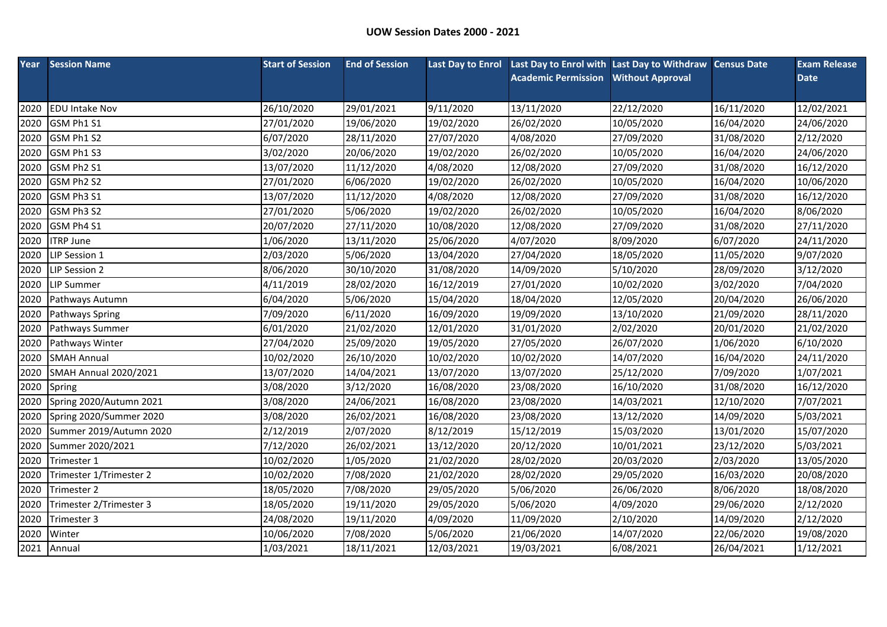**UOW Session Dates 2000 - 2021**

| Year | Session Name | Start of Session | End of Session | Last Day to Enrol | Last Day to Enrol with Academic Permission | Last Day to Withdraw Without Approval | Census Date | Exam Release Date |
|---|---|---|---|---|---|---|---|---|
| 2020 | EDU Intake Nov | 26/10/2020 | 29/01/2021 | 9/11/2020 | 13/11/2020 | 22/12/2020 | 16/11/2020 | 12/02/2021 |
| 2020 | GSM Ph1 S1 | 27/01/2020 | 19/06/2020 | 19/02/2020 | 26/02/2020 | 10/05/2020 | 16/04/2020 | 24/06/2020 |
| 2020 | GSM Ph1 S2 | 6/07/2020 | 28/11/2020 | 27/07/2020 | 4/08/2020 | 27/09/2020 | 31/08/2020 | 2/12/2020 |
| 2020 | GSM Ph1 S3 | 3/02/2020 | 20/06/2020 | 19/02/2020 | 26/02/2020 | 10/05/2020 | 16/04/2020 | 24/06/2020 |
| 2020 | GSM Ph2 S1 | 13/07/2020 | 11/12/2020 | 4/08/2020 | 12/08/2020 | 27/09/2020 | 31/08/2020 | 16/12/2020 |
| 2020 | GSM Ph2 S2 | 27/01/2020 | 6/06/2020 | 19/02/2020 | 26/02/2020 | 10/05/2020 | 16/04/2020 | 10/06/2020 |
| 2020 | GSM Ph3 S1 | 13/07/2020 | 11/12/2020 | 4/08/2020 | 12/08/2020 | 27/09/2020 | 31/08/2020 | 16/12/2020 |
| 2020 | GSM Ph3 S2 | 27/01/2020 | 5/06/2020 | 19/02/2020 | 26/02/2020 | 10/05/2020 | 16/04/2020 | 8/06/2020 |
| 2020 | GSM Ph4 S1 | 20/07/2020 | 27/11/2020 | 10/08/2020 | 12/08/2020 | 27/09/2020 | 31/08/2020 | 27/11/2020 |
| 2020 | ITRP June | 1/06/2020 | 13/11/2020 | 25/06/2020 | 4/07/2020 | 8/09/2020 | 6/07/2020 | 24/11/2020 |
| 2020 | LIP Session 1 | 2/03/2020 | 5/06/2020 | 13/04/2020 | 27/04/2020 | 18/05/2020 | 11/05/2020 | 9/07/2020 |
| 2020 | LIP Session 2 | 8/06/2020 | 30/10/2020 | 31/08/2020 | 14/09/2020 | 5/10/2020 | 28/09/2020 | 3/12/2020 |
| 2020 | LIP Summer | 4/11/2019 | 28/02/2020 | 16/12/2019 | 27/01/2020 | 10/02/2020 | 3/02/2020 | 7/04/2020 |
| 2020 | Pathways Autumn | 6/04/2020 | 5/06/2020 | 15/04/2020 | 18/04/2020 | 12/05/2020 | 20/04/2020 | 26/06/2020 |
| 2020 | Pathways Spring | 7/09/2020 | 6/11/2020 | 16/09/2020 | 19/09/2020 | 13/10/2020 | 21/09/2020 | 28/11/2020 |
| 2020 | Pathways Summer | 6/01/2020 | 21/02/2020 | 12/01/2020 | 31/01/2020 | 2/02/2020 | 20/01/2020 | 21/02/2020 |
| 2020 | Pathways Winter | 27/04/2020 | 25/09/2020 | 19/05/2020 | 27/05/2020 | 26/07/2020 | 1/06/2020 | 6/10/2020 |
| 2020 | SMAH Annual | 10/02/2020 | 26/10/2020 | 10/02/2020 | 10/02/2020 | 14/07/2020 | 16/04/2020 | 24/11/2020 |
| 2020 | SMAH Annual 2020/2021 | 13/07/2020 | 14/04/2021 | 13/07/2020 | 13/07/2020 | 25/12/2020 | 7/09/2020 | 1/07/2021 |
| 2020 | Spring | 3/08/2020 | 3/12/2020 | 16/08/2020 | 23/08/2020 | 16/10/2020 | 31/08/2020 | 16/12/2020 |
| 2020 | Spring 2020/Autumn 2021 | 3/08/2020 | 24/06/2021 | 16/08/2020 | 23/08/2020 | 14/03/2021 | 12/10/2020 | 7/07/2021 |
| 2020 | Spring 2020/Summer 2020 | 3/08/2020 | 26/02/2021 | 16/08/2020 | 23/08/2020 | 13/12/2020 | 14/09/2020 | 5/03/2021 |
| 2020 | Summer 2019/Autumn 2020 | 2/12/2019 | 2/07/2020 | 8/12/2019 | 15/12/2019 | 15/03/2020 | 13/01/2020 | 15/07/2020 |
| 2020 | Summer 2020/2021 | 7/12/2020 | 26/02/2021 | 13/12/2020 | 20/12/2020 | 10/01/2021 | 23/12/2020 | 5/03/2021 |
| 2020 | Trimester 1 | 10/02/2020 | 1/05/2020 | 21/02/2020 | 28/02/2020 | 20/03/2020 | 2/03/2020 | 13/05/2020 |
| 2020 | Trimester 1/Trimester 2 | 10/02/2020 | 7/08/2020 | 21/02/2020 | 28/02/2020 | 29/05/2020 | 16/03/2020 | 20/08/2020 |
| 2020 | Trimester 2 | 18/05/2020 | 7/08/2020 | 29/05/2020 | 5/06/2020 | 26/06/2020 | 8/06/2020 | 18/08/2020 |
| 2020 | Trimester 2/Trimester 3 | 18/05/2020 | 19/11/2020 | 29/05/2020 | 5/06/2020 | 4/09/2020 | 29/06/2020 | 2/12/2020 |
| 2020 | Trimester 3 | 24/08/2020 | 19/11/2020 | 4/09/2020 | 11/09/2020 | 2/10/2020 | 14/09/2020 | 2/12/2020 |
| 2020 | Winter | 10/06/2020 | 7/08/2020 | 5/06/2020 | 21/06/2020 | 14/07/2020 | 22/06/2020 | 19/08/2020 |
| 2021 | Annual | 1/03/2021 | 18/11/2021 | 12/03/2021 | 19/03/2021 | 6/08/2021 | 26/04/2021 | 1/12/2021 |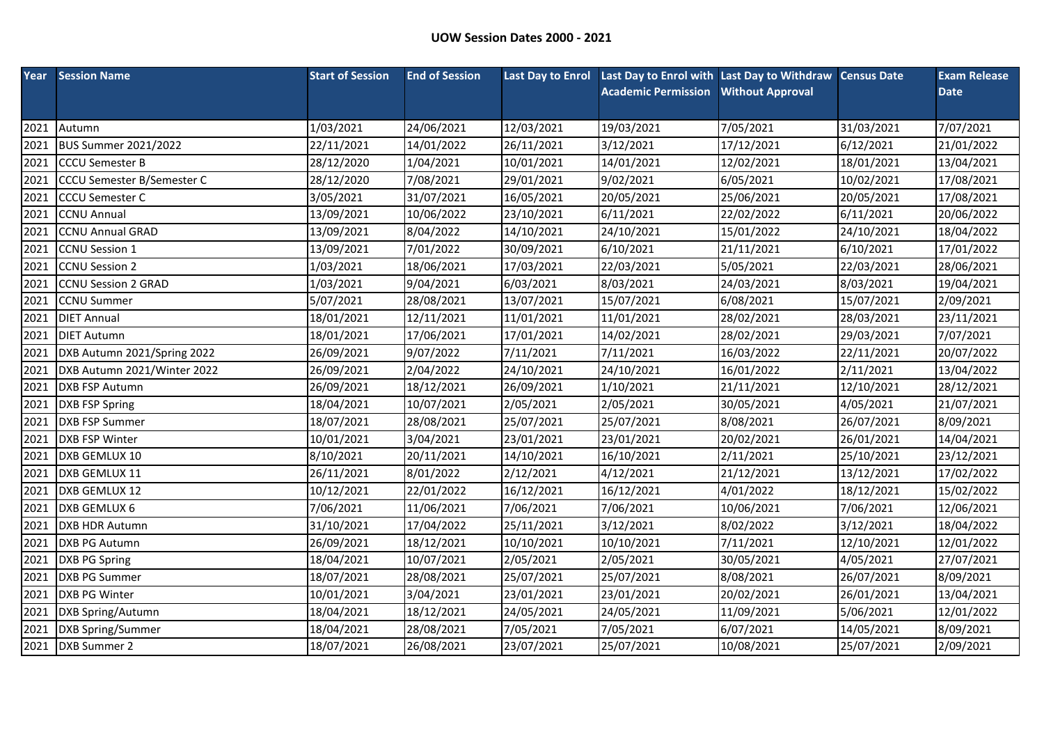## UOW Session Dates 2000 - 2021

| Year | Session Name | Start of Session | End of Session | Last Day to Enrol | Last Day to Enrol with Academic Permission | Last Day to Withdraw Without Approval | Census Date | Exam Release Date |
|---|---|---|---|---|---|---|---|---|
| 2021 | Autumn | 1/03/2021 | 24/06/2021 | 12/03/2021 | 19/03/2021 | 7/05/2021 | 31/03/2021 | 7/07/2021 |
| 2021 | BUS Summer 2021/2022 | 22/11/2021 | 14/01/2022 | 26/11/2021 | 3/12/2021 | 17/12/2021 | 6/12/2021 | 21/01/2022 |
| 2021 | CCCU Semester B | 28/12/2020 | 1/04/2021 | 10/01/2021 | 14/01/2021 | 12/02/2021 | 18/01/2021 | 13/04/2021 |
| 2021 | CCCU Semester B/Semester C | 28/12/2020 | 7/08/2021 | 29/01/2021 | 9/02/2021 | 6/05/2021 | 10/02/2021 | 17/08/2021 |
| 2021 | CCCU Semester C | 3/05/2021 | 31/07/2021 | 16/05/2021 | 20/05/2021 | 25/06/2021 | 20/05/2021 | 17/08/2021 |
| 2021 | CCNU Annual | 13/09/2021 | 10/06/2022 | 23/10/2021 | 6/11/2021 | 22/02/2022 | 6/11/2021 | 20/06/2022 |
| 2021 | CCNU Annual GRAD | 13/09/2021 | 8/04/2022 | 14/10/2021 | 24/10/2021 | 15/01/2022 | 24/10/2021 | 18/04/2022 |
| 2021 | CCNU Session 1 | 13/09/2021 | 7/01/2022 | 30/09/2021 | 6/10/2021 | 21/11/2021 | 6/10/2021 | 17/01/2022 |
| 2021 | CCNU Session 2 | 1/03/2021 | 18/06/2021 | 17/03/2021 | 22/03/2021 | 5/05/2021 | 22/03/2021 | 28/06/2021 |
| 2021 | CCNU Session 2 GRAD | 1/03/2021 | 9/04/2021 | 6/03/2021 | 8/03/2021 | 24/03/2021 | 8/03/2021 | 19/04/2021 |
| 2021 | CCNU Summer | 5/07/2021 | 28/08/2021 | 13/07/2021 | 15/07/2021 | 6/08/2021 | 15/07/2021 | 2/09/2021 |
| 2021 | DIET Annual | 18/01/2021 | 12/11/2021 | 11/01/2021 | 11/01/2021 | 28/02/2021 | 28/03/2021 | 23/11/2021 |
| 2021 | DIET Autumn | 18/01/2021 | 17/06/2021 | 17/01/2021 | 14/02/2021 | 28/02/2021 | 29/03/2021 | 7/07/2021 |
| 2021 | DXB Autumn 2021/Spring 2022 | 26/09/2021 | 9/07/2022 | 7/11/2021 | 7/11/2021 | 16/03/2022 | 22/11/2021 | 20/07/2022 |
| 2021 | DXB Autumn 2021/Winter 2022 | 26/09/2021 | 2/04/2022 | 24/10/2021 | 24/10/2021 | 16/01/2022 | 2/11/2021 | 13/04/2022 |
| 2021 | DXB FSP Autumn | 26/09/2021 | 18/12/2021 | 26/09/2021 | 1/10/2021 | 21/11/2021 | 12/10/2021 | 28/12/2021 |
| 2021 | DXB FSP Spring | 18/04/2021 | 10/07/2021 | 2/05/2021 | 2/05/2021 | 30/05/2021 | 4/05/2021 | 21/07/2021 |
| 2021 | DXB FSP Summer | 18/07/2021 | 28/08/2021 | 25/07/2021 | 25/07/2021 | 8/08/2021 | 26/07/2021 | 8/09/2021 |
| 2021 | DXB FSP Winter | 10/01/2021 | 3/04/2021 | 23/01/2021 | 23/01/2021 | 20/02/2021 | 26/01/2021 | 14/04/2021 |
| 2021 | DXB GEMLUX 10 | 8/10/2021 | 20/11/2021 | 14/10/2021 | 16/10/2021 | 2/11/2021 | 25/10/2021 | 23/12/2021 |
| 2021 | DXB GEMLUX 11 | 26/11/2021 | 8/01/2022 | 2/12/2021 | 4/12/2021 | 21/12/2021 | 13/12/2021 | 17/02/2022 |
| 2021 | DXB GEMLUX 12 | 10/12/2021 | 22/01/2022 | 16/12/2021 | 16/12/2021 | 4/01/2022 | 18/12/2021 | 15/02/2022 |
| 2021 | DXB GEMLUX 6 | 7/06/2021 | 11/06/2021 | 7/06/2021 | 7/06/2021 | 10/06/2021 | 7/06/2021 | 12/06/2021 |
| 2021 | DXB HDR Autumn | 31/10/2021 | 17/04/2022 | 25/11/2021 | 3/12/2021 | 8/02/2022 | 3/12/2021 | 18/04/2022 |
| 2021 | DXB PG Autumn | 26/09/2021 | 18/12/2021 | 10/10/2021 | 10/10/2021 | 7/11/2021 | 12/10/2021 | 12/01/2022 |
| 2021 | DXB PG Spring | 18/04/2021 | 10/07/2021 | 2/05/2021 | 2/05/2021 | 30/05/2021 | 4/05/2021 | 27/07/2021 |
| 2021 | DXB PG Summer | 18/07/2021 | 28/08/2021 | 25/07/2021 | 25/07/2021 | 8/08/2021 | 26/07/2021 | 8/09/2021 |
| 2021 | DXB PG Winter | 10/01/2021 | 3/04/2021 | 23/01/2021 | 23/01/2021 | 20/02/2021 | 26/01/2021 | 13/04/2021 |
| 2021 | DXB Spring/Autumn | 18/04/2021 | 18/12/2021 | 24/05/2021 | 24/05/2021 | 11/09/2021 | 5/06/2021 | 12/01/2022 |
| 2021 | DXB Spring/Summer | 18/04/2021 | 28/08/2021 | 7/05/2021 | 7/05/2021 | 6/07/2021 | 14/05/2021 | 8/09/2021 |
| 2021 | DXB Summer 2 | 18/07/2021 | 26/08/2021 | 23/07/2021 | 25/07/2021 | 10/08/2021 | 25/07/2021 | 2/09/2021 |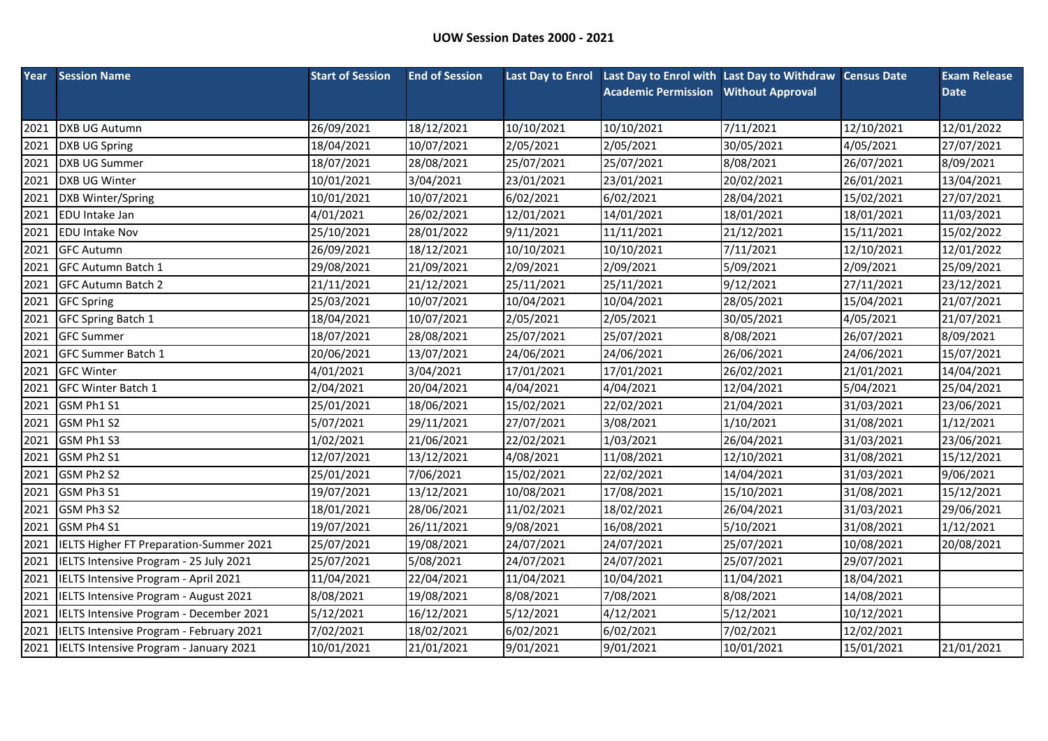# UOW Session Dates 2000 - 2021

| Year | Session Name | Start of Session | End of Session | Last Day to Enrol | Last Day to Enrol with Academic Permission | Last Day to Withdraw Without Approval | Census Date | Exam Release Date |
|---|---|---|---|---|---|---|---|---|
| 2021 | DXB UG Autumn | 26/09/2021 | 18/12/2021 | 10/10/2021 | 10/10/2021 | 7/11/2021 | 12/10/2021 | 12/01/2022 |
| 2021 | DXB UG Spring | 18/04/2021 | 10/07/2021 | 2/05/2021 | 2/05/2021 | 30/05/2021 | 4/05/2021 | 27/07/2021 |
| 2021 | DXB UG Summer | 18/07/2021 | 28/08/2021 | 25/07/2021 | 25/07/2021 | 8/08/2021 | 26/07/2021 | 8/09/2021 |
| 2021 | DXB UG Winter | 10/01/2021 | 3/04/2021 | 23/01/2021 | 23/01/2021 | 20/02/2021 | 26/01/2021 | 13/04/2021 |
| 2021 | DXB Winter/Spring | 10/01/2021 | 10/07/2021 | 6/02/2021 | 6/02/2021 | 28/04/2021 | 15/02/2021 | 27/07/2021 |
| 2021 | EDU Intake Jan | 4/01/2021 | 26/02/2021 | 12/01/2021 | 14/01/2021 | 18/01/2021 | 18/01/2021 | 11/03/2021 |
| 2021 | EDU Intake Nov | 25/10/2021 | 28/01/2022 | 9/11/2021 | 11/11/2021 | 21/12/2021 | 15/11/2021 | 15/02/2022 |
| 2021 | GFC Autumn | 26/09/2021 | 18/12/2021 | 10/10/2021 | 10/10/2021 | 7/11/2021 | 12/10/2021 | 12/01/2022 |
| 2021 | GFC Autumn Batch 1 | 29/08/2021 | 21/09/2021 | 2/09/2021 | 2/09/2021 | 5/09/2021 | 2/09/2021 | 25/09/2021 |
| 2021 | GFC Autumn Batch 2 | 21/11/2021 | 21/12/2021 | 25/11/2021 | 25/11/2021 | 9/12/2021 | 27/11/2021 | 23/12/2021 |
| 2021 | GFC Spring | 25/03/2021 | 10/07/2021 | 10/04/2021 | 10/04/2021 | 28/05/2021 | 15/04/2021 | 21/07/2021 |
| 2021 | GFC Spring Batch 1 | 18/04/2021 | 10/07/2021 | 2/05/2021 | 2/05/2021 | 30/05/2021 | 4/05/2021 | 21/07/2021 |
| 2021 | GFC Summer | 18/07/2021 | 28/08/2021 | 25/07/2021 | 25/07/2021 | 8/08/2021 | 26/07/2021 | 8/09/2021 |
| 2021 | GFC Summer Batch 1 | 20/06/2021 | 13/07/2021 | 24/06/2021 | 24/06/2021 | 26/06/2021 | 24/06/2021 | 15/07/2021 |
| 2021 | GFC Winter | 4/01/2021 | 3/04/2021 | 17/01/2021 | 17/01/2021 | 26/02/2021 | 21/01/2021 | 14/04/2021 |
| 2021 | GFC Winter Batch 1 | 2/04/2021 | 20/04/2021 | 4/04/2021 | 4/04/2021 | 12/04/2021 | 5/04/2021 | 25/04/2021 |
| 2021 | GSM Ph1 S1 | 25/01/2021 | 18/06/2021 | 15/02/2021 | 22/02/2021 | 21/04/2021 | 31/03/2021 | 23/06/2021 |
| 2021 | GSM Ph1 S2 | 5/07/2021 | 29/11/2021 | 27/07/2021 | 3/08/2021 | 1/10/2021 | 31/08/2021 | 1/12/2021 |
| 2021 | GSM Ph1 S3 | 1/02/2021 | 21/06/2021 | 22/02/2021 | 1/03/2021 | 26/04/2021 | 31/03/2021 | 23/06/2021 |
| 2021 | GSM Ph2 S1 | 12/07/2021 | 13/12/2021 | 4/08/2021 | 11/08/2021 | 12/10/2021 | 31/08/2021 | 15/12/2021 |
| 2021 | GSM Ph2 S2 | 25/01/2021 | 7/06/2021 | 15/02/2021 | 22/02/2021 | 14/04/2021 | 31/03/2021 | 9/06/2021 |
| 2021 | GSM Ph3 S1 | 19/07/2021 | 13/12/2021 | 10/08/2021 | 17/08/2021 | 15/10/2021 | 31/08/2021 | 15/12/2021 |
| 2021 | GSM Ph3 S2 | 18/01/2021 | 28/06/2021 | 11/02/2021 | 18/02/2021 | 26/04/2021 | 31/03/2021 | 29/06/2021 |
| 2021 | GSM Ph4 S1 | 19/07/2021 | 26/11/2021 | 9/08/2021 | 16/08/2021 | 5/10/2021 | 31/08/2021 | 1/12/2021 |
| 2021 | IELTS Higher FT Preparation-Summer 2021 | 25/07/2021 | 19/08/2021 | 24/07/2021 | 24/07/2021 | 25/07/2021 | 10/08/2021 | 20/08/2021 |
| 2021 | IELTS Intensive Program - 25 July 2021 | 25/07/2021 | 5/08/2021 | 24/07/2021 | 24/07/2021 | 25/07/2021 | 29/07/2021 | |
| 2021 | IELTS Intensive Program - April 2021 | 11/04/2021 | 22/04/2021 | 11/04/2021 | 10/04/2021 | 11/04/2021 | 18/04/2021 | |
| 2021 | IELTS Intensive Program - August 2021 | 8/08/2021 | 19/08/2021 | 8/08/2021 | 7/08/2021 | 8/08/2021 | 14/08/2021 | |
| 2021 | IELTS Intensive Program - December 2021 | 5/12/2021 | 16/12/2021 | 5/12/2021 | 4/12/2021 | 5/12/2021 | 10/12/2021 | |
| 2021 | IELTS Intensive Program - February 2021 | 7/02/2021 | 18/02/2021 | 6/02/2021 | 6/02/2021 | 7/02/2021 | 12/02/2021 | |
| 2021 | IELTS Intensive Program - January 2021 | 10/01/2021 | 21/01/2021 | 9/01/2021 | 9/01/2021 | 10/01/2021 | 15/01/2021 | 21/01/2021 |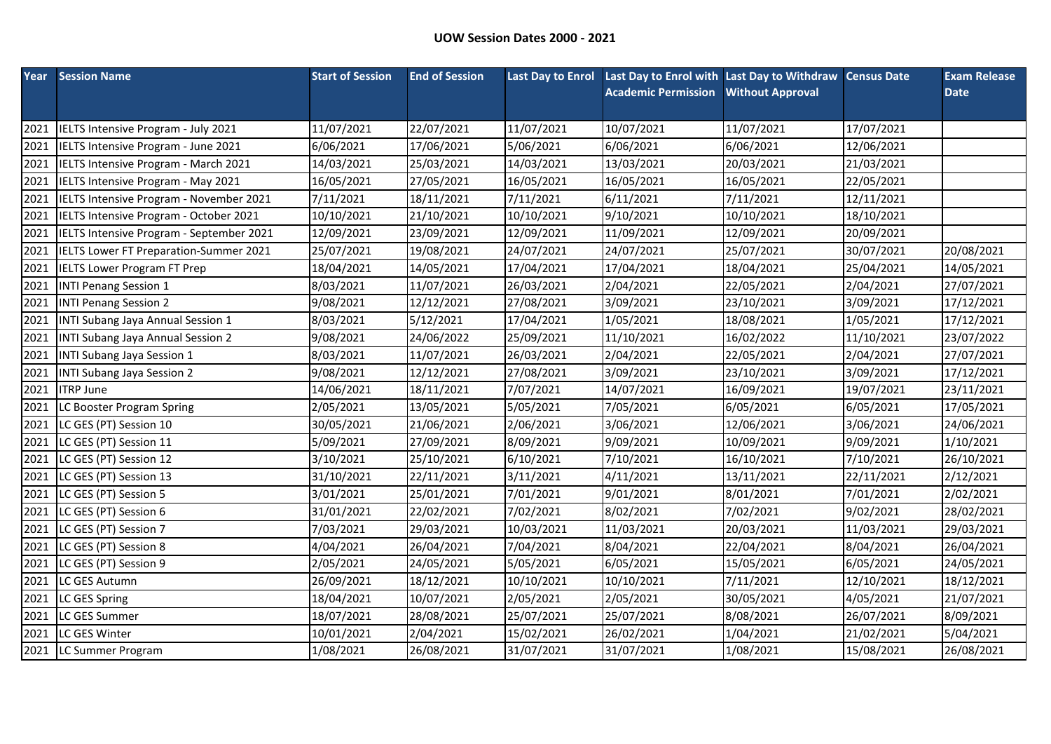**UOW Session Dates 2000 - 2021**

| Year | Session Name | Start of Session | End of Session | Last Day to Enrol | Last Day to Enrol with Academic Permission | Last Day to Withdraw Without Approval | Census Date | Exam Release Date |
|---|---|---|---|---|---|---|---|---|
| 2021 | IELTS Intensive Program - July 2021 | 11/07/2021 | 22/07/2021 | 11/07/2021 | 10/07/2021 | 11/07/2021 | 17/07/2021 | |
| 2021 | IELTS Intensive Program - June 2021 | 6/06/2021 | 17/06/2021 | 5/06/2021 | 6/06/2021 | 6/06/2021 | 12/06/2021 | |
| 2021 | IELTS Intensive Program - March 2021 | 14/03/2021 | 25/03/2021 | 14/03/2021 | 13/03/2021 | 20/03/2021 | 21/03/2021 | |
| 2021 | IELTS Intensive Program - May 2021 | 16/05/2021 | 27/05/2021 | 16/05/2021 | 16/05/2021 | 16/05/2021 | 22/05/2021 | |
| 2021 | IELTS Intensive Program - November 2021 | 7/11/2021 | 18/11/2021 | 7/11/2021 | 6/11/2021 | 7/11/2021 | 12/11/2021 | |
| 2021 | IELTS Intensive Program - October 2021 | 10/10/2021 | 21/10/2021 | 10/10/2021 | 9/10/2021 | 10/10/2021 | 18/10/2021 | |
| 2021 | IELTS Intensive Program - September 2021 | 12/09/2021 | 23/09/2021 | 12/09/2021 | 11/09/2021 | 12/09/2021 | 20/09/2021 | |
| 2021 | IELTS Lower FT Preparation-Summer 2021 | 25/07/2021 | 19/08/2021 | 24/07/2021 | 24/07/2021 | 25/07/2021 | 30/07/2021 | 20/08/2021 |
| 2021 | IELTS Lower Program FT Prep | 18/04/2021 | 14/05/2021 | 17/04/2021 | 17/04/2021 | 18/04/2021 | 25/04/2021 | 14/05/2021 |
| 2021 | INTI Penang Session 1 | 8/03/2021 | 11/07/2021 | 26/03/2021 | 2/04/2021 | 22/05/2021 | 2/04/2021 | 27/07/2021 |
| 2021 | INTI Penang Session 2 | 9/08/2021 | 12/12/2021 | 27/08/2021 | 3/09/2021 | 23/10/2021 | 3/09/2021 | 17/12/2021 |
| 2021 | INTI Subang Jaya Annual Session 1 | 8/03/2021 | 5/12/2021 | 17/04/2021 | 1/05/2021 | 18/08/2021 | 1/05/2021 | 17/12/2021 |
| 2021 | INTI Subang Jaya Annual Session 2 | 9/08/2021 | 24/06/2022 | 25/09/2021 | 11/10/2021 | 16/02/2022 | 11/10/2021 | 23/07/2022 |
| 2021 | INTI Subang Jaya Session 1 | 8/03/2021 | 11/07/2021 | 26/03/2021 | 2/04/2021 | 22/05/2021 | 2/04/2021 | 27/07/2021 |
| 2021 | INTI Subang Jaya Session 2 | 9/08/2021 | 12/12/2021 | 27/08/2021 | 3/09/2021 | 23/10/2021 | 3/09/2021 | 17/12/2021 |
| 2021 | ITRP June | 14/06/2021 | 18/11/2021 | 7/07/2021 | 14/07/2021 | 16/09/2021 | 19/07/2021 | 23/11/2021 |
| 2021 | LC Booster Program Spring | 2/05/2021 | 13/05/2021 | 5/05/2021 | 7/05/2021 | 6/05/2021 | 6/05/2021 | 17/05/2021 |
| 2021 | LC GES (PT) Session 10 | 30/05/2021 | 21/06/2021 | 2/06/2021 | 3/06/2021 | 12/06/2021 | 3/06/2021 | 24/06/2021 |
| 2021 | LC GES (PT) Session 11 | 5/09/2021 | 27/09/2021 | 8/09/2021 | 9/09/2021 | 10/09/2021 | 9/09/2021 | 1/10/2021 |
| 2021 | LC GES (PT) Session 12 | 3/10/2021 | 25/10/2021 | 6/10/2021 | 7/10/2021 | 16/10/2021 | 7/10/2021 | 26/10/2021 |
| 2021 | LC GES (PT) Session 13 | 31/10/2021 | 22/11/2021 | 3/11/2021 | 4/11/2021 | 13/11/2021 | 22/11/2021 | 2/12/2021 |
| 2021 | LC GES (PT) Session 5 | 3/01/2021 | 25/01/2021 | 7/01/2021 | 9/01/2021 | 8/01/2021 | 7/01/2021 | 2/02/2021 |
| 2021 | LC GES (PT) Session 6 | 31/01/2021 | 22/02/2021 | 7/02/2021 | 8/02/2021 | 7/02/2021 | 9/02/2021 | 28/02/2021 |
| 2021 | LC GES (PT) Session 7 | 7/03/2021 | 29/03/2021 | 10/03/2021 | 11/03/2021 | 20/03/2021 | 11/03/2021 | 29/03/2021 |
| 2021 | LC GES (PT) Session 8 | 4/04/2021 | 26/04/2021 | 7/04/2021 | 8/04/2021 | 22/04/2021 | 8/04/2021 | 26/04/2021 |
| 2021 | LC GES (PT) Session 9 | 2/05/2021 | 24/05/2021 | 5/05/2021 | 6/05/2021 | 15/05/2021 | 6/05/2021 | 24/05/2021 |
| 2021 | LC GES Autumn | 26/09/2021 | 18/12/2021 | 10/10/2021 | 10/10/2021 | 7/11/2021 | 12/10/2021 | 18/12/2021 |
| 2021 | LC GES Spring | 18/04/2021 | 10/07/2021 | 2/05/2021 | 2/05/2021 | 30/05/2021 | 4/05/2021 | 21/07/2021 |
| 2021 | LC GES Summer | 18/07/2021 | 28/08/2021 | 25/07/2021 | 25/07/2021 | 8/08/2021 | 26/07/2021 | 8/09/2021 |
| 2021 | LC GES Winter | 10/01/2021 | 2/04/2021 | 15/02/2021 | 26/02/2021 | 1/04/2021 | 21/02/2021 | 5/04/2021 |
| 2021 | LC Summer Program | 1/08/2021 | 26/08/2021 | 31/07/2021 | 31/07/2021 | 1/08/2021 | 15/08/2021 | 26/08/2021 |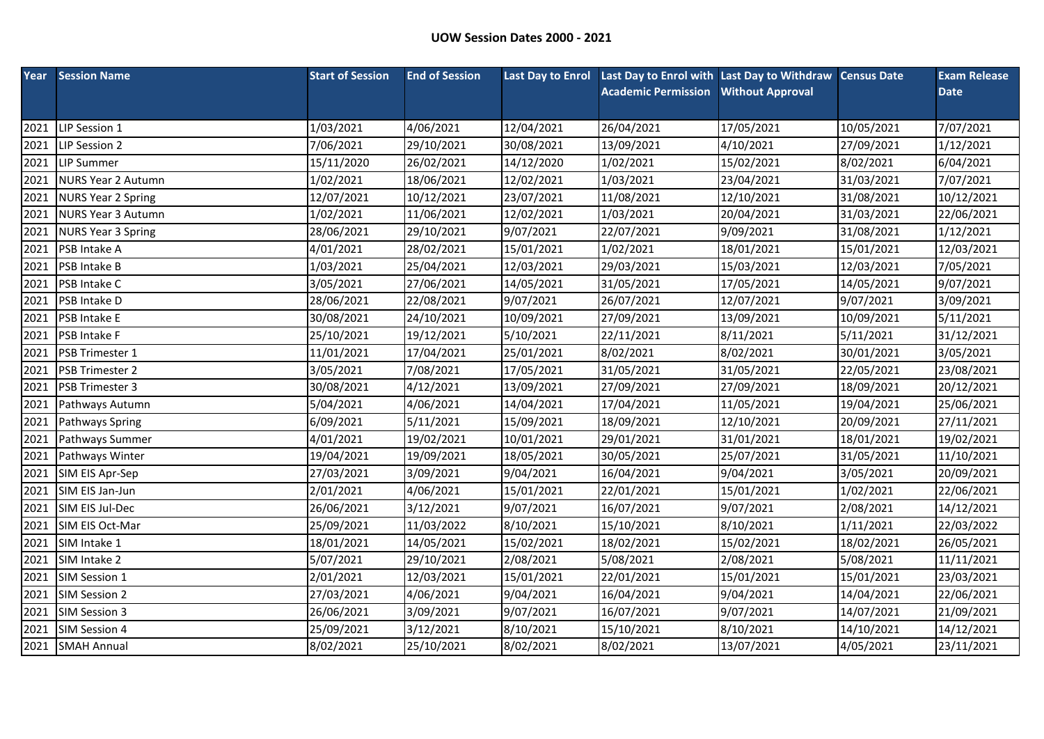## UOW Session Dates 2000 - 2021

| Year | Session Name | Start of Session | End of Session | Last Day to Enrol | Last Day to Enrol with Academic Permission | Last Day to Withdraw Without Approval | Census Date | Exam Release Date |
|---|---|---|---|---|---|---|---|---|
| 2021 | LIP Session 1 | 1/03/2021 | 4/06/2021 | 12/04/2021 | 26/04/2021 | 17/05/2021 | 10/05/2021 | 7/07/2021 |
| 2021 | LIP Session 2 | 7/06/2021 | 29/10/2021 | 30/08/2021 | 13/09/2021 | 4/10/2021 | 27/09/2021 | 1/12/2021 |
| 2021 | LIP Summer | 15/11/2020 | 26/02/2021 | 14/12/2020 | 1/02/2021 | 15/02/2021 | 8/02/2021 | 6/04/2021 |
| 2021 | NURS Year 2 Autumn | 1/02/2021 | 18/06/2021 | 12/02/2021 | 1/03/2021 | 23/04/2021 | 31/03/2021 | 7/07/2021 |
| 2021 | NURS Year 2 Spring | 12/07/2021 | 10/12/2021 | 23/07/2021 | 11/08/2021 | 12/10/2021 | 31/08/2021 | 10/12/2021 |
| 2021 | NURS Year 3 Autumn | 1/02/2021 | 11/06/2021 | 12/02/2021 | 1/03/2021 | 20/04/2021 | 31/03/2021 | 22/06/2021 |
| 2021 | NURS Year 3 Spring | 28/06/2021 | 29/10/2021 | 9/07/2021 | 22/07/2021 | 9/09/2021 | 31/08/2021 | 1/12/2021 |
| 2021 | PSB Intake A | 4/01/2021 | 28/02/2021 | 15/01/2021 | 1/02/2021 | 18/01/2021 | 15/01/2021 | 12/03/2021 |
| 2021 | PSB Intake B | 1/03/2021 | 25/04/2021 | 12/03/2021 | 29/03/2021 | 15/03/2021 | 12/03/2021 | 7/05/2021 |
| 2021 | PSB Intake C | 3/05/2021 | 27/06/2021 | 14/05/2021 | 31/05/2021 | 17/05/2021 | 14/05/2021 | 9/07/2021 |
| 2021 | PSB Intake D | 28/06/2021 | 22/08/2021 | 9/07/2021 | 26/07/2021 | 12/07/2021 | 9/07/2021 | 3/09/2021 |
| 2021 | PSB Intake E | 30/08/2021 | 24/10/2021 | 10/09/2021 | 27/09/2021 | 13/09/2021 | 10/09/2021 | 5/11/2021 |
| 2021 | PSB Intake F | 25/10/2021 | 19/12/2021 | 5/10/2021 | 22/11/2021 | 8/11/2021 | 5/11/2021 | 31/12/2021 |
| 2021 | PSB Trimester 1 | 11/01/2021 | 17/04/2021 | 25/01/2021 | 8/02/2021 | 8/02/2021 | 30/01/2021 | 3/05/2021 |
| 2021 | PSB Trimester 2 | 3/05/2021 | 7/08/2021 | 17/05/2021 | 31/05/2021 | 31/05/2021 | 22/05/2021 | 23/08/2021 |
| 2021 | PSB Trimester 3 | 30/08/2021 | 4/12/2021 | 13/09/2021 | 27/09/2021 | 27/09/2021 | 18/09/2021 | 20/12/2021 |
| 2021 | Pathways Autumn | 5/04/2021 | 4/06/2021 | 14/04/2021 | 17/04/2021 | 11/05/2021 | 19/04/2021 | 25/06/2021 |
| 2021 | Pathways Spring | 6/09/2021 | 5/11/2021 | 15/09/2021 | 18/09/2021 | 12/10/2021 | 20/09/2021 | 27/11/2021 |
| 2021 | Pathways Summer | 4/01/2021 | 19/02/2021 | 10/01/2021 | 29/01/2021 | 31/01/2021 | 18/01/2021 | 19/02/2021 |
| 2021 | Pathways Winter | 19/04/2021 | 19/09/2021 | 18/05/2021 | 30/05/2021 | 25/07/2021 | 31/05/2021 | 11/10/2021 |
| 2021 | SIM EIS Apr-Sep | 27/03/2021 | 3/09/2021 | 9/04/2021 | 16/04/2021 | 9/04/2021 | 3/05/2021 | 20/09/2021 |
| 2021 | SIM EIS Jan-Jun | 2/01/2021 | 4/06/2021 | 15/01/2021 | 22/01/2021 | 15/01/2021 | 1/02/2021 | 22/06/2021 |
| 2021 | SIM EIS Jul-Dec | 26/06/2021 | 3/12/2021 | 9/07/2021 | 16/07/2021 | 9/07/2021 | 2/08/2021 | 14/12/2021 |
| 2021 | SIM EIS Oct-Mar | 25/09/2021 | 11/03/2022 | 8/10/2021 | 15/10/2021 | 8/10/2021 | 1/11/2021 | 22/03/2022 |
| 2021 | SIM Intake 1 | 18/01/2021 | 14/05/2021 | 15/02/2021 | 18/02/2021 | 15/02/2021 | 18/02/2021 | 26/05/2021 |
| 2021 | SIM Intake 2 | 5/07/2021 | 29/10/2021 | 2/08/2021 | 5/08/2021 | 2/08/2021 | 5/08/2021 | 11/11/2021 |
| 2021 | SIM Session 1 | 2/01/2021 | 12/03/2021 | 15/01/2021 | 22/01/2021 | 15/01/2021 | 15/01/2021 | 23/03/2021 |
| 2021 | SIM Session 2 | 27/03/2021 | 4/06/2021 | 9/04/2021 | 16/04/2021 | 9/04/2021 | 14/04/2021 | 22/06/2021 |
| 2021 | SIM Session 3 | 26/06/2021 | 3/09/2021 | 9/07/2021 | 16/07/2021 | 9/07/2021 | 14/07/2021 | 21/09/2021 |
| 2021 | SIM Session 4 | 25/09/2021 | 3/12/2021 | 8/10/2021 | 15/10/2021 | 8/10/2021 | 14/10/2021 | 14/12/2021 |
| 2021 | SMAH Annual | 8/02/2021 | 25/10/2021 | 8/02/2021 | 8/02/2021 | 13/07/2021 | 4/05/2021 | 23/11/2021 |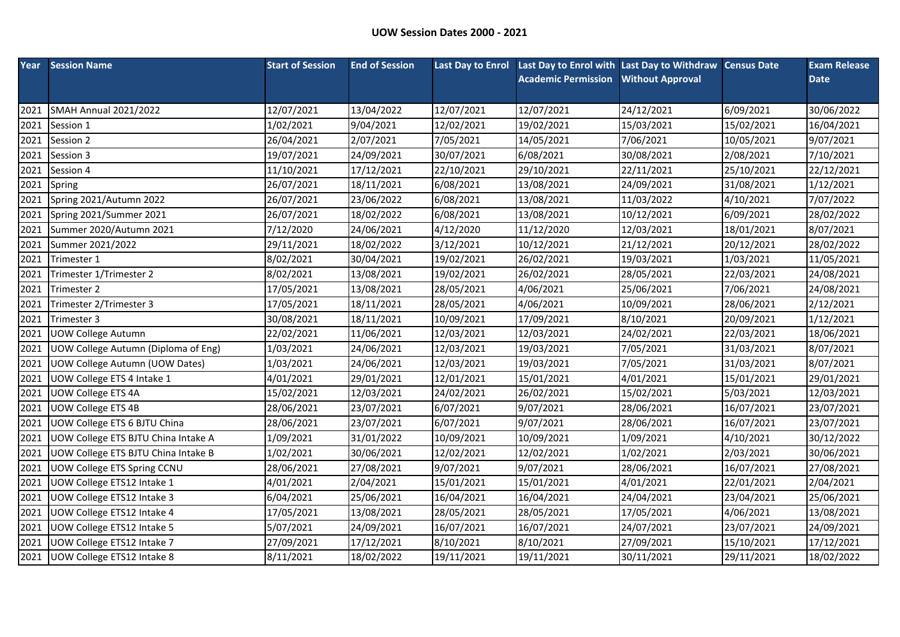**UOW Session Dates 2000 - 2021**

| Year | Session Name | Start of Session | End of Session | Last Day to Enrol | Last Day to Enrol with Academic Permission | Last Day to Withdraw Without Approval | Census Date | Exam Release Date |
|---|---|---|---|---|---|---|---|---|
| 2021 | SMAH Annual 2021/2022 | 12/07/2021 | 13/04/2022 | 12/07/2021 | 12/07/2021 | 24/12/2021 | 6/09/2021 | 30/06/2022 |
| 2021 | Session 1 | 1/02/2021 | 9/04/2021 | 12/02/2021 | 19/02/2021 | 15/03/2021 | 15/02/2021 | 16/04/2021 |
| 2021 | Session 2 | 26/04/2021 | 2/07/2021 | 7/05/2021 | 14/05/2021 | 7/06/2021 | 10/05/2021 | 9/07/2021 |
| 2021 | Session 3 | 19/07/2021 | 24/09/2021 | 30/07/2021 | 6/08/2021 | 30/08/2021 | 2/08/2021 | 7/10/2021 |
| 2021 | Session 4 | 11/10/2021 | 17/12/2021 | 22/10/2021 | 29/10/2021 | 22/11/2021 | 25/10/2021 | 22/12/2021 |
| 2021 | Spring | 26/07/2021 | 18/11/2021 | 6/08/2021 | 13/08/2021 | 24/09/2021 | 31/08/2021 | 1/12/2021 |
| 2021 | Spring 2021/Autumn 2022 | 26/07/2021 | 23/06/2022 | 6/08/2021 | 13/08/2021 | 11/03/2022 | 4/10/2021 | 7/07/2022 |
| 2021 | Spring 2021/Summer 2021 | 26/07/2021 | 18/02/2022 | 6/08/2021 | 13/08/2021 | 10/12/2021 | 6/09/2021 | 28/02/2022 |
| 2021 | Summer 2020/Autumn 2021 | 7/12/2020 | 24/06/2021 | 4/12/2020 | 11/12/2020 | 12/03/2021 | 18/01/2021 | 8/07/2021 |
| 2021 | Summer 2021/2022 | 29/11/2021 | 18/02/2022 | 3/12/2021 | 10/12/2021 | 21/12/2021 | 20/12/2021 | 28/02/2022 |
| 2021 | Trimester 1 | 8/02/2021 | 30/04/2021 | 19/02/2021 | 26/02/2021 | 19/03/2021 | 1/03/2021 | 11/05/2021 |
| 2021 | Trimester 1/Trimester 2 | 8/02/2021 | 13/08/2021 | 19/02/2021 | 26/02/2021 | 28/05/2021 | 22/03/2021 | 24/08/2021 |
| 2021 | Trimester 2 | 17/05/2021 | 13/08/2021 | 28/05/2021 | 4/06/2021 | 25/06/2021 | 7/06/2021 | 24/08/2021 |
| 2021 | Trimester 2/Trimester 3 | 17/05/2021 | 18/11/2021 | 28/05/2021 | 4/06/2021 | 10/09/2021 | 28/06/2021 | 2/12/2021 |
| 2021 | Trimester 3 | 30/08/2021 | 18/11/2021 | 10/09/2021 | 17/09/2021 | 8/10/2021 | 20/09/2021 | 1/12/2021 |
| 2021 | UOW College Autumn | 22/02/2021 | 11/06/2021 | 12/03/2021 | 12/03/2021 | 24/02/2021 | 22/03/2021 | 18/06/2021 |
| 2021 | UOW College Autumn (Diploma of Eng) | 1/03/2021 | 24/06/2021 | 12/03/2021 | 19/03/2021 | 7/05/2021 | 31/03/2021 | 8/07/2021 |
| 2021 | UOW College Autumn (UOW Dates) | 1/03/2021 | 24/06/2021 | 12/03/2021 | 19/03/2021 | 7/05/2021 | 31/03/2021 | 8/07/2021 |
| 2021 | UOW College ETS 4 Intake 1 | 4/01/2021 | 29/01/2021 | 12/01/2021 | 15/01/2021 | 4/01/2021 | 15/01/2021 | 29/01/2021 |
| 2021 | UOW College ETS 4A | 15/02/2021 | 12/03/2021 | 24/02/2021 | 26/02/2021 | 15/02/2021 | 5/03/2021 | 12/03/2021 |
| 2021 | UOW College ETS 4B | 28/06/2021 | 23/07/2021 | 6/07/2021 | 9/07/2021 | 28/06/2021 | 16/07/2021 | 23/07/2021 |
| 2021 | UOW College ETS 6 BJTU China | 28/06/2021 | 23/07/2021 | 6/07/2021 | 9/07/2021 | 28/06/2021 | 16/07/2021 | 23/07/2021 |
| 2021 | UOW College ETS BJTU China Intake A | 1/09/2021 | 31/01/2022 | 10/09/2021 | 10/09/2021 | 1/09/2021 | 4/10/2021 | 30/12/2022 |
| 2021 | UOW College ETS BJTU China Intake B | 1/02/2021 | 30/06/2021 | 12/02/2021 | 12/02/2021 | 1/02/2021 | 2/03/2021 | 30/06/2021 |
| 2021 | UOW College ETS Spring CCNU | 28/06/2021 | 27/08/2021 | 9/07/2021 | 9/07/2021 | 28/06/2021 | 16/07/2021 | 27/08/2021 |
| 2021 | UOW College ETS12 Intake 1 | 4/01/2021 | 2/04/2021 | 15/01/2021 | 15/01/2021 | 4/01/2021 | 22/01/2021 | 2/04/2021 |
| 2021 | UOW College ETS12 Intake 3 | 6/04/2021 | 25/06/2021 | 16/04/2021 | 16/04/2021 | 24/04/2021 | 23/04/2021 | 25/06/2021 |
| 2021 | UOW College ETS12 Intake 4 | 17/05/2021 | 13/08/2021 | 28/05/2021 | 28/05/2021 | 17/05/2021 | 4/06/2021 | 13/08/2021 |
| 2021 | UOW College ETS12 Intake 5 | 5/07/2021 | 24/09/2021 | 16/07/2021 | 16/07/2021 | 24/07/2021 | 23/07/2021 | 24/09/2021 |
| 2021 | UOW College ETS12 Intake 7 | 27/09/2021 | 17/12/2021 | 8/10/2021 | 8/10/2021 | 27/09/2021 | 15/10/2021 | 17/12/2021 |
| 2021 | UOW College ETS12 Intake 8 | 8/11/2021 | 18/02/2022 | 19/11/2021 | 19/11/2021 | 30/11/2021 | 29/11/2021 | 18/02/2022 |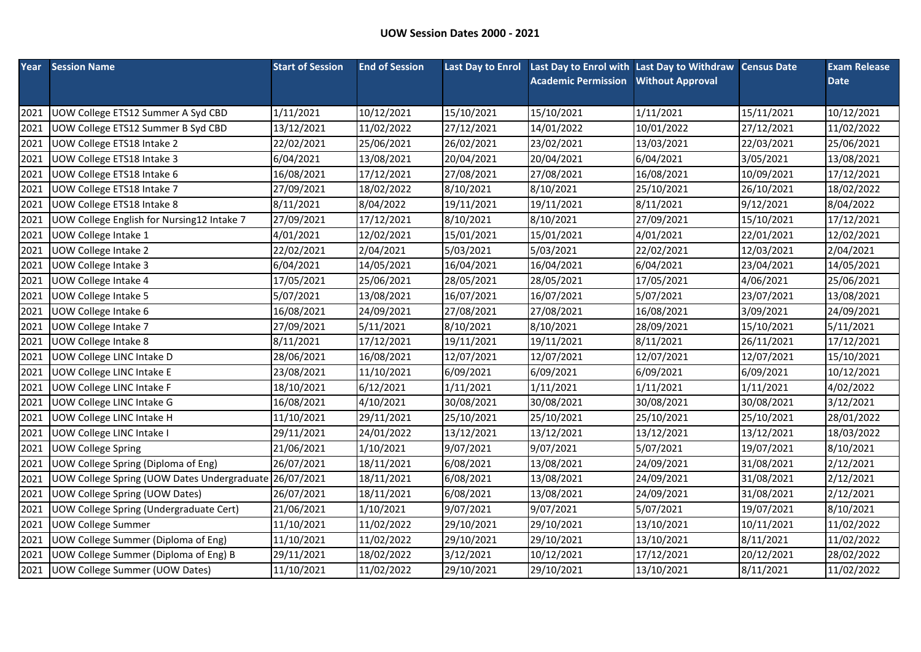# UOW Session Dates 2000 - 2021

| Year | Session Name | Start of Session | End of Session | Last Day to Enrol | Last Day to Enrol with Academic Permission | Last Day to Withdraw Without Approval | Census Date | Exam Release Date |
|---|---|---|---|---|---|---|---|---|
| 2021 | UOW College ETS12 Summer A Syd CBD | 1/11/2021 | 10/12/2021 | 15/10/2021 | 15/10/2021 | 1/11/2021 | 15/11/2021 | 10/12/2021 |
| 2021 | UOW College ETS12 Summer B Syd CBD | 13/12/2021 | 11/02/2022 | 27/12/2021 | 14/01/2022 | 10/01/2022 | 27/12/2021 | 11/02/2022 |
| 2021 | UOW College ETS18 Intake 2 | 22/02/2021 | 25/06/2021 | 26/02/2021 | 23/02/2021 | 13/03/2021 | 22/03/2021 | 25/06/2021 |
| 2021 | UOW College ETS18 Intake 3 | 6/04/2021 | 13/08/2021 | 20/04/2021 | 20/04/2021 | 6/04/2021 | 3/05/2021 | 13/08/2021 |
| 2021 | UOW College ETS18 Intake 6 | 16/08/2021 | 17/12/2021 | 27/08/2021 | 27/08/2021 | 16/08/2021 | 10/09/2021 | 17/12/2021 |
| 2021 | UOW College ETS18 Intake 7 | 27/09/2021 | 18/02/2022 | 8/10/2021 | 8/10/2021 | 25/10/2021 | 26/10/2021 | 18/02/2022 |
| 2021 | UOW College ETS18 Intake 8 | 8/11/2021 | 8/04/2022 | 19/11/2021 | 19/11/2021 | 8/11/2021 | 9/12/2021 | 8/04/2022 |
| 2021 | UOW College English for Nursing12 Intake 7 | 27/09/2021 | 17/12/2021 | 8/10/2021 | 8/10/2021 | 27/09/2021 | 15/10/2021 | 17/12/2021 |
| 2021 | UOW College Intake 1 | 4/01/2021 | 12/02/2021 | 15/01/2021 | 15/01/2021 | 4/01/2021 | 22/01/2021 | 12/02/2021 |
| 2021 | UOW College Intake 2 | 22/02/2021 | 2/04/2021 | 5/03/2021 | 5/03/2021 | 22/02/2021 | 12/03/2021 | 2/04/2021 |
| 2021 | UOW College Intake 3 | 6/04/2021 | 14/05/2021 | 16/04/2021 | 16/04/2021 | 6/04/2021 | 23/04/2021 | 14/05/2021 |
| 2021 | UOW College Intake 4 | 17/05/2021 | 25/06/2021 | 28/05/2021 | 28/05/2021 | 17/05/2021 | 4/06/2021 | 25/06/2021 |
| 2021 | UOW College Intake 5 | 5/07/2021 | 13/08/2021 | 16/07/2021 | 16/07/2021 | 5/07/2021 | 23/07/2021 | 13/08/2021 |
| 2021 | UOW College Intake 6 | 16/08/2021 | 24/09/2021 | 27/08/2021 | 27/08/2021 | 16/08/2021 | 3/09/2021 | 24/09/2021 |
| 2021 | UOW College Intake 7 | 27/09/2021 | 5/11/2021 | 8/10/2021 | 8/10/2021 | 28/09/2021 | 15/10/2021 | 5/11/2021 |
| 2021 | UOW College Intake 8 | 8/11/2021 | 17/12/2021 | 19/11/2021 | 19/11/2021 | 8/11/2021 | 26/11/2021 | 17/12/2021 |
| 2021 | UOW College LINC Intake D | 28/06/2021 | 16/08/2021 | 12/07/2021 | 12/07/2021 | 12/07/2021 | 12/07/2021 | 15/10/2021 |
| 2021 | UOW College LINC Intake E | 23/08/2021 | 11/10/2021 | 6/09/2021 | 6/09/2021 | 6/09/2021 | 6/09/2021 | 10/12/2021 |
| 2021 | UOW College LINC Intake F | 18/10/2021 | 6/12/2021 | 1/11/2021 | 1/11/2021 | 1/11/2021 | 1/11/2021 | 4/02/2022 |
| 2021 | UOW College LINC Intake G | 16/08/2021 | 4/10/2021 | 30/08/2021 | 30/08/2021 | 30/08/2021 | 30/08/2021 | 3/12/2021 |
| 2021 | UOW College LINC Intake H | 11/10/2021 | 29/11/2021 | 25/10/2021 | 25/10/2021 | 25/10/2021 | 25/10/2021 | 28/01/2022 |
| 2021 | UOW College LINC Intake I | 29/11/2021 | 24/01/2022 | 13/12/2021 | 13/12/2021 | 13/12/2021 | 13/12/2021 | 18/03/2022 |
| 2021 | UOW College Spring | 21/06/2021 | 1/10/2021 | 9/07/2021 | 9/07/2021 | 5/07/2021 | 19/07/2021 | 8/10/2021 |
| 2021 | UOW College Spring (Diploma of Eng) | 26/07/2021 | 18/11/2021 | 6/08/2021 | 13/08/2021 | 24/09/2021 | 31/08/2021 | 2/12/2021 |
| 2021 | UOW College Spring (UOW Dates Undergraduate | 26/07/2021 | 18/11/2021 | 6/08/2021 | 13/08/2021 | 24/09/2021 | 31/08/2021 | 2/12/2021 |
| 2021 | UOW College Spring (UOW Dates) | 26/07/2021 | 18/11/2021 | 6/08/2021 | 13/08/2021 | 24/09/2021 | 31/08/2021 | 2/12/2021 |
| 2021 | UOW College Spring (Undergraduate Cert) | 21/06/2021 | 1/10/2021 | 9/07/2021 | 9/07/2021 | 5/07/2021 | 19/07/2021 | 8/10/2021 |
| 2021 | UOW College Summer | 11/10/2021 | 11/02/2022 | 29/10/2021 | 29/10/2021 | 13/10/2021 | 10/11/2021 | 11/02/2022 |
| 2021 | UOW College Summer (Diploma of Eng) | 11/10/2021 | 11/02/2022 | 29/10/2021 | 29/10/2021 | 13/10/2021 | 8/11/2021 | 11/02/2022 |
| 2021 | UOW College Summer (Diploma of Eng) B | 29/11/2021 | 18/02/2022 | 3/12/2021 | 10/12/2021 | 17/12/2021 | 20/12/2021 | 28/02/2022 |
| 2021 | UOW College Summer (UOW Dates) | 11/10/2021 | 11/02/2022 | 29/10/2021 | 29/10/2021 | 13/10/2021 | 8/11/2021 | 11/02/2022 |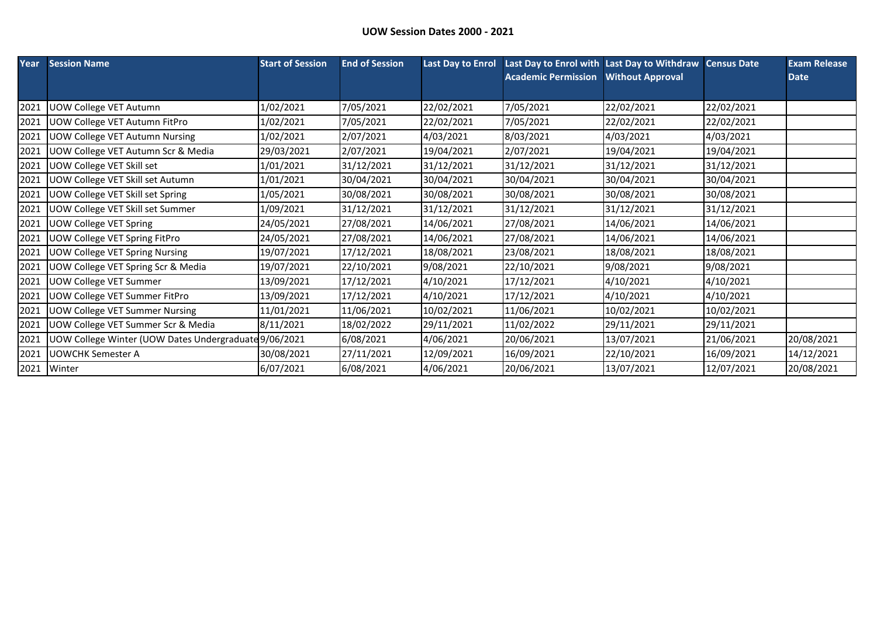## UOW Session Dates 2000 - 2021

| Year | Session Name | Start of Session | End of Session | Last Day to Enrol | Last Day to Enrol with Academic Permission | Last Day to Withdraw Without Approval | Census Date | Exam Release Date |
|---|---|---|---|---|---|---|---|---|
| 2021 | UOW College VET Autumn | 1/02/2021 | 7/05/2021 | 22/02/2021 | 7/05/2021 | 22/02/2021 | 22/02/2021 | |
| 2021 | UOW College VET Autumn FitPro | 1/02/2021 | 7/05/2021 | 22/02/2021 | 7/05/2021 | 22/02/2021 | 22/02/2021 | |
| 2021 | UOW College VET Autumn Nursing | 1/02/2021 | 2/07/2021 | 4/03/2021 | 8/03/2021 | 4/03/2021 | 4/03/2021 | |
| 2021 | UOW College VET Autumn Scr & Media | 29/03/2021 | 2/07/2021 | 19/04/2021 | 2/07/2021 | 19/04/2021 | 19/04/2021 | |
| 2021 | UOW College VET Skill set | 1/01/2021 | 31/12/2021 | 31/12/2021 | 31/12/2021 | 31/12/2021 | 31/12/2021 | |
| 2021 | UOW College VET Skill set Autumn | 1/01/2021 | 30/04/2021 | 30/04/2021 | 30/04/2021 | 30/04/2021 | 30/04/2021 | |
| 2021 | UOW College VET Skill set Spring | 1/05/2021 | 30/08/2021 | 30/08/2021 | 30/08/2021 | 30/08/2021 | 30/08/2021 | |
| 2021 | UOW College VET Skill set Summer | 1/09/2021 | 31/12/2021 | 31/12/2021 | 31/12/2021 | 31/12/2021 | 31/12/2021 | |
| 2021 | UOW College VET Spring | 24/05/2021 | 27/08/2021 | 14/06/2021 | 27/08/2021 | 14/06/2021 | 14/06/2021 | |
| 2021 | UOW College VET Spring FitPro | 24/05/2021 | 27/08/2021 | 14/06/2021 | 27/08/2021 | 14/06/2021 | 14/06/2021 | |
| 2021 | UOW College VET Spring Nursing | 19/07/2021 | 17/12/2021 | 18/08/2021 | 23/08/2021 | 18/08/2021 | 18/08/2021 | |
| 2021 | UOW College VET Spring Scr & Media | 19/07/2021 | 22/10/2021 | 9/08/2021 | 22/10/2021 | 9/08/2021 | 9/08/2021 | |
| 2021 | UOW College VET Summer | 13/09/2021 | 17/12/2021 | 4/10/2021 | 17/12/2021 | 4/10/2021 | 4/10/2021 | |
| 2021 | UOW College VET Summer FitPro | 13/09/2021 | 17/12/2021 | 4/10/2021 | 17/12/2021 | 4/10/2021 | 4/10/2021 | |
| 2021 | UOW College VET Summer Nursing | 11/01/2021 | 11/06/2021 | 10/02/2021 | 11/06/2021 | 10/02/2021 | 10/02/2021 | |
| 2021 | UOW College VET Summer Scr & Media | 8/11/2021 | 18/02/2022 | 29/11/2021 | 11/02/2022 | 29/11/2021 | 29/11/2021 | |
| 2021 | UOW College Winter (UOW Dates Undergraduate | 9/06/2021 | 6/08/2021 | 4/06/2021 | 20/06/2021 | 13/07/2021 | 21/06/2021 | 20/08/2021 |
| 2021 | UOWCHK Semester A | 30/08/2021 | 27/11/2021 | 12/09/2021 | 16/09/2021 | 22/10/2021 | 16/09/2021 | 14/12/2021 |
| 2021 | Winter | 6/07/2021 | 6/08/2021 | 4/06/2021 | 20/06/2021 | 13/07/2021 | 12/07/2021 | 20/08/2021 |